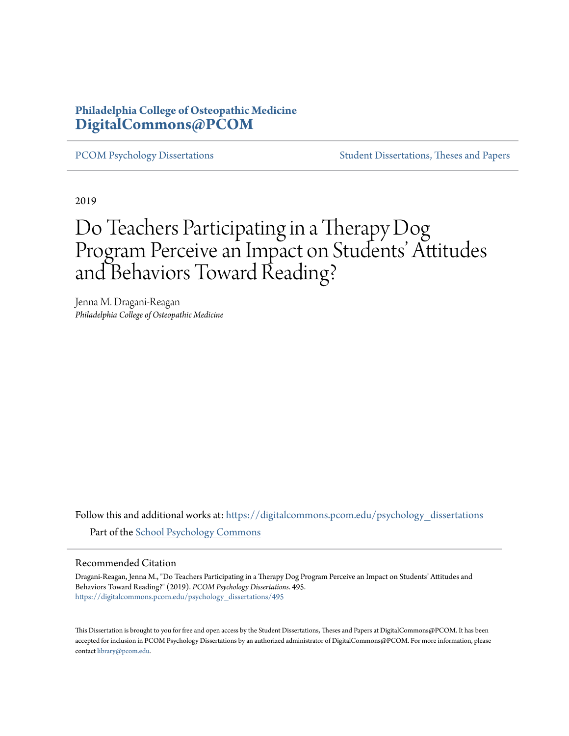**Philadelphia College of Osteopathic Medicine**
**DigitalCommons@PCOM**

PCOM Psychology Dissertations — Student Dissertations, Theses and Papers

2019

# Do Teachers Participating in a Therapy Dog Program Perceive an Impact on Students' Attitudes and Behaviors Toward Reading?

Jenna M. Dragani-Reagan
*Philadelphia College of Osteopathic Medicine*

Follow this and additional works at: https://digitalcommons.pcom.edu/psychology_dissertations

Part of the School Psychology Commons

## Recommended Citation

Dragani-Reagan, Jenna M., "Do Teachers Participating in a Therapy Dog Program Perceive an Impact on Students' Attitudes and Behaviors Toward Reading?" (2019). *PCOM Psychology Dissertations*. 495.
https://digitalcommons.pcom.edu/psychology_dissertations/495

This Dissertation is brought to you for free and open access by the Student Dissertations, Theses and Papers at DigitalCommons@PCOM. It has been accepted for inclusion in PCOM Psychology Dissertations by an authorized administrator of DigitalCommons@PCOM. For more information, please contact library@pcom.edu.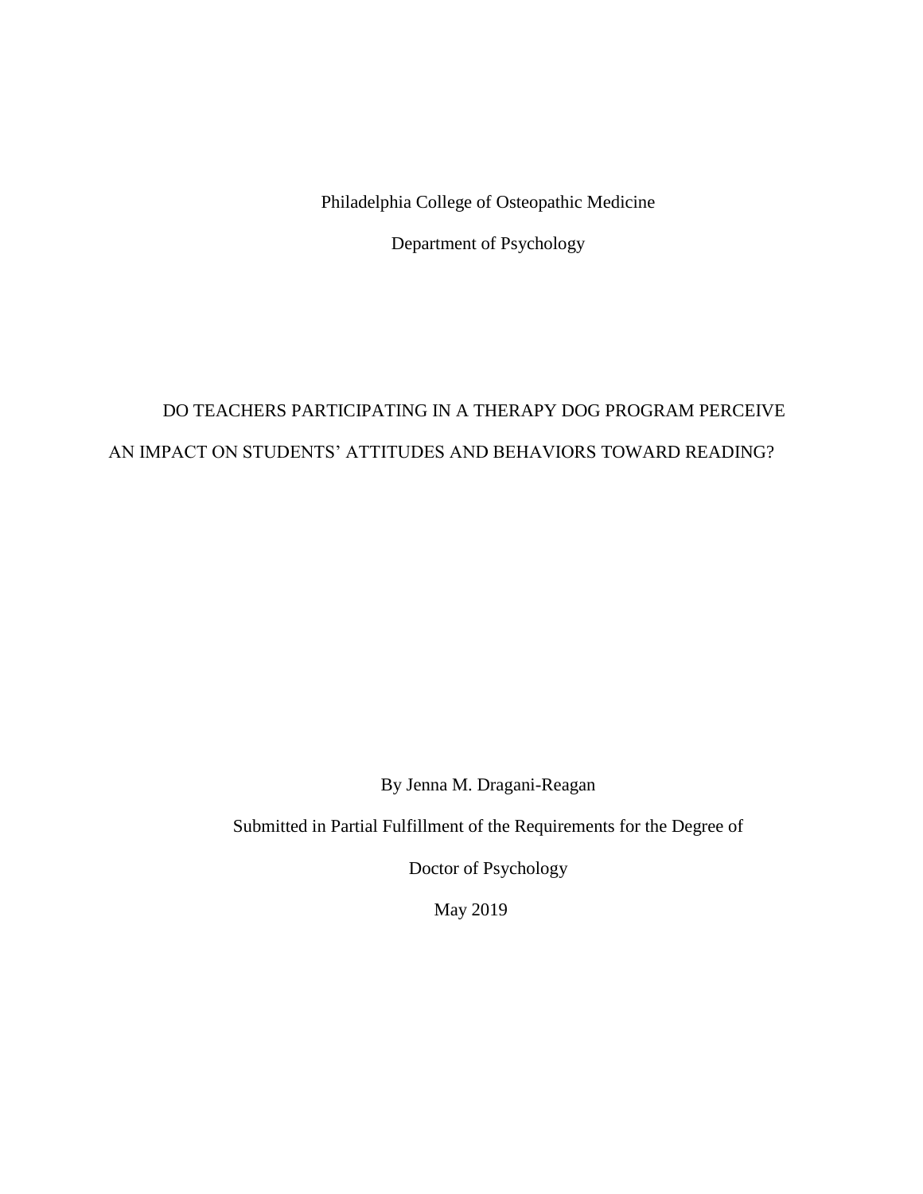Philadelphia College of Osteopathic Medicine

Department of Psychology

# DO TEACHERS PARTICIPATING IN A THERAPY DOG PROGRAM PERCEIVE AN IMPACT ON STUDENTS' ATTITUDES AND BEHAVIORS TOWARD READING?

By Jenna M. Dragani-Reagan

Submitted in Partial Fulfillment of the Requirements for the Degree of

Doctor of Psychology

May 2019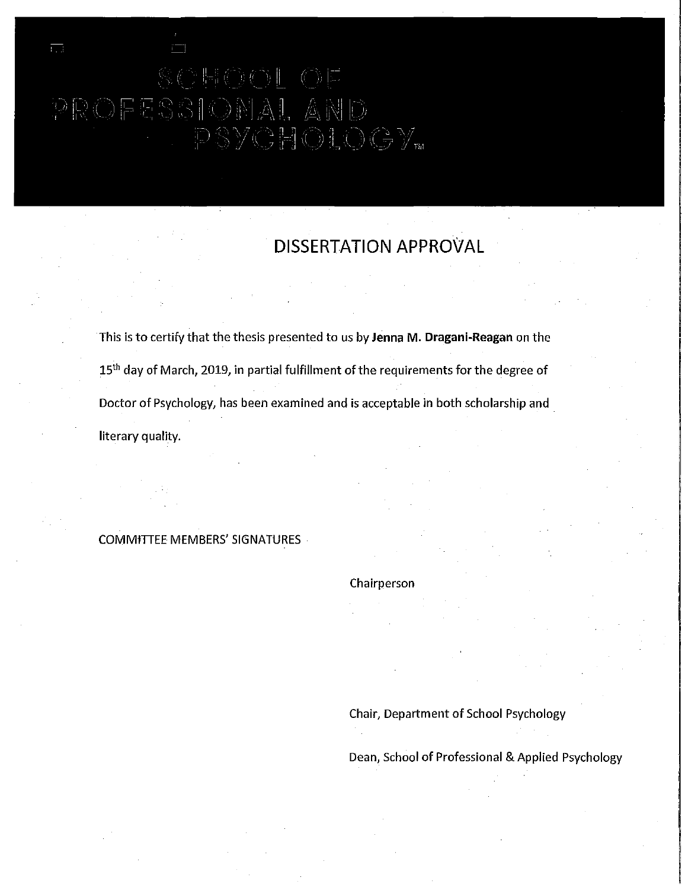SCHOOL OF PROFESSIONAL AND PSYCHOLOGY™

# DISSERTATION APPROVAL

This is to certify that the thesis presented to us by **Jenna M. Dragani-Reagan** on the 15th day of March, 2019, in partial fulfillment of the requirements for the degree of Doctor of Psychology, has been examined and is acceptable in both scholarship and literary quality.

COMMITTEE MEMBERS' SIGNATURES

Chairperson

Chair, Department of School Psychology

Dean, School of Professional & Applied Psychology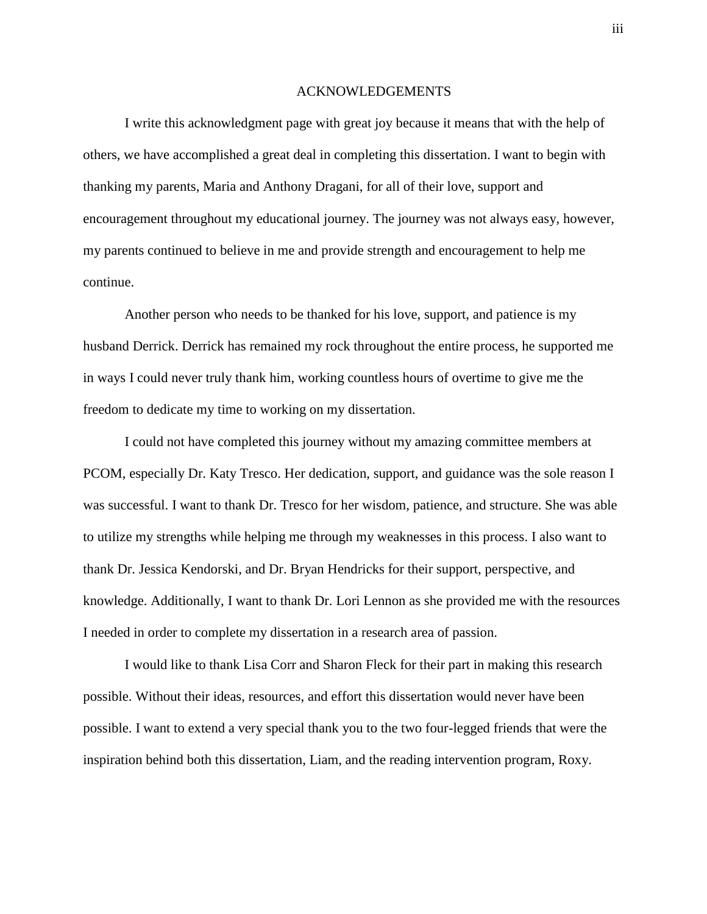# ACKNOWLEDGEMENTS

I write this acknowledgment page with great joy because it means that with the help of others, we have accomplished a great deal in completing this dissertation. I want to begin with thanking my parents, Maria and Anthony Dragani, for all of their love, support and encouragement throughout my educational journey. The journey was not always easy, however, my parents continued to believe in me and provide strength and encouragement to help me continue.

Another person who needs to be thanked for his love, support, and patience is my husband Derrick. Derrick has remained my rock throughout the entire process, he supported me in ways I could never truly thank him, working countless hours of overtime to give me the freedom to dedicate my time to working on my dissertation.

I could not have completed this journey without my amazing committee members at PCOM, especially Dr. Katy Tresco. Her dedication, support, and guidance was the sole reason I was successful. I want to thank Dr. Tresco for her wisdom, patience, and structure. She was able to utilize my strengths while helping me through my weaknesses in this process. I also want to thank Dr. Jessica Kendorski, and Dr. Bryan Hendricks for their support, perspective, and knowledge. Additionally, I want to thank Dr. Lori Lennon as she provided me with the resources I needed in order to complete my dissertation in a research area of passion.

I would like to thank Lisa Corr and Sharon Fleck for their part in making this research possible. Without their ideas, resources, and effort this dissertation would never have been possible. I want to extend a very special thank you to the two four-legged friends that were the inspiration behind both this dissertation, Liam, and the reading intervention program, Roxy.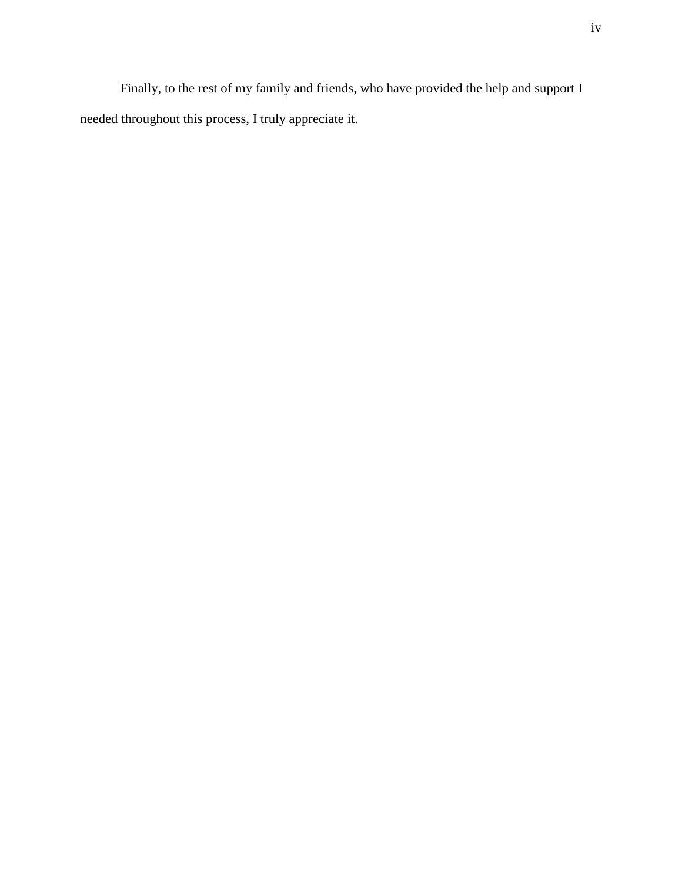Finally, to the rest of my family and friends, who have provided the help and support I needed throughout this process, I truly appreciate it.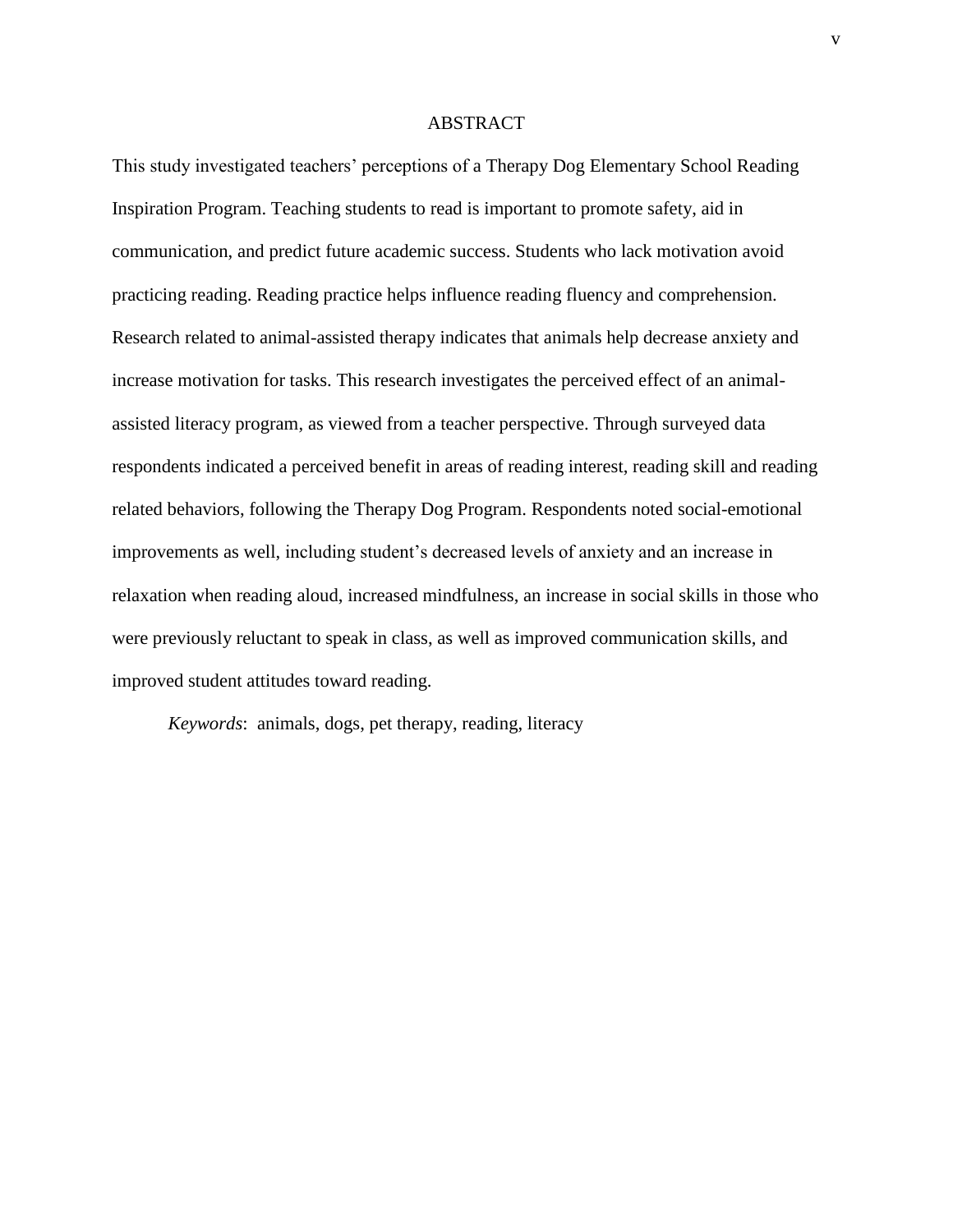# ABSTRACT

This study investigated teachers' perceptions of a Therapy Dog Elementary School Reading Inspiration Program. Teaching students to read is important to promote safety, aid in communication, and predict future academic success. Students who lack motivation avoid practicing reading. Reading practice helps influence reading fluency and comprehension. Research related to animal-assisted therapy indicates that animals help decrease anxiety and increase motivation for tasks. This research investigates the perceived effect of an animal-assisted literacy program, as viewed from a teacher perspective. Through surveyed data respondents indicated a perceived benefit in areas of reading interest, reading skill and reading related behaviors, following the Therapy Dog Program. Respondents noted social-emotional improvements as well, including student's decreased levels of anxiety and an increase in relaxation when reading aloud, increased mindfulness, an increase in social skills in those who were previously reluctant to speak in class, as well as improved communication skills, and improved student attitudes toward reading.

*Keywords*: animals, dogs, pet therapy, reading, literacy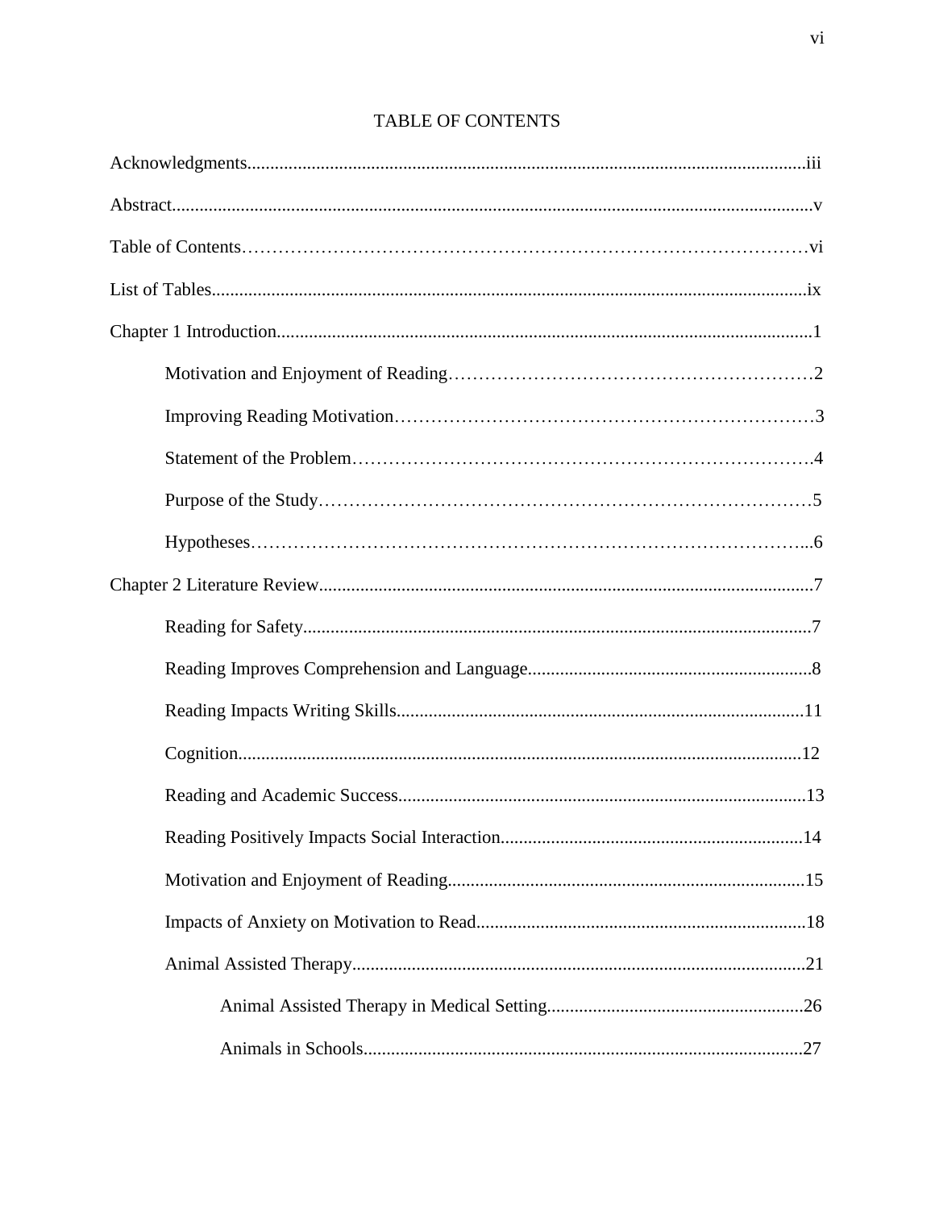# TABLE OF CONTENTS

Acknowledgments.......................................................................................................................iii

Abstract..........................................................................................................................................v

Table of Contents……………………………………………………………………………vi

List of Tables................................................................................................................................ix

Chapter 1 Introduction....................................................................................................................1

- Motivation and Enjoyment of Reading…………………………………………………2
- Improving Reading Motivation…………………………………………………………3
- Statement of the Problem……………………………………………………………….4
- Purpose of the Study……………………………………………………………………5
- Hypotheses……………………………………………………………………………...6

Chapter 2 Literature Review...........................................................................................................7

- Reading for Safety..............................................................................................................7
- Reading Improves Comprehension and Language.............................................................8
- Reading Impacts Writing Skills........................................................................................11
- Cognition..........................................................................................................................12
- Reading and Academic Success.........................................................................................13
- Reading Positively Impacts Social Interaction..................................................................14
- Motivation and Enjoyment of Reading..............................................................................15
- Impacts of Anxiety on Motivation to Read........................................................................18
- Animal Assisted Therapy...................................................................................................21
  - Animal Assisted Therapy in Medical Setting........................................................26
  - Animals in Schools.................................................................................................27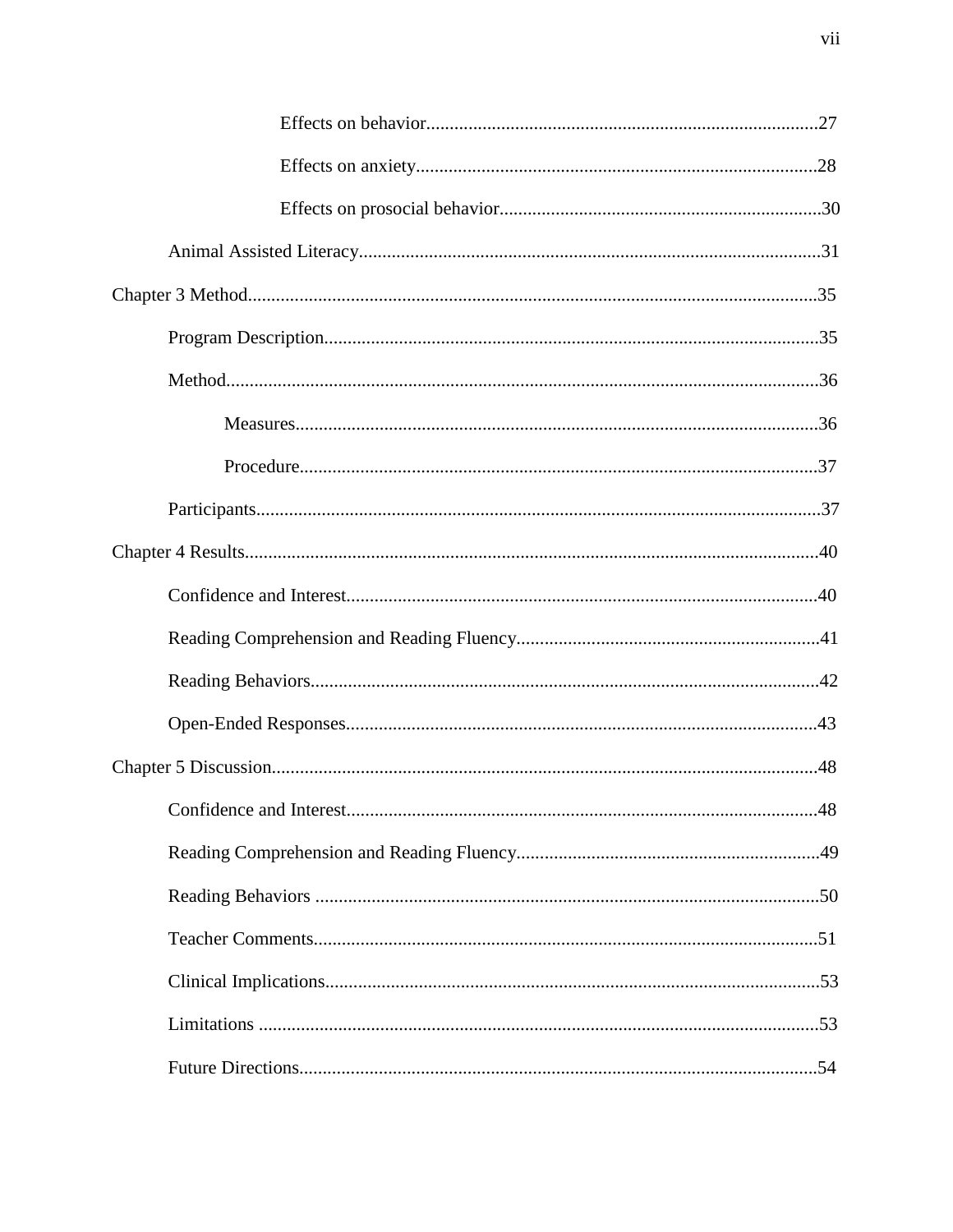Effects on behavior....................................................................................27

Effects on anxiety......................................................................................28

Effects on prosocial behavior....................................................................30

Animal Assisted Literacy...................................................................................................31

Chapter 3 Method.........................................................................................................35

Program Description..........................................................................................35

Method.............................................................................................................36

Measures................................................................................................36

Procedure...............................................................................................37

Participants........................................................................................................37

Chapter 4 Results.........................................................................................................40

Confidence and Interest.....................................................................................40

Reading Comprehension and Reading Fluency.................................................41

Reading Behaviors.............................................................................................42

Open-Ended Responses.....................................................................................43

Chapter 5 Discussion....................................................................................................48

Confidence and Interest.....................................................................................48

Reading Comprehension and Reading Fluency.................................................49

Reading Behaviors ............................................................................................50

Teacher Comments............................................................................................51

Clinical Implications.........................................................................................53

Limitations .......................................................................................................53

Future Directions..............................................................................................54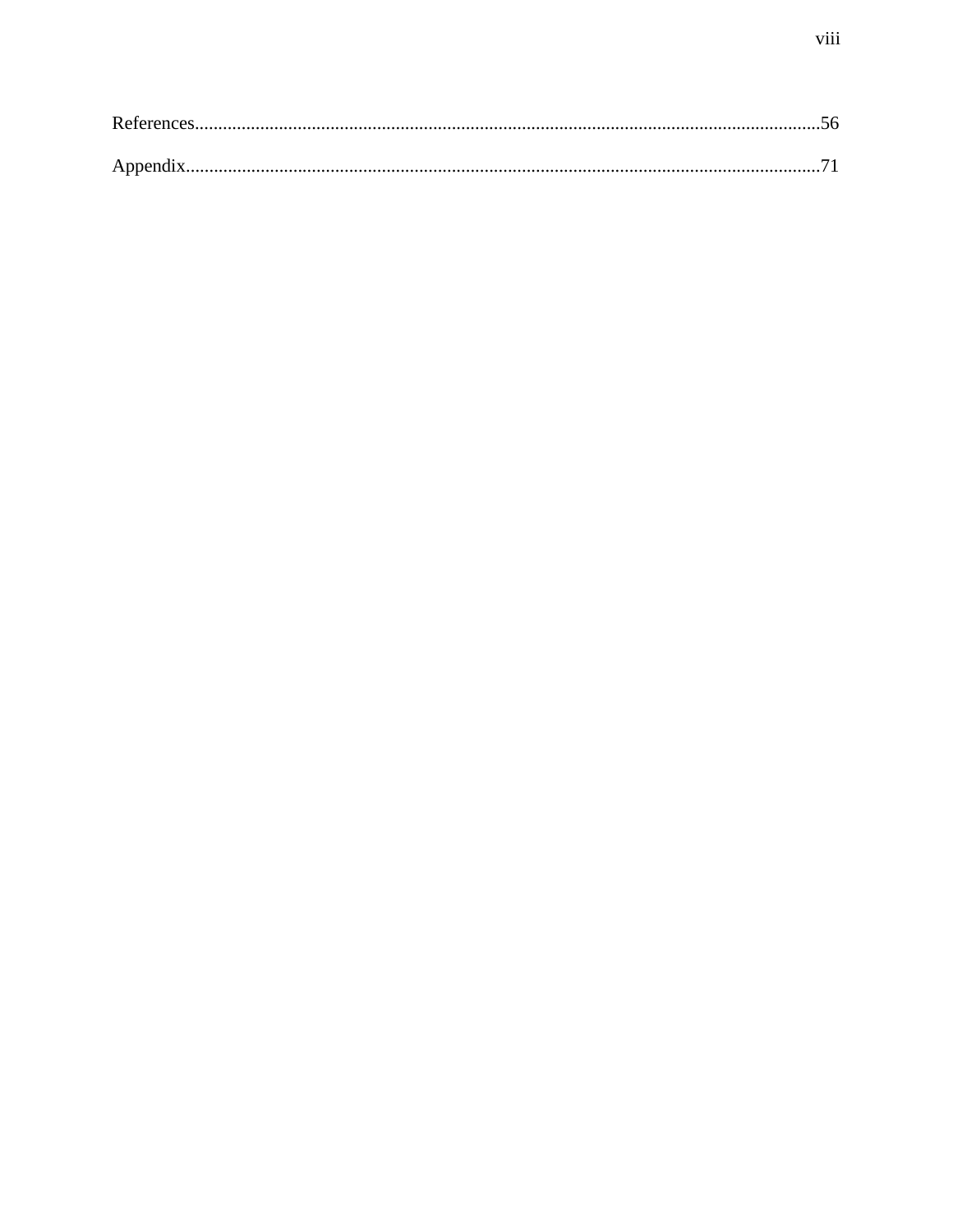References......................................................................................................................................56

Appendix........................................................................................................................................71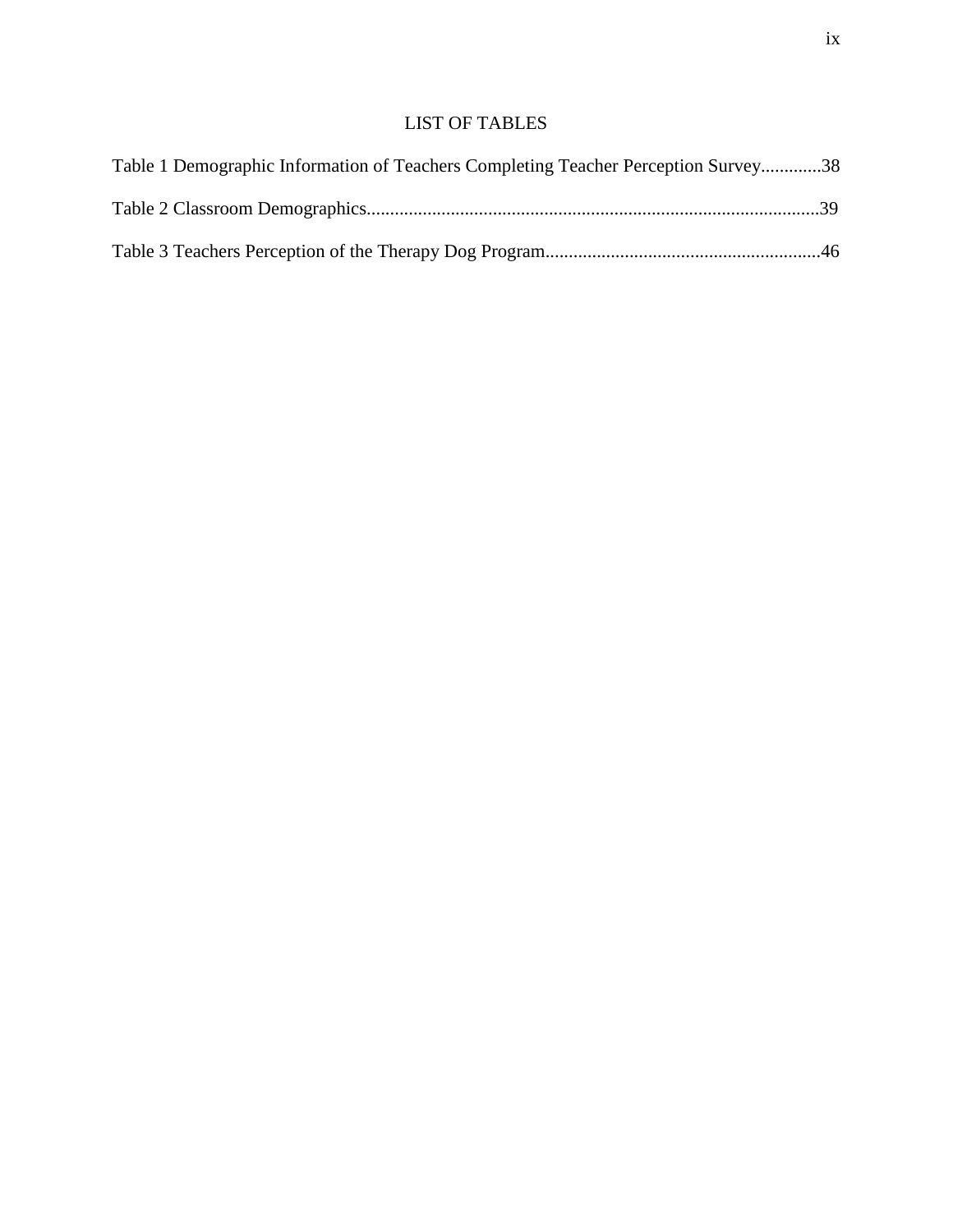# LIST OF TABLES

Table 1 Demographic Information of Teachers Completing Teacher Perception Survey.............38

Table 2 Classroom Demographics...............................................................................................39

Table 3 Teachers Perception of the Therapy Dog Program..........................................................46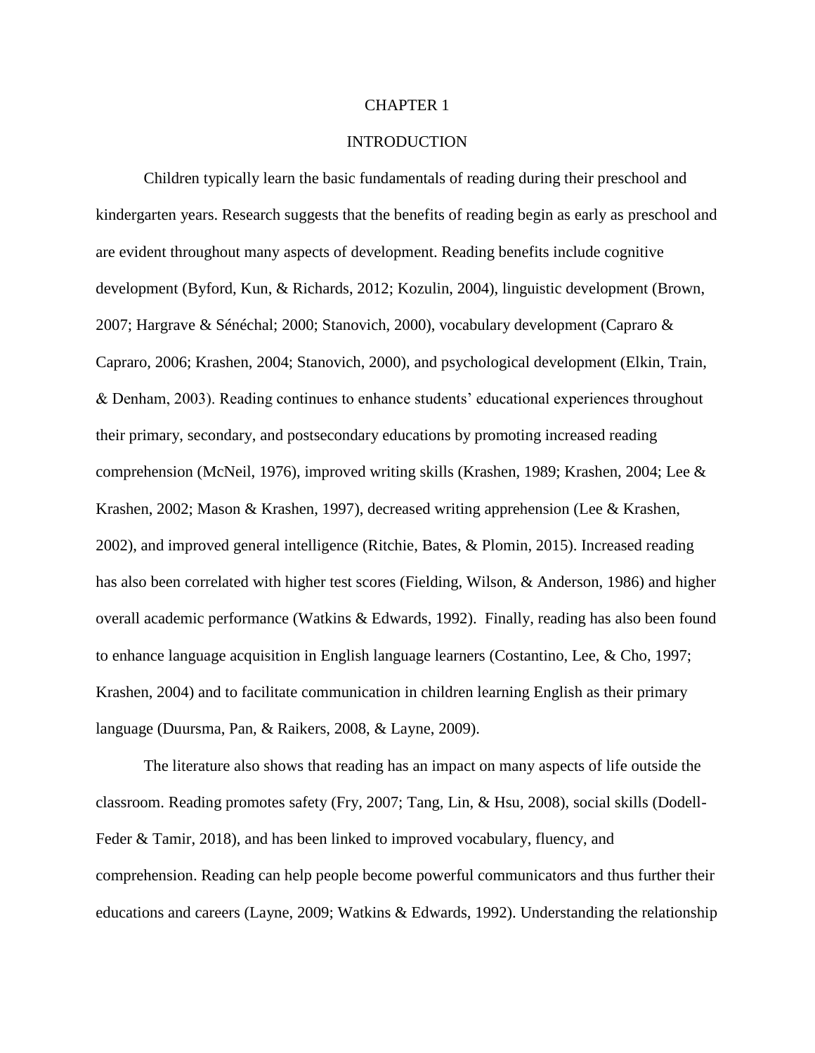# CHAPTER 1

# INTRODUCTION

Children typically learn the basic fundamentals of reading during their preschool and kindergarten years. Research suggests that the benefits of reading begin as early as preschool and are evident throughout many aspects of development. Reading benefits include cognitive development (Byford, Kun, & Richards, 2012; Kozulin, 2004), linguistic development (Brown, 2007; Hargrave & Sénéchal; 2000; Stanovich, 2000), vocabulary development (Capraro & Capraro, 2006; Krashen, 2004; Stanovich, 2000), and psychological development (Elkin, Train, & Denham, 2003). Reading continues to enhance students' educational experiences throughout their primary, secondary, and postsecondary educations by promoting increased reading comprehension (McNeil, 1976), improved writing skills (Krashen, 1989; Krashen, 2004; Lee & Krashen, 2002; Mason & Krashen, 1997), decreased writing apprehension (Lee & Krashen, 2002), and improved general intelligence (Ritchie, Bates, & Plomin, 2015). Increased reading has also been correlated with higher test scores (Fielding, Wilson, & Anderson, 1986) and higher overall academic performance (Watkins & Edwards, 1992). Finally, reading has also been found to enhance language acquisition in English language learners (Costantino, Lee, & Cho, 1997; Krashen, 2004) and to facilitate communication in children learning English as their primary language (Duursma, Pan, & Raikers, 2008, & Layne, 2009).

The literature also shows that reading has an impact on many aspects of life outside the classroom. Reading promotes safety (Fry, 2007; Tang, Lin, & Hsu, 2008), social skills (Dodell-Feder & Tamir, 2018), and has been linked to improved vocabulary, fluency, and comprehension. Reading can help people become powerful communicators and thus further their educations and careers (Layne, 2009; Watkins & Edwards, 1992). Understanding the relationship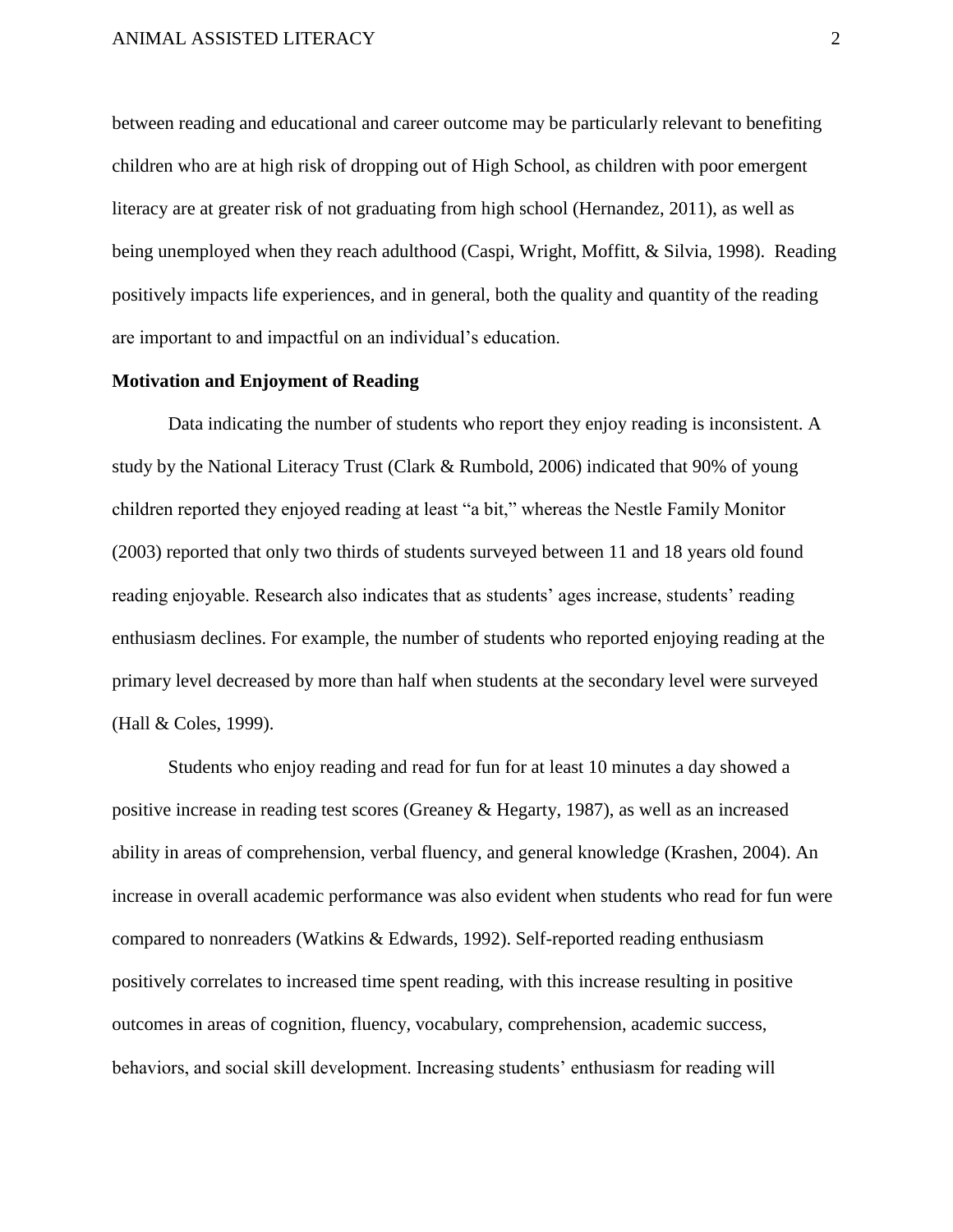between reading and educational and career outcome may be particularly relevant to benefiting children who are at high risk of dropping out of High School, as children with poor emergent literacy are at greater risk of not graduating from high school (Hernandez, 2011), as well as being unemployed when they reach adulthood (Caspi, Wright, Moffitt, & Silvia, 1998). Reading positively impacts life experiences, and in general, both the quality and quantity of the reading are important to and impactful on an individual's education.

**Motivation and Enjoyment of Reading**

Data indicating the number of students who report they enjoy reading is inconsistent. A study by the National Literacy Trust (Clark & Rumbold, 2006) indicated that 90% of young children reported they enjoyed reading at least "a bit," whereas the Nestle Family Monitor (2003) reported that only two thirds of students surveyed between 11 and 18 years old found reading enjoyable. Research also indicates that as students' ages increase, students' reading enthusiasm declines. For example, the number of students who reported enjoying reading at the primary level decreased by more than half when students at the secondary level were surveyed (Hall & Coles, 1999).

Students who enjoy reading and read for fun for at least 10 minutes a day showed a positive increase in reading test scores (Greaney & Hegarty, 1987), as well as an increased ability in areas of comprehension, verbal fluency, and general knowledge (Krashen, 2004). An increase in overall academic performance was also evident when students who read for fun were compared to nonreaders (Watkins & Edwards, 1992). Self-reported reading enthusiasm positively correlates to increased time spent reading, with this increase resulting in positive outcomes in areas of cognition, fluency, vocabulary, comprehension, academic success, behaviors, and social skill development. Increasing students' enthusiasm for reading will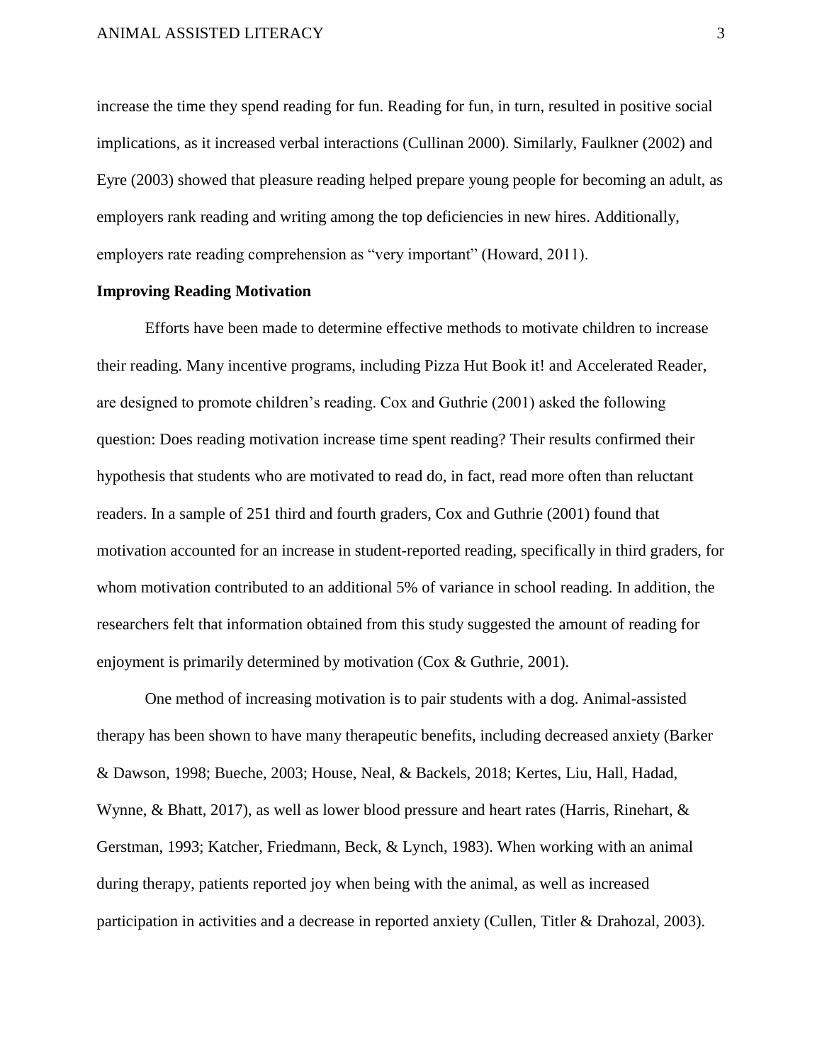increase the time they spend reading for fun. Reading for fun, in turn, resulted in positive social implications, as it increased verbal interactions (Cullinan 2000). Similarly, Faulkner (2002) and Eyre (2003) showed that pleasure reading helped prepare young people for becoming an adult, as employers rank reading and writing among the top deficiencies in new hires. Additionally, employers rate reading comprehension as "very important" (Howard, 2011).

**Improving Reading Motivation**

Efforts have been made to determine effective methods to motivate children to increase their reading. Many incentive programs, including Pizza Hut Book it! and Accelerated Reader, are designed to promote children's reading. Cox and Guthrie (2001) asked the following question: Does reading motivation increase time spent reading? Their results confirmed their hypothesis that students who are motivated to read do, in fact, read more often than reluctant readers. In a sample of 251 third and fourth graders, Cox and Guthrie (2001) found that motivation accounted for an increase in student-reported reading, specifically in third graders, for whom motivation contributed to an additional 5% of variance in school reading. In addition, the researchers felt that information obtained from this study suggested the amount of reading for enjoyment is primarily determined by motivation (Cox & Guthrie, 2001).

One method of increasing motivation is to pair students with a dog. Animal-assisted therapy has been shown to have many therapeutic benefits, including decreased anxiety (Barker & Dawson, 1998; Bueche, 2003; House, Neal, & Backels, 2018; Kertes, Liu, Hall, Hadad, Wynne, & Bhatt, 2017), as well as lower blood pressure and heart rates (Harris, Rinehart, & Gerstman, 1993; Katcher, Friedmann, Beck, & Lynch, 1983). When working with an animal during therapy, patients reported joy when being with the animal, as well as increased participation in activities and a decrease in reported anxiety (Cullen, Titler & Drahozal, 2003).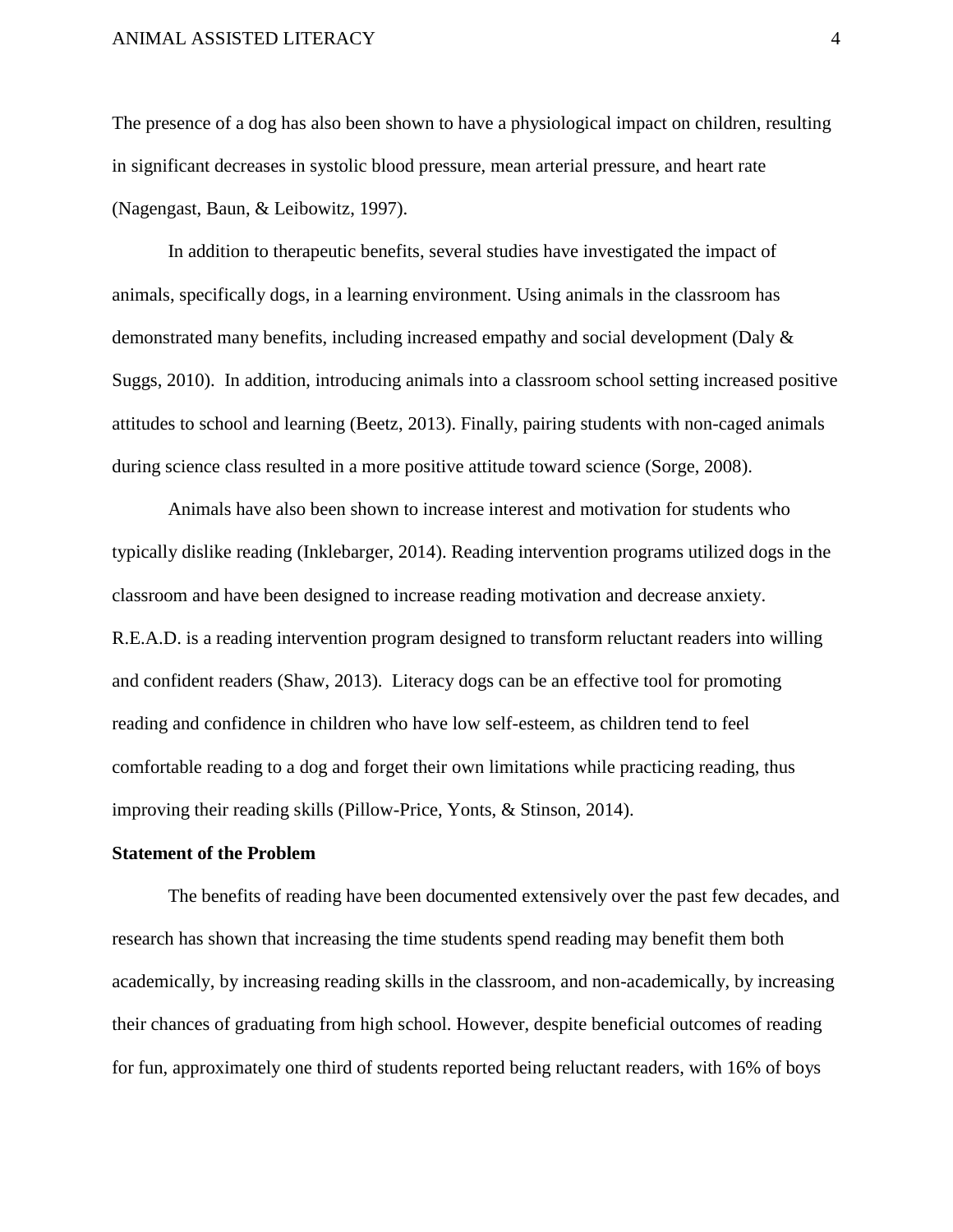The presence of a dog has also been shown to have a physiological impact on children, resulting in significant decreases in systolic blood pressure, mean arterial pressure, and heart rate (Nagengast, Baun, & Leibowitz, 1997).

In addition to therapeutic benefits, several studies have investigated the impact of animals, specifically dogs, in a learning environment. Using animals in the classroom has demonstrated many benefits, including increased empathy and social development (Daly & Suggs, 2010). In addition, introducing animals into a classroom school setting increased positive attitudes to school and learning (Beetz, 2013). Finally, pairing students with non-caged animals during science class resulted in a more positive attitude toward science (Sorge, 2008).

Animals have also been shown to increase interest and motivation for students who typically dislike reading (Inklebarger, 2014). Reading intervention programs utilized dogs in the classroom and have been designed to increase reading motivation and decrease anxiety. R.E.A.D. is a reading intervention program designed to transform reluctant readers into willing and confident readers (Shaw, 2013). Literacy dogs can be an effective tool for promoting reading and confidence in children who have low self-esteem, as children tend to feel comfortable reading to a dog and forget their own limitations while practicing reading, thus improving their reading skills (Pillow-Price, Yonts, & Stinson, 2014).

**Statement of the Problem**

The benefits of reading have been documented extensively over the past few decades, and research has shown that increasing the time students spend reading may benefit them both academically, by increasing reading skills in the classroom, and non-academically, by increasing their chances of graduating from high school. However, despite beneficial outcomes of reading for fun, approximately one third of students reported being reluctant readers, with 16% of boys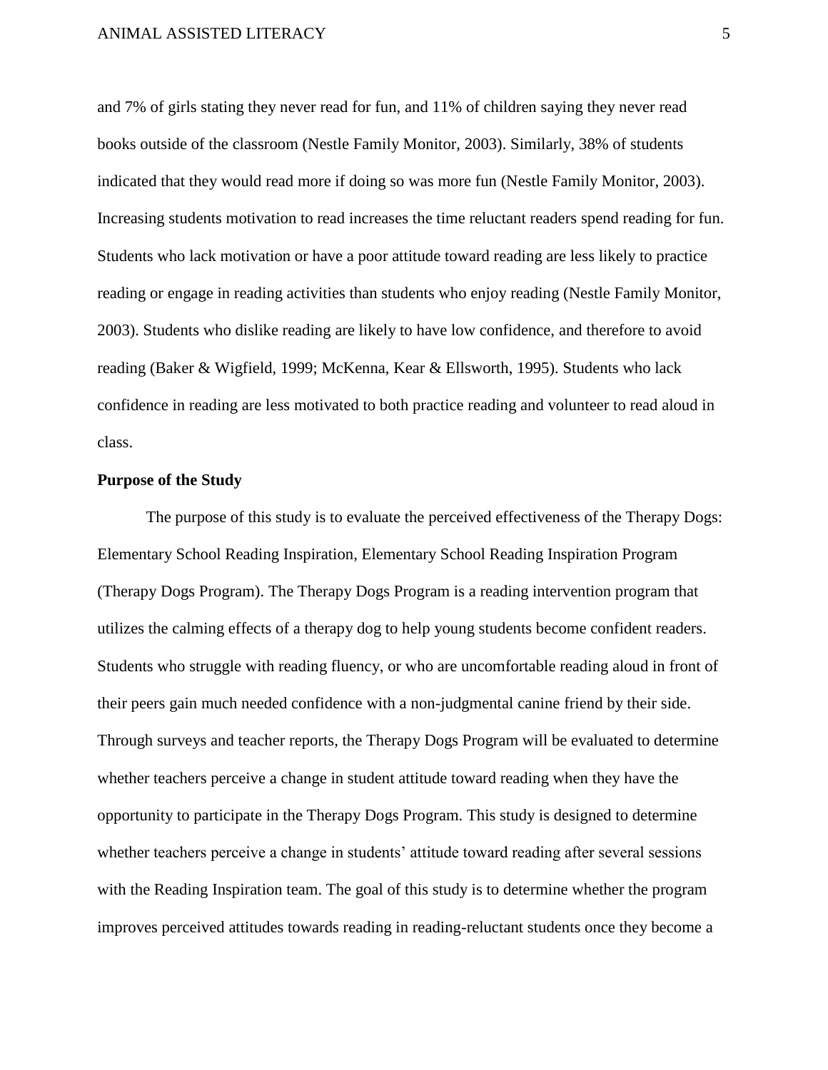and 7% of girls stating they never read for fun, and 11% of children saying they never read books outside of the classroom (Nestle Family Monitor, 2003). Similarly, 38% of students indicated that they would read more if doing so was more fun (Nestle Family Monitor, 2003). Increasing students motivation to read increases the time reluctant readers spend reading for fun. Students who lack motivation or have a poor attitude toward reading are less likely to practice reading or engage in reading activities than students who enjoy reading (Nestle Family Monitor, 2003). Students who dislike reading are likely to have low confidence, and therefore to avoid reading (Baker & Wigfield, 1999; McKenna, Kear & Ellsworth, 1995). Students who lack confidence in reading are less motivated to both practice reading and volunteer to read aloud in class.

**Purpose of the Study**

The purpose of this study is to evaluate the perceived effectiveness of the Therapy Dogs: Elementary School Reading Inspiration, Elementary School Reading Inspiration Program (Therapy Dogs Program). The Therapy Dogs Program is a reading intervention program that utilizes the calming effects of a therapy dog to help young students become confident readers. Students who struggle with reading fluency, or who are uncomfortable reading aloud in front of their peers gain much needed confidence with a non-judgmental canine friend by their side. Through surveys and teacher reports, the Therapy Dogs Program will be evaluated to determine whether teachers perceive a change in student attitude toward reading when they have the opportunity to participate in the Therapy Dogs Program. This study is designed to determine whether teachers perceive a change in students' attitude toward reading after several sessions with the Reading Inspiration team. The goal of this study is to determine whether the program improves perceived attitudes towards reading in reading-reluctant students once they become a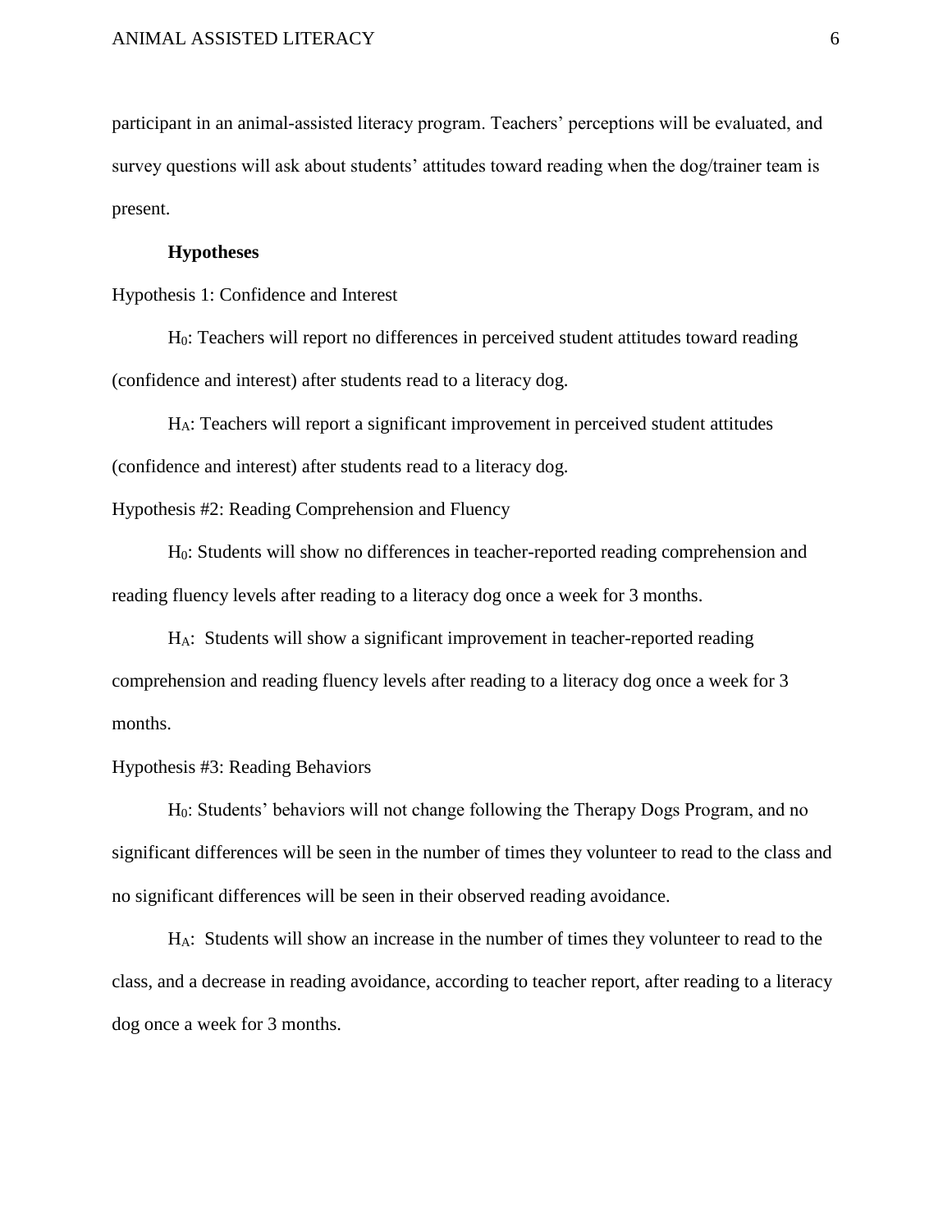participant in an animal-assisted literacy program. Teachers' perceptions will be evaluated, and survey questions will ask about students' attitudes toward reading when the dog/trainer team is present.

## Hypotheses

Hypothesis 1: Confidence and Interest

$H_0$: Teachers will report no differences in perceived student attitudes toward reading (confidence and interest) after students read to a literacy dog.

$H_A$: Teachers will report a significant improvement in perceived student attitudes (confidence and interest) after students read to a literacy dog.

Hypothesis #2: Reading Comprehension and Fluency

$H_0$: Students will show no differences in teacher-reported reading comprehension and reading fluency levels after reading to a literacy dog once a week for 3 months.

$H_A$: Students will show a significant improvement in teacher-reported reading comprehension and reading fluency levels after reading to a literacy dog once a week for 3 months.

Hypothesis #3: Reading Behaviors

$H_0$: Students' behaviors will not change following the Therapy Dogs Program, and no significant differences will be seen in the number of times they volunteer to read to the class and no significant differences will be seen in their observed reading avoidance.

$H_A$: Students will show an increase in the number of times they volunteer to read to the class, and a decrease in reading avoidance, according to teacher report, after reading to a literacy dog once a week for 3 months.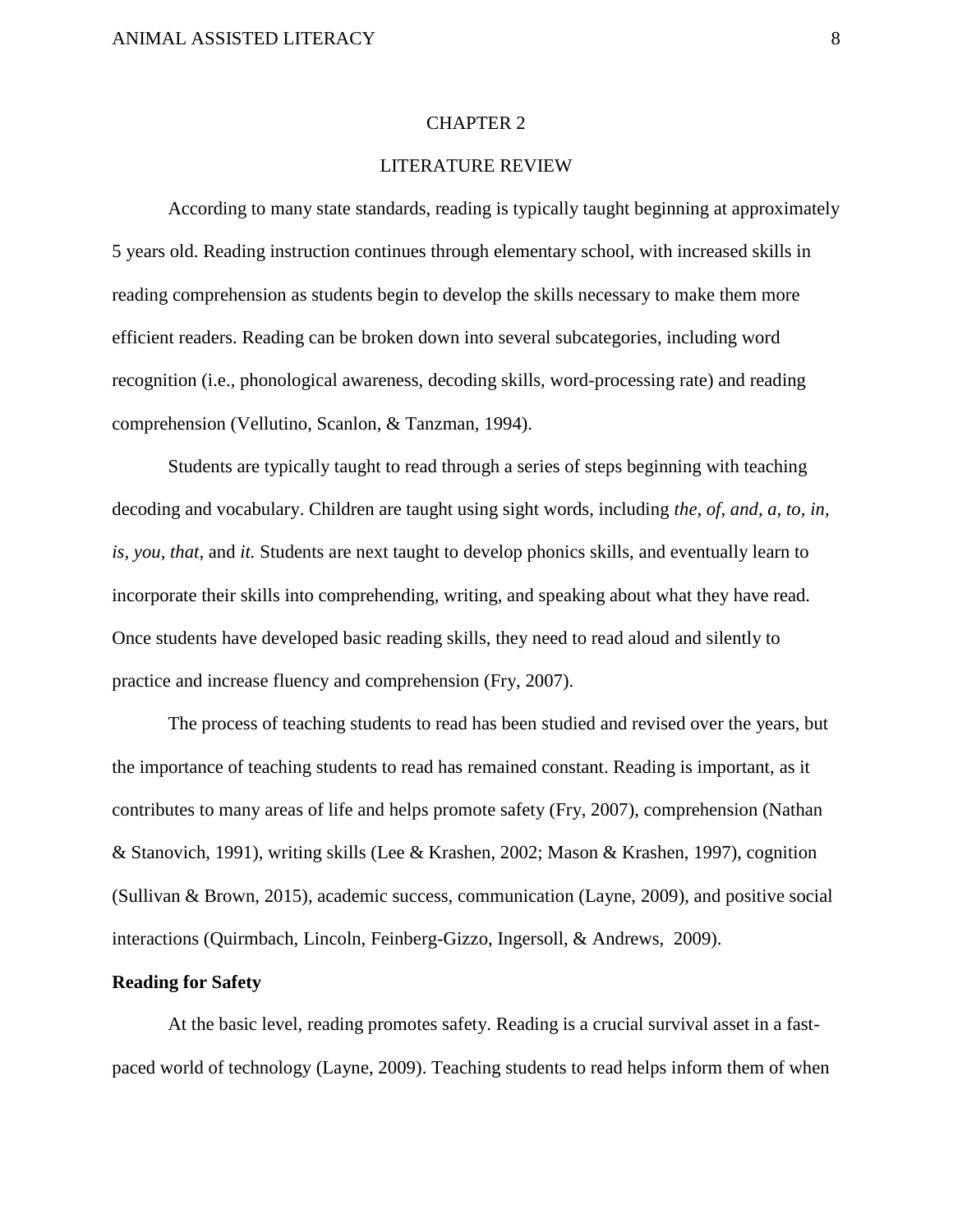# CHAPTER 2

# LITERATURE REVIEW

According to many state standards, reading is typically taught beginning at approximately 5 years old. Reading instruction continues through elementary school, with increased skills in reading comprehension as students begin to develop the skills necessary to make them more efficient readers. Reading can be broken down into several subcategories, including word recognition (i.e., phonological awareness, decoding skills, word-processing rate) and reading comprehension (Vellutino, Scanlon, & Tanzman, 1994).

Students are typically taught to read through a series of steps beginning with teaching decoding and vocabulary. Children are taught using sight words, including *the, of, and, a, to, in, is, you, that,* and *it.* Students are next taught to develop phonics skills, and eventually learn to incorporate their skills into comprehending, writing, and speaking about what they have read. Once students have developed basic reading skills, they need to read aloud and silently to practice and increase fluency and comprehension (Fry, 2007).

The process of teaching students to read has been studied and revised over the years, but the importance of teaching students to read has remained constant. Reading is important, as it contributes to many areas of life and helps promote safety (Fry, 2007), comprehension (Nathan & Stanovich, 1991), writing skills (Lee & Krashen, 2002; Mason & Krashen, 1997), cognition (Sullivan & Brown, 2015), academic success, communication (Layne, 2009), and positive social interactions (Quirmbach, Lincoln, Feinberg-Gizzo, Ingersoll, & Andrews, 2009).

**Reading for Safety**

At the basic level, reading promotes safety. Reading is a crucial survival asset in a fast-paced world of technology (Layne, 2009). Teaching students to read helps inform them of when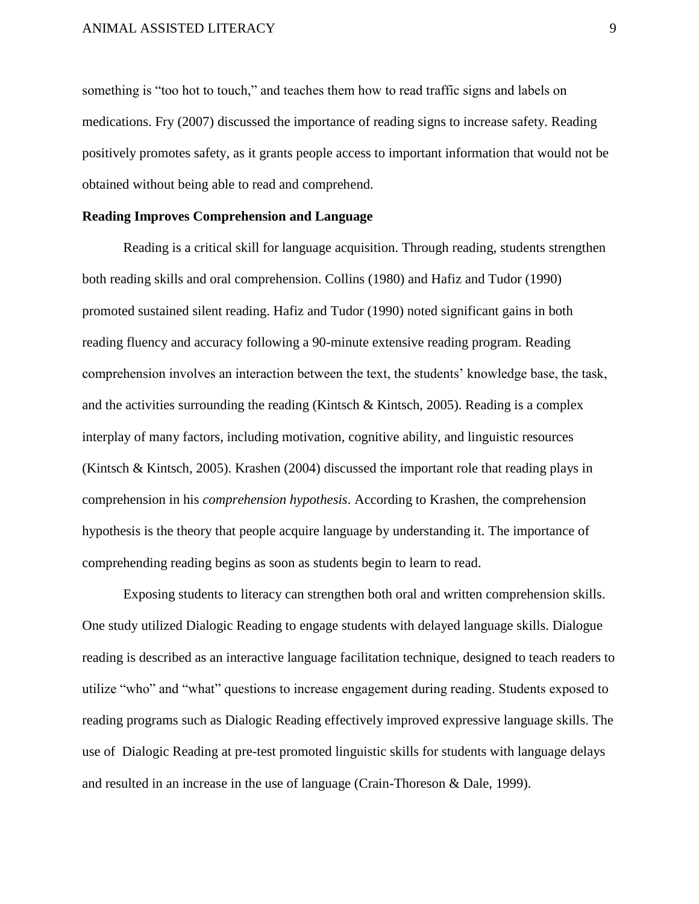something is "too hot to touch," and teaches them how to read traffic signs and labels on medications. Fry (2007) discussed the importance of reading signs to increase safety. Reading positively promotes safety, as it grants people access to important information that would not be obtained without being able to read and comprehend.

**Reading Improves Comprehension and Language**

Reading is a critical skill for language acquisition. Through reading, students strengthen both reading skills and oral comprehension. Collins (1980) and Hafiz and Tudor (1990) promoted sustained silent reading. Hafiz and Tudor (1990) noted significant gains in both reading fluency and accuracy following a 90-minute extensive reading program. Reading comprehension involves an interaction between the text, the students' knowledge base, the task, and the activities surrounding the reading (Kintsch & Kintsch, 2005). Reading is a complex interplay of many factors, including motivation, cognitive ability, and linguistic resources (Kintsch & Kintsch, 2005). Krashen (2004) discussed the important role that reading plays in comprehension in his *comprehension hypothesis*. According to Krashen, the comprehension hypothesis is the theory that people acquire language by understanding it. The importance of comprehending reading begins as soon as students begin to learn to read.

Exposing students to literacy can strengthen both oral and written comprehension skills. One study utilized Dialogic Reading to engage students with delayed language skills. Dialogue reading is described as an interactive language facilitation technique, designed to teach readers to utilize "who" and "what" questions to increase engagement during reading. Students exposed to reading programs such as Dialogic Reading effectively improved expressive language skills. The use of Dialogic Reading at pre-test promoted linguistic skills for students with language delays and resulted in an increase in the use of language (Crain-Thoreson & Dale, 1999).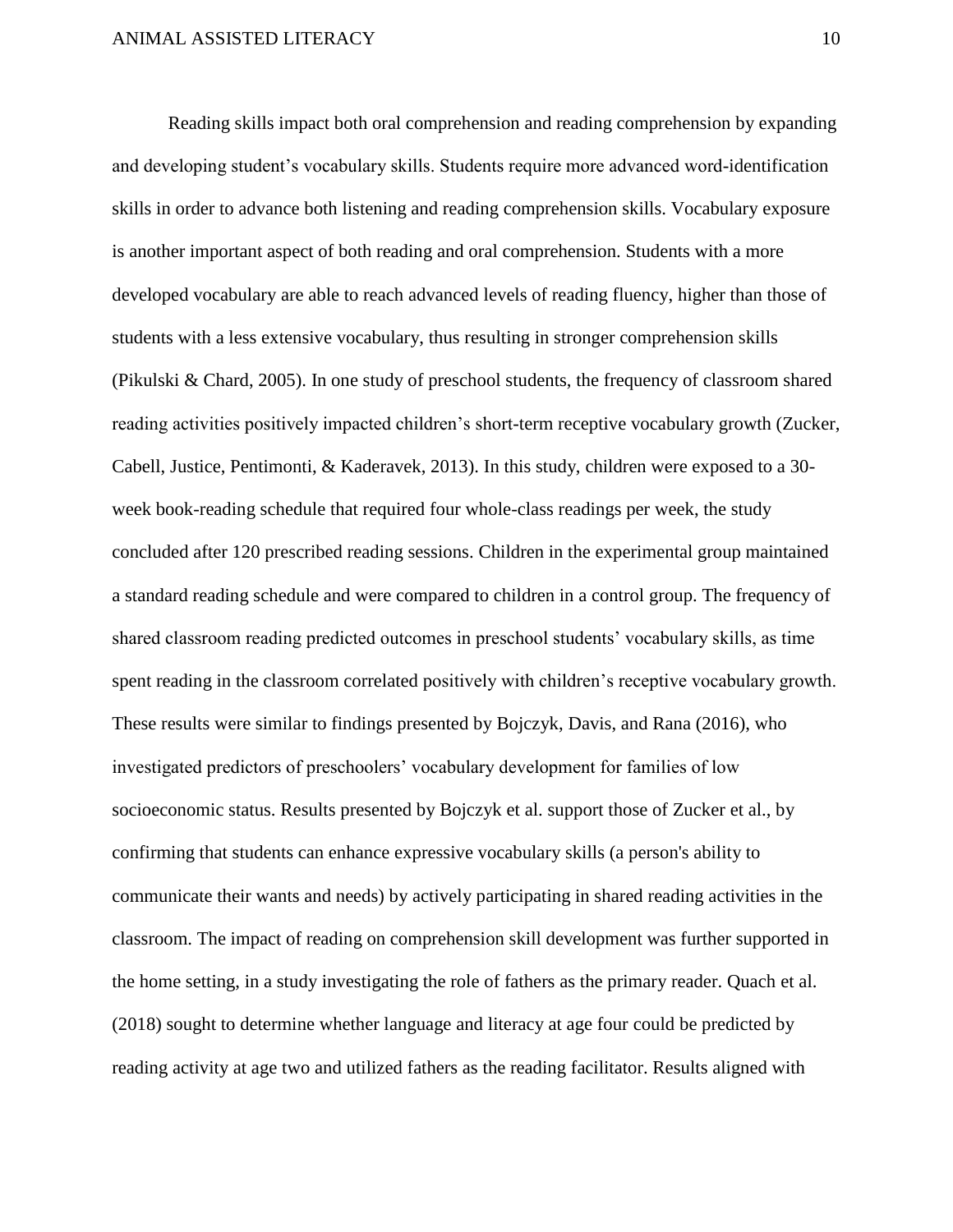Reading skills impact both oral comprehension and reading comprehension by expanding and developing student's vocabulary skills. Students require more advanced word-identification skills in order to advance both listening and reading comprehension skills. Vocabulary exposure is another important aspect of both reading and oral comprehension. Students with a more developed vocabulary are able to reach advanced levels of reading fluency, higher than those of students with a less extensive vocabulary, thus resulting in stronger comprehension skills (Pikulski & Chard, 2005). In one study of preschool students, the frequency of classroom shared reading activities positively impacted children's short-term receptive vocabulary growth (Zucker, Cabell, Justice, Pentimonti, & Kaderavek, 2013). In this study, children were exposed to a 30-week book-reading schedule that required four whole-class readings per week, the study concluded after 120 prescribed reading sessions. Children in the experimental group maintained a standard reading schedule and were compared to children in a control group. The frequency of shared classroom reading predicted outcomes in preschool students' vocabulary skills, as time spent reading in the classroom correlated positively with children's receptive vocabulary growth. These results were similar to findings presented by Bojczyk, Davis, and Rana (2016), who investigated predictors of preschoolers' vocabulary development for families of low socioeconomic status. Results presented by Bojczyk et al. support those of Zucker et al., by confirming that students can enhance expressive vocabulary skills (a person's ability to communicate their wants and needs) by actively participating in shared reading activities in the classroom. The impact of reading on comprehension skill development was further supported in the home setting, in a study investigating the role of fathers as the primary reader. Quach et al. (2018) sought to determine whether language and literacy at age four could be predicted by reading activity at age two and utilized fathers as the reading facilitator. Results aligned with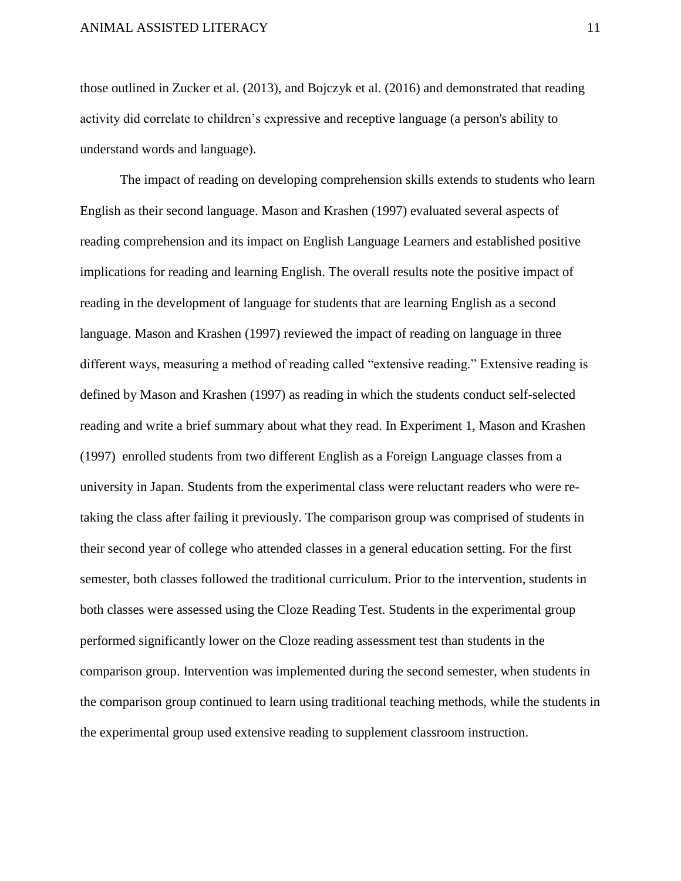those outlined in Zucker et al. (2013), and Bojczyk et al. (2016) and demonstrated that reading activity did correlate to children's expressive and receptive language (a person's ability to understand words and language).

The impact of reading on developing comprehension skills extends to students who learn English as their second language. Mason and Krashen (1997) evaluated several aspects of reading comprehension and its impact on English Language Learners and established positive implications for reading and learning English. The overall results note the positive impact of reading in the development of language for students that are learning English as a second language. Mason and Krashen (1997) reviewed the impact of reading on language in three different ways, measuring a method of reading called "extensive reading." Extensive reading is defined by Mason and Krashen (1997) as reading in which the students conduct self-selected reading and write a brief summary about what they read. In Experiment 1, Mason and Krashen (1997) enrolled students from two different English as a Foreign Language classes from a university in Japan. Students from the experimental class were reluctant readers who were re-taking the class after failing it previously. The comparison group was comprised of students in their second year of college who attended classes in a general education setting. For the first semester, both classes followed the traditional curriculum. Prior to the intervention, students in both classes were assessed using the Cloze Reading Test. Students in the experimental group performed significantly lower on the Cloze reading assessment test than students in the comparison group. Intervention was implemented during the second semester, when students in the comparison group continued to learn using traditional teaching methods, while the students in the experimental group used extensive reading to supplement classroom instruction.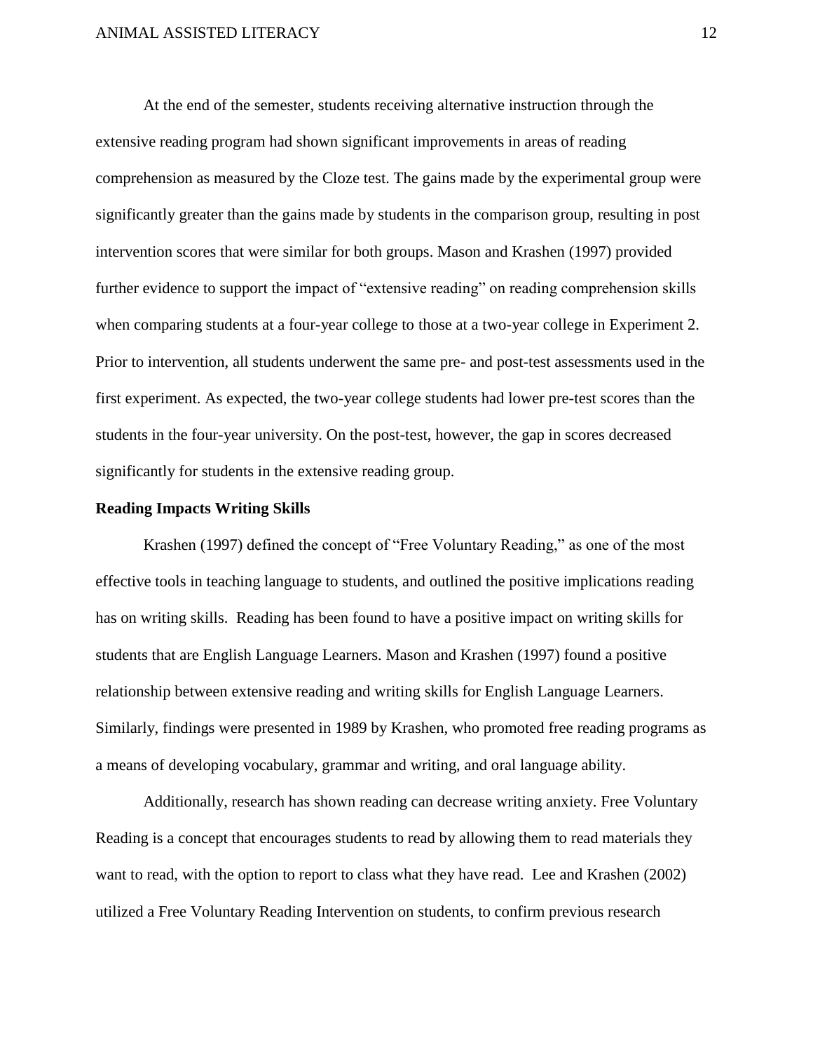At the end of the semester, students receiving alternative instruction through the extensive reading program had shown significant improvements in areas of reading comprehension as measured by the Cloze test. The gains made by the experimental group were significantly greater than the gains made by students in the comparison group, resulting in post intervention scores that were similar for both groups. Mason and Krashen (1997) provided further evidence to support the impact of "extensive reading" on reading comprehension skills when comparing students at a four-year college to those at a two-year college in Experiment 2. Prior to intervention, all students underwent the same pre- and post-test assessments used in the first experiment. As expected, the two-year college students had lower pre-test scores than the students in the four-year university. On the post-test, however, the gap in scores decreased significantly for students in the extensive reading group.

**Reading Impacts Writing Skills**

Krashen (1997) defined the concept of "Free Voluntary Reading," as one of the most effective tools in teaching language to students, and outlined the positive implications reading has on writing skills. Reading has been found to have a positive impact on writing skills for students that are English Language Learners. Mason and Krashen (1997) found a positive relationship between extensive reading and writing skills for English Language Learners. Similarly, findings were presented in 1989 by Krashen, who promoted free reading programs as a means of developing vocabulary, grammar and writing, and oral language ability.

Additionally, research has shown reading can decrease writing anxiety. Free Voluntary Reading is a concept that encourages students to read by allowing them to read materials they want to read, with the option to report to class what they have read. Lee and Krashen (2002) utilized a Free Voluntary Reading Intervention on students, to confirm previous research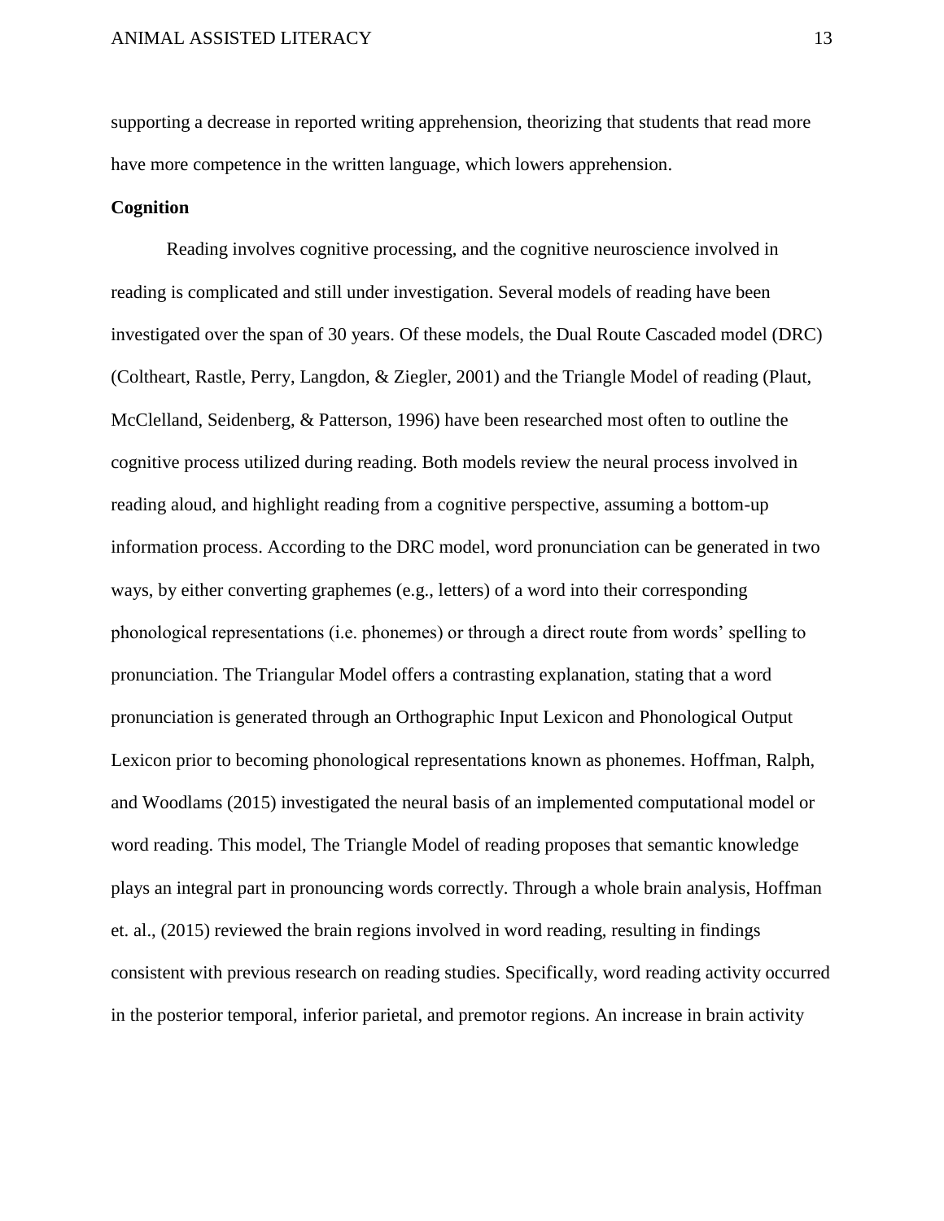supporting a decrease in reported writing apprehension, theorizing that students that read more have more competence in the written language, which lowers apprehension.

**Cognition**

Reading involves cognitive processing, and the cognitive neuroscience involved in reading is complicated and still under investigation. Several models of reading have been investigated over the span of 30 years. Of these models, the Dual Route Cascaded model (DRC) (Coltheart, Rastle, Perry, Langdon, & Ziegler, 2001) and the Triangle Model of reading (Plaut, McClelland, Seidenberg, & Patterson, 1996) have been researched most often to outline the cognitive process utilized during reading. Both models review the neural process involved in reading aloud, and highlight reading from a cognitive perspective, assuming a bottom-up information process. According to the DRC model, word pronunciation can be generated in two ways, by either converting graphemes (e.g., letters) of a word into their corresponding phonological representations (i.e. phonemes) or through a direct route from words' spelling to pronunciation. The Triangular Model offers a contrasting explanation, stating that a word pronunciation is generated through an Orthographic Input Lexicon and Phonological Output Lexicon prior to becoming phonological representations known as phonemes. Hoffman, Ralph, and Woodlams (2015) investigated the neural basis of an implemented computational model or word reading. This model, The Triangle Model of reading proposes that semantic knowledge plays an integral part in pronouncing words correctly. Through a whole brain analysis, Hoffman et. al., (2015) reviewed the brain regions involved in word reading, resulting in findings consistent with previous research on reading studies. Specifically, word reading activity occurred in the posterior temporal, inferior parietal, and premotor regions. An increase in brain activity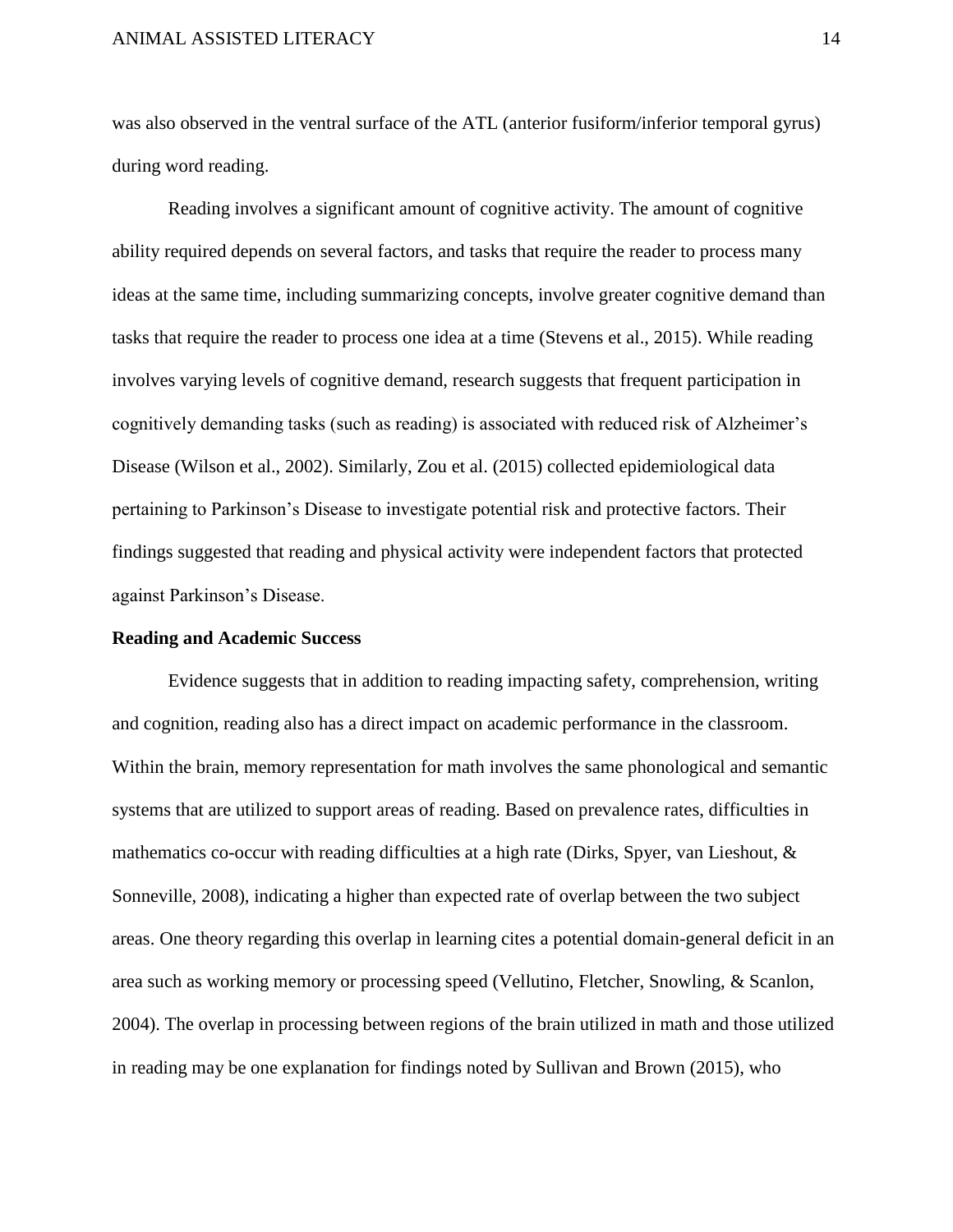was also observed in the ventral surface of the ATL (anterior fusiform/inferior temporal gyrus) during word reading.

Reading involves a significant amount of cognitive activity. The amount of cognitive ability required depends on several factors, and tasks that require the reader to process many ideas at the same time, including summarizing concepts, involve greater cognitive demand than tasks that require the reader to process one idea at a time (Stevens et al., 2015). While reading involves varying levels of cognitive demand, research suggests that frequent participation in cognitively demanding tasks (such as reading) is associated with reduced risk of Alzheimer's Disease (Wilson et al., 2002). Similarly, Zou et al. (2015) collected epidemiological data pertaining to Parkinson's Disease to investigate potential risk and protective factors. Their findings suggested that reading and physical activity were independent factors that protected against Parkinson's Disease.

**Reading and Academic Success**

Evidence suggests that in addition to reading impacting safety, comprehension, writing and cognition, reading also has a direct impact on academic performance in the classroom. Within the brain, memory representation for math involves the same phonological and semantic systems that are utilized to support areas of reading. Based on prevalence rates, difficulties in mathematics co-occur with reading difficulties at a high rate (Dirks, Spyer, van Lieshout, & Sonneville, 2008), indicating a higher than expected rate of overlap between the two subject areas. One theory regarding this overlap in learning cites a potential domain-general deficit in an area such as working memory or processing speed (Vellutino, Fletcher, Snowling, & Scanlon, 2004). The overlap in processing between regions of the brain utilized in math and those utilized in reading may be one explanation for findings noted by Sullivan and Brown (2015), who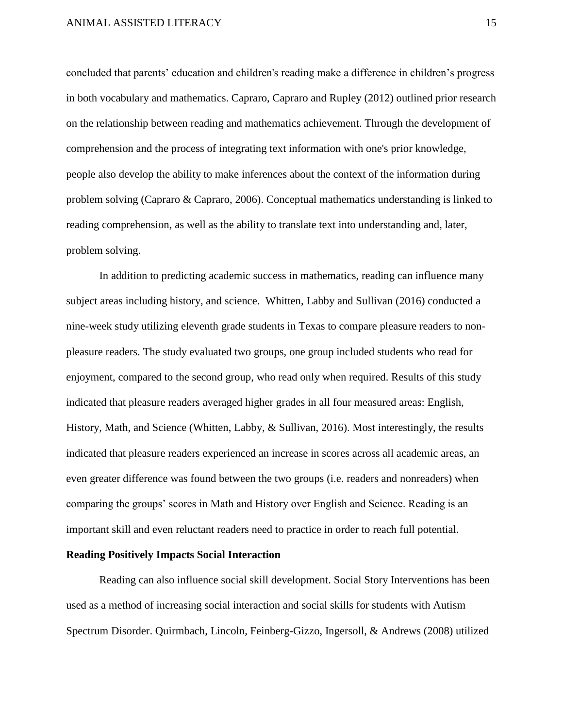concluded that parents' education and children's reading make a difference in children's progress in both vocabulary and mathematics. Capraro, Capraro and Rupley (2012) outlined prior research on the relationship between reading and mathematics achievement. Through the development of comprehension and the process of integrating text information with one's prior knowledge, people also develop the ability to make inferences about the context of the information during problem solving (Capraro & Capraro, 2006). Conceptual mathematics understanding is linked to reading comprehension, as well as the ability to translate text into understanding and, later, problem solving.

In addition to predicting academic success in mathematics, reading can influence many subject areas including history, and science. Whitten, Labby and Sullivan (2016) conducted a nine-week study utilizing eleventh grade students in Texas to compare pleasure readers to non-pleasure readers. The study evaluated two groups, one group included students who read for enjoyment, compared to the second group, who read only when required. Results of this study indicated that pleasure readers averaged higher grades in all four measured areas: English, History, Math, and Science (Whitten, Labby, & Sullivan, 2016). Most interestingly, the results indicated that pleasure readers experienced an increase in scores across all academic areas, an even greater difference was found between the two groups (i.e. readers and nonreaders) when comparing the groups' scores in Math and History over English and Science. Reading is an important skill and even reluctant readers need to practice in order to reach full potential.

**Reading Positively Impacts Social Interaction**

Reading can also influence social skill development. Social Story Interventions has been used as a method of increasing social interaction and social skills for students with Autism Spectrum Disorder. Quirmbach, Lincoln, Feinberg-Gizzo, Ingersoll, & Andrews (2008) utilized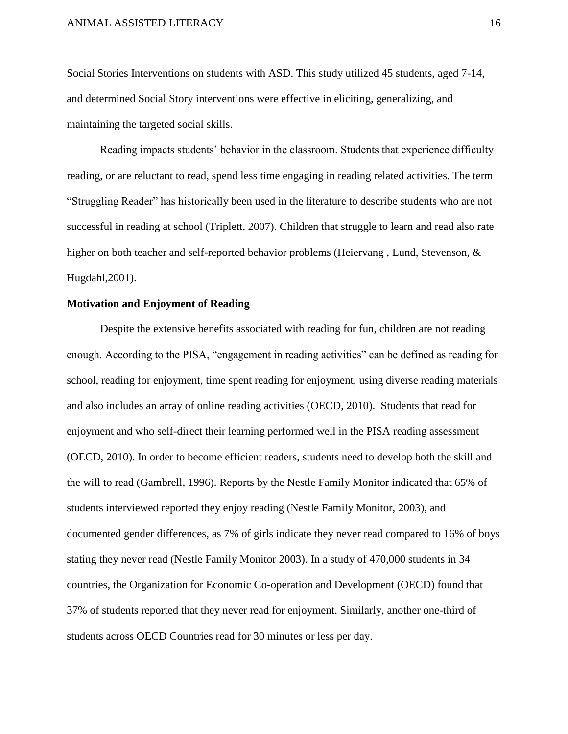Social Stories Interventions on students with ASD. This study utilized 45 students, aged 7-14, and determined Social Story interventions were effective in eliciting, generalizing, and maintaining the targeted social skills.

Reading impacts students' behavior in the classroom. Students that experience difficulty reading, or are reluctant to read, spend less time engaging in reading related activities. The term "Struggling Reader" has historically been used in the literature to describe students who are not successful in reading at school (Triplett, 2007). Children that struggle to learn and read also rate higher on both teacher and self-reported behavior problems (Heiervang , Lund, Stevenson, & Hugdahl,2001).

**Motivation and Enjoyment of Reading**

Despite the extensive benefits associated with reading for fun, children are not reading enough. According to the PISA, "engagement in reading activities" can be defined as reading for school, reading for enjoyment, time spent reading for enjoyment, using diverse reading materials and also includes an array of online reading activities (OECD, 2010). Students that read for enjoyment and who self-direct their learning performed well in the PISA reading assessment (OECD, 2010). In order to become efficient readers, students need to develop both the skill and the will to read (Gambrell, 1996). Reports by the Nestle Family Monitor indicated that 65% of students interviewed reported they enjoy reading (Nestle Family Monitor, 2003), and documented gender differences, as 7% of girls indicate they never read compared to 16% of boys stating they never read (Nestle Family Monitor 2003). In a study of 470,000 students in 34 countries, the Organization for Economic Co-operation and Development (OECD) found that 37% of students reported that they never read for enjoyment. Similarly, another one-third of students across OECD Countries read for 30 minutes or less per day.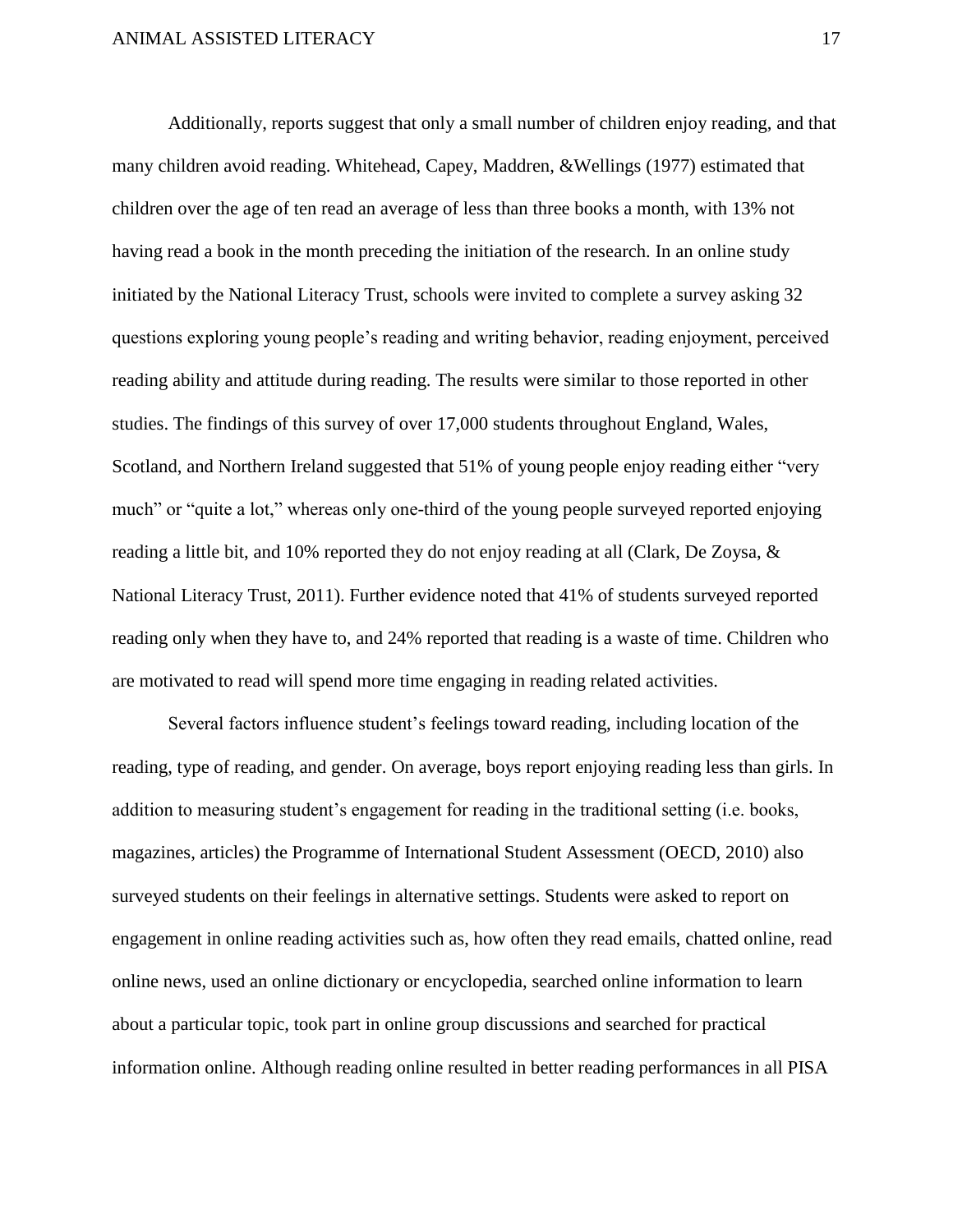Additionally, reports suggest that only a small number of children enjoy reading, and that many children avoid reading. Whitehead, Capey, Maddren, &Wellings (1977) estimated that children over the age of ten read an average of less than three books a month, with 13% not having read a book in the month preceding the initiation of the research. In an online study initiated by the National Literacy Trust, schools were invited to complete a survey asking 32 questions exploring young people's reading and writing behavior, reading enjoyment, perceived reading ability and attitude during reading. The results were similar to those reported in other studies. The findings of this survey of over 17,000 students throughout England, Wales, Scotland, and Northern Ireland suggested that 51% of young people enjoy reading either "very much" or "quite a lot," whereas only one-third of the young people surveyed reported enjoying reading a little bit, and 10% reported they do not enjoy reading at all (Clark, De Zoysa, & National Literacy Trust, 2011). Further evidence noted that 41% of students surveyed reported reading only when they have to, and 24% reported that reading is a waste of time. Children who are motivated to read will spend more time engaging in reading related activities.

Several factors influence student's feelings toward reading, including location of the reading, type of reading, and gender. On average, boys report enjoying reading less than girls. In addition to measuring student's engagement for reading in the traditional setting (i.e. books, magazines, articles) the Programme of International Student Assessment (OECD, 2010) also surveyed students on their feelings in alternative settings. Students were asked to report on engagement in online reading activities such as, how often they read emails, chatted online, read online news, used an online dictionary or encyclopedia, searched online information to learn about a particular topic, took part in online group discussions and searched for practical information online. Although reading online resulted in better reading performances in all PISA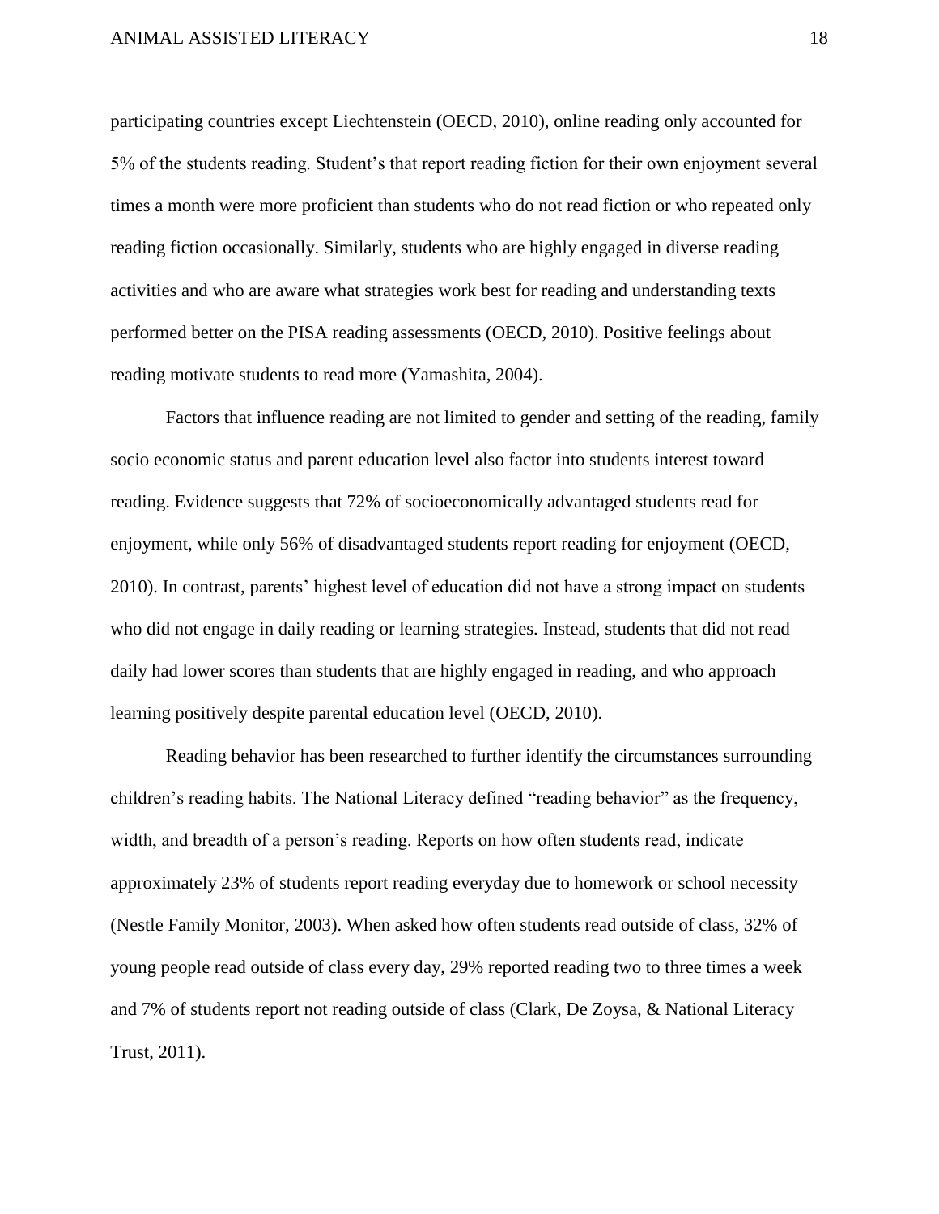participating countries except Liechtenstein (OECD, 2010), online reading only accounted for 5% of the students reading. Student's that report reading fiction for their own enjoyment several times a month were more proficient than students who do not read fiction or who repeated only reading fiction occasionally. Similarly, students who are highly engaged in diverse reading activities and who are aware what strategies work best for reading and understanding texts performed better on the PISA reading assessments (OECD, 2010). Positive feelings about reading motivate students to read more (Yamashita, 2004).

Factors that influence reading are not limited to gender and setting of the reading, family socio economic status and parent education level also factor into students interest toward reading. Evidence suggests that 72% of socioeconomically advantaged students read for enjoyment, while only 56% of disadvantaged students report reading for enjoyment (OECD, 2010). In contrast, parents' highest level of education did not have a strong impact on students who did not engage in daily reading or learning strategies. Instead, students that did not read daily had lower scores than students that are highly engaged in reading, and who approach learning positively despite parental education level (OECD, 2010).

Reading behavior has been researched to further identify the circumstances surrounding children's reading habits. The National Literacy defined "reading behavior" as the frequency, width, and breadth of a person's reading. Reports on how often students read, indicate approximately 23% of students report reading everyday due to homework or school necessity (Nestle Family Monitor, 2003). When asked how often students read outside of class, 32% of young people read outside of class every day, 29% reported reading two to three times a week and 7% of students report not reading outside of class (Clark, De Zoysa, & National Literacy Trust, 2011).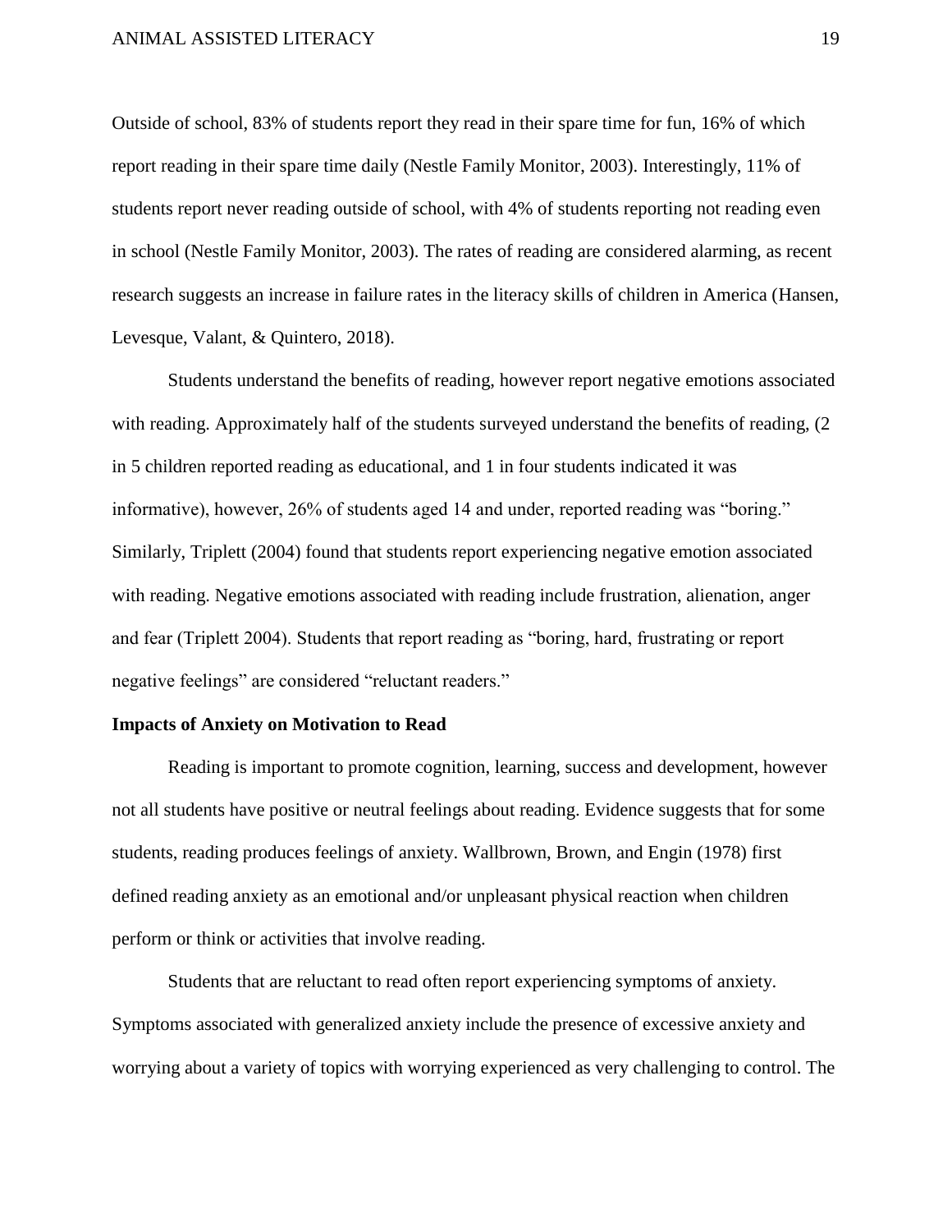Outside of school, 83% of students report they read in their spare time for fun, 16% of which report reading in their spare time daily (Nestle Family Monitor, 2003). Interestingly, 11% of students report never reading outside of school, with 4% of students reporting not reading even in school (Nestle Family Monitor, 2003). The rates of reading are considered alarming, as recent research suggests an increase in failure rates in the literacy skills of children in America (Hansen, Levesque, Valant, & Quintero, 2018).

Students understand the benefits of reading, however report negative emotions associated with reading. Approximately half of the students surveyed understand the benefits of reading, (2 in 5 children reported reading as educational, and 1 in four students indicated it was informative), however, 26% of students aged 14 and under, reported reading was "boring." Similarly, Triplett (2004) found that students report experiencing negative emotion associated with reading. Negative emotions associated with reading include frustration, alienation, anger and fear (Triplett 2004). Students that report reading as "boring, hard, frustrating or report negative feelings" are considered "reluctant readers."

**Impacts of Anxiety on Motivation to Read**

Reading is important to promote cognition, learning, success and development, however not all students have positive or neutral feelings about reading. Evidence suggests that for some students, reading produces feelings of anxiety. Wallbrown, Brown, and Engin (1978) first defined reading anxiety as an emotional and/or unpleasant physical reaction when children perform or think or activities that involve reading.

Students that are reluctant to read often report experiencing symptoms of anxiety. Symptoms associated with generalized anxiety include the presence of excessive anxiety and worrying about a variety of topics with worrying experienced as very challenging to control. The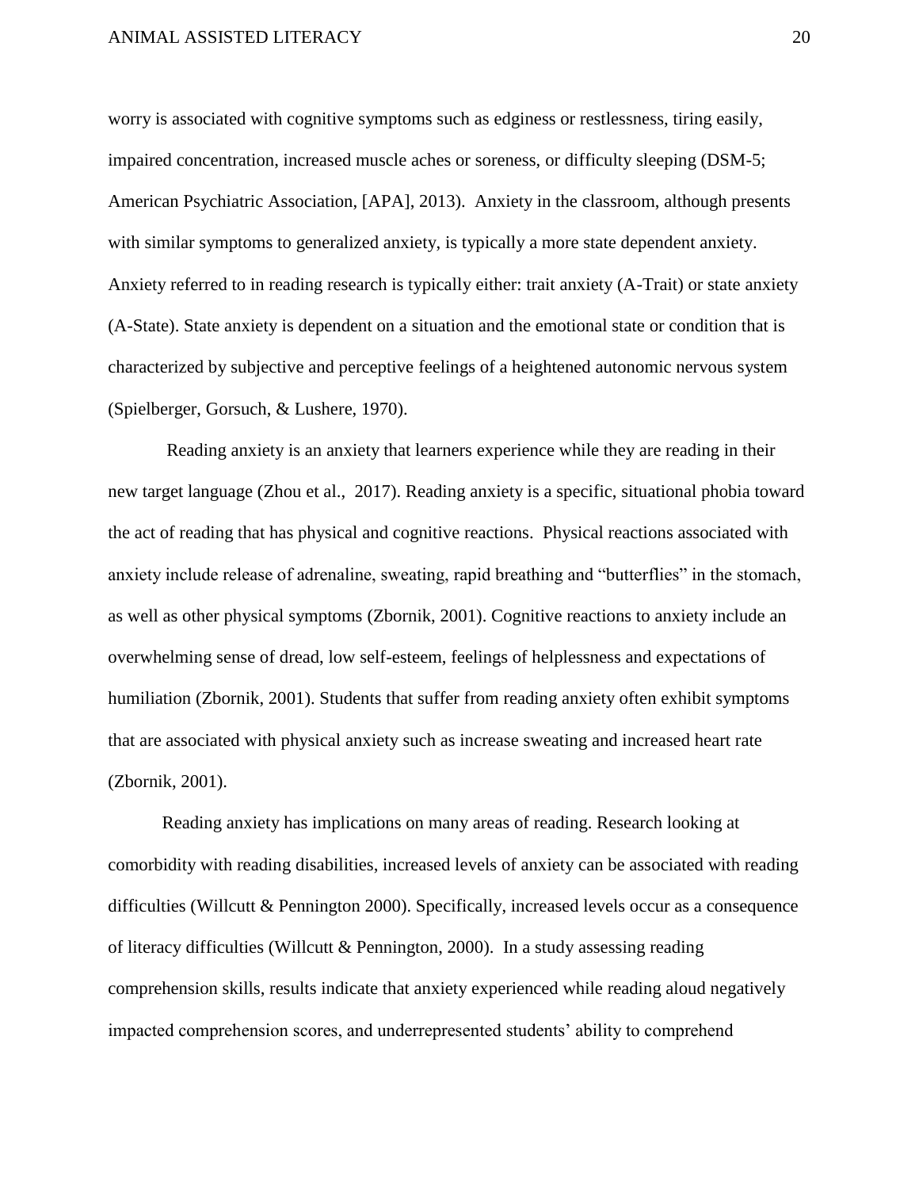worry is associated with cognitive symptoms such as edginess or restlessness, tiring easily, impaired concentration, increased muscle aches or soreness, or difficulty sleeping (DSM-5; American Psychiatric Association, [APA], 2013). Anxiety in the classroom, although presents with similar symptoms to generalized anxiety, is typically a more state dependent anxiety. Anxiety referred to in reading research is typically either: trait anxiety (A-Trait) or state anxiety (A-State). State anxiety is dependent on a situation and the emotional state or condition that is characterized by subjective and perceptive feelings of a heightened autonomic nervous system (Spielberger, Gorsuch, & Lushere, 1970).

Reading anxiety is an anxiety that learners experience while they are reading in their new target language (Zhou et al., 2017). Reading anxiety is a specific, situational phobia toward the act of reading that has physical and cognitive reactions. Physical reactions associated with anxiety include release of adrenaline, sweating, rapid breathing and "butterflies" in the stomach, as well as other physical symptoms (Zbornik, 2001). Cognitive reactions to anxiety include an overwhelming sense of dread, low self-esteem, feelings of helplessness and expectations of humiliation (Zbornik, 2001). Students that suffer from reading anxiety often exhibit symptoms that are associated with physical anxiety such as increase sweating and increased heart rate (Zbornik, 2001).

Reading anxiety has implications on many areas of reading. Research looking at comorbidity with reading disabilities, increased levels of anxiety can be associated with reading difficulties (Willcutt & Pennington 2000). Specifically, increased levels occur as a consequence of literacy difficulties (Willcutt & Pennington, 2000). In a study assessing reading comprehension skills, results indicate that anxiety experienced while reading aloud negatively impacted comprehension scores, and underrepresented students' ability to comprehend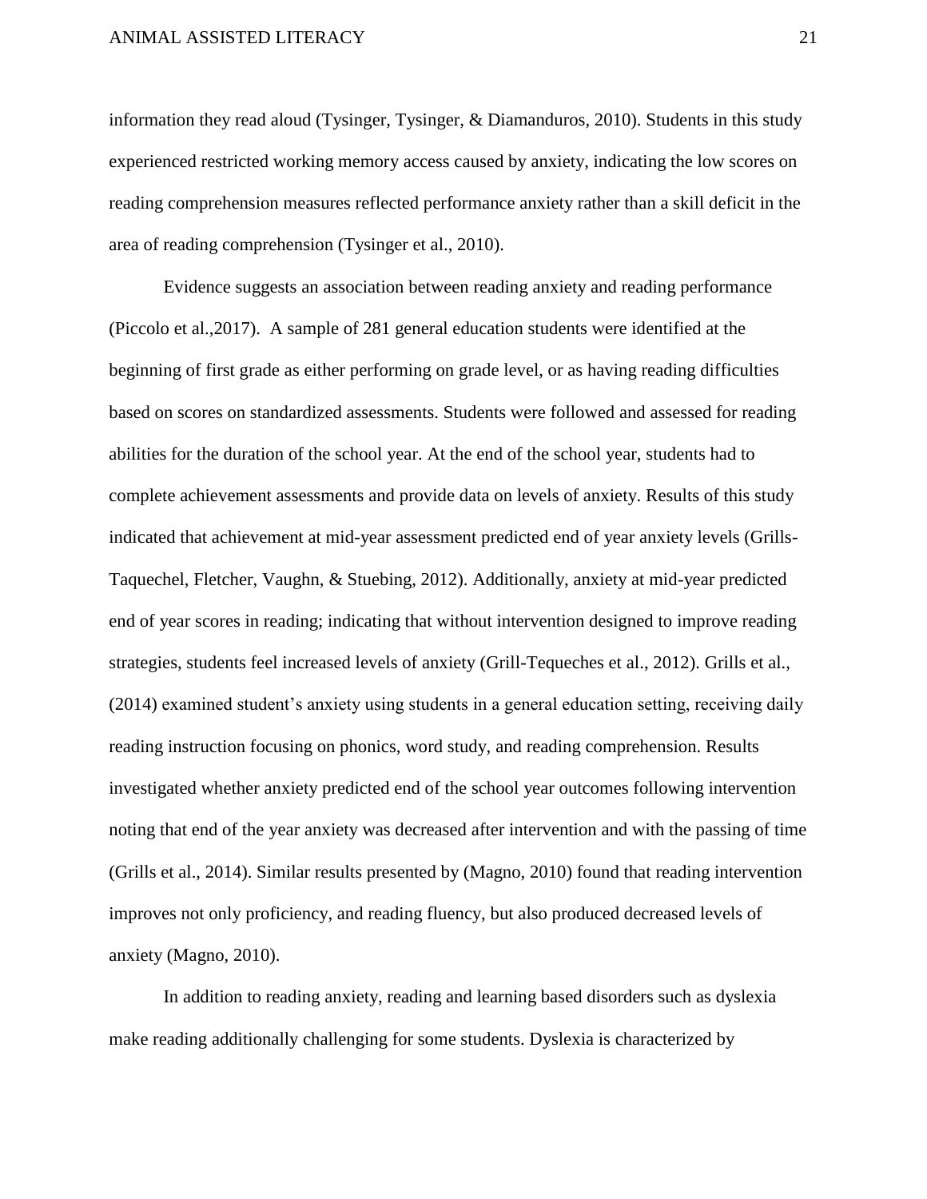information they read aloud (Tysinger, Tysinger, & Diamanduros, 2010). Students in this study experienced restricted working memory access caused by anxiety, indicating the low scores on reading comprehension measures reflected performance anxiety rather than a skill deficit in the area of reading comprehension (Tysinger et al., 2010).

Evidence suggests an association between reading anxiety and reading performance (Piccolo et al.,2017). A sample of 281 general education students were identified at the beginning of first grade as either performing on grade level, or as having reading difficulties based on scores on standardized assessments. Students were followed and assessed for reading abilities for the duration of the school year. At the end of the school year, students had to complete achievement assessments and provide data on levels of anxiety. Results of this study indicated that achievement at mid-year assessment predicted end of year anxiety levels (Grills-Taquechel, Fletcher, Vaughn, & Stuebing, 2012). Additionally, anxiety at mid-year predicted end of year scores in reading; indicating that without intervention designed to improve reading strategies, students feel increased levels of anxiety (Grill-Tequeches et al., 2012). Grills et al., (2014) examined student's anxiety using students in a general education setting, receiving daily reading instruction focusing on phonics, word study, and reading comprehension. Results investigated whether anxiety predicted end of the school year outcomes following intervention noting that end of the year anxiety was decreased after intervention and with the passing of time (Grills et al., 2014). Similar results presented by (Magno, 2010) found that reading intervention improves not only proficiency, and reading fluency, but also produced decreased levels of anxiety (Magno, 2010).

In addition to reading anxiety, reading and learning based disorders such as dyslexia make reading additionally challenging for some students. Dyslexia is characterized by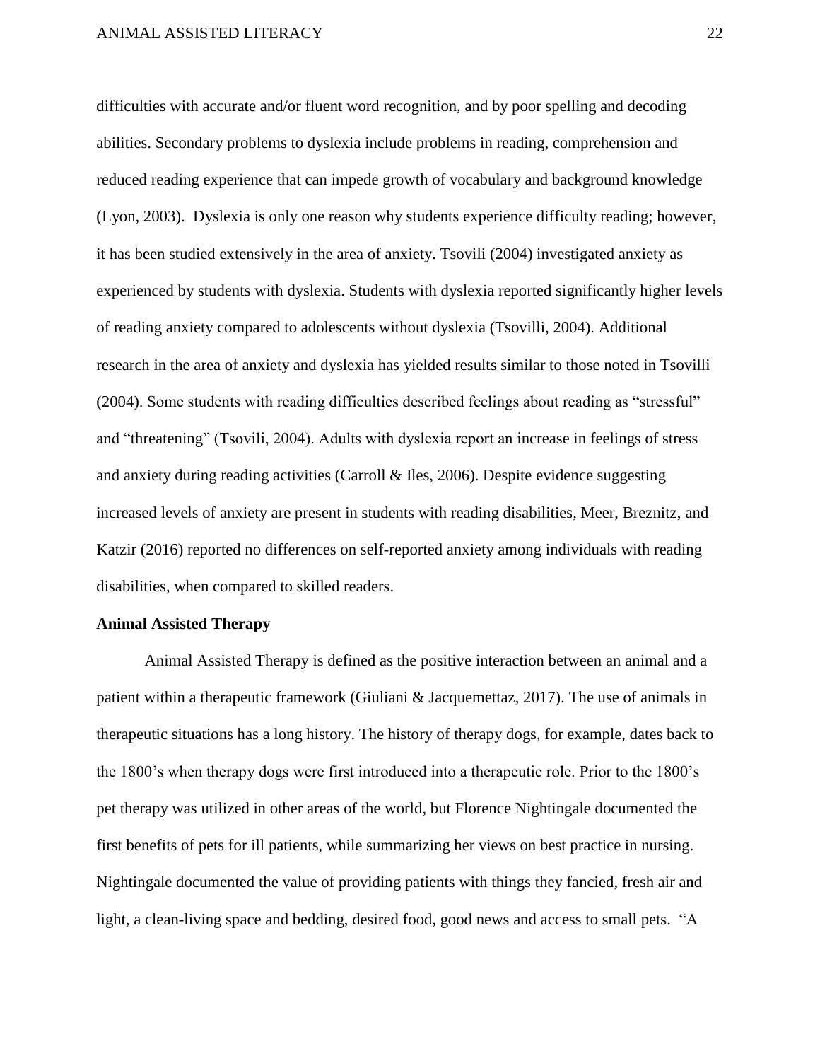difficulties with accurate and/or fluent word recognition, and by poor spelling and decoding abilities. Secondary problems to dyslexia include problems in reading, comprehension and reduced reading experience that can impede growth of vocabulary and background knowledge (Lyon, 2003). Dyslexia is only one reason why students experience difficulty reading; however, it has been studied extensively in the area of anxiety. Tsovili (2004) investigated anxiety as experienced by students with dyslexia. Students with dyslexia reported significantly higher levels of reading anxiety compared to adolescents without dyslexia (Tsovilli, 2004). Additional research in the area of anxiety and dyslexia has yielded results similar to those noted in Tsovilli (2004). Some students with reading difficulties described feelings about reading as "stressful" and "threatening" (Tsovili, 2004). Adults with dyslexia report an increase in feelings of stress and anxiety during reading activities (Carroll & Iles, 2006). Despite evidence suggesting increased levels of anxiety are present in students with reading disabilities, Meer, Breznitz, and Katzir (2016) reported no differences on self-reported anxiety among individuals with reading disabilities, when compared to skilled readers.

**Animal Assisted Therapy**

Animal Assisted Therapy is defined as the positive interaction between an animal and a patient within a therapeutic framework (Giuliani & Jacquemettaz, 2017). The use of animals in therapeutic situations has a long history. The history of therapy dogs, for example, dates back to the 1800's when therapy dogs were first introduced into a therapeutic role. Prior to the 1800's pet therapy was utilized in other areas of the world, but Florence Nightingale documented the first benefits of pets for ill patients, while summarizing her views on best practice in nursing. Nightingale documented the value of providing patients with things they fancied, fresh air and light, a clean-living space and bedding, desired food, good news and access to small pets. "A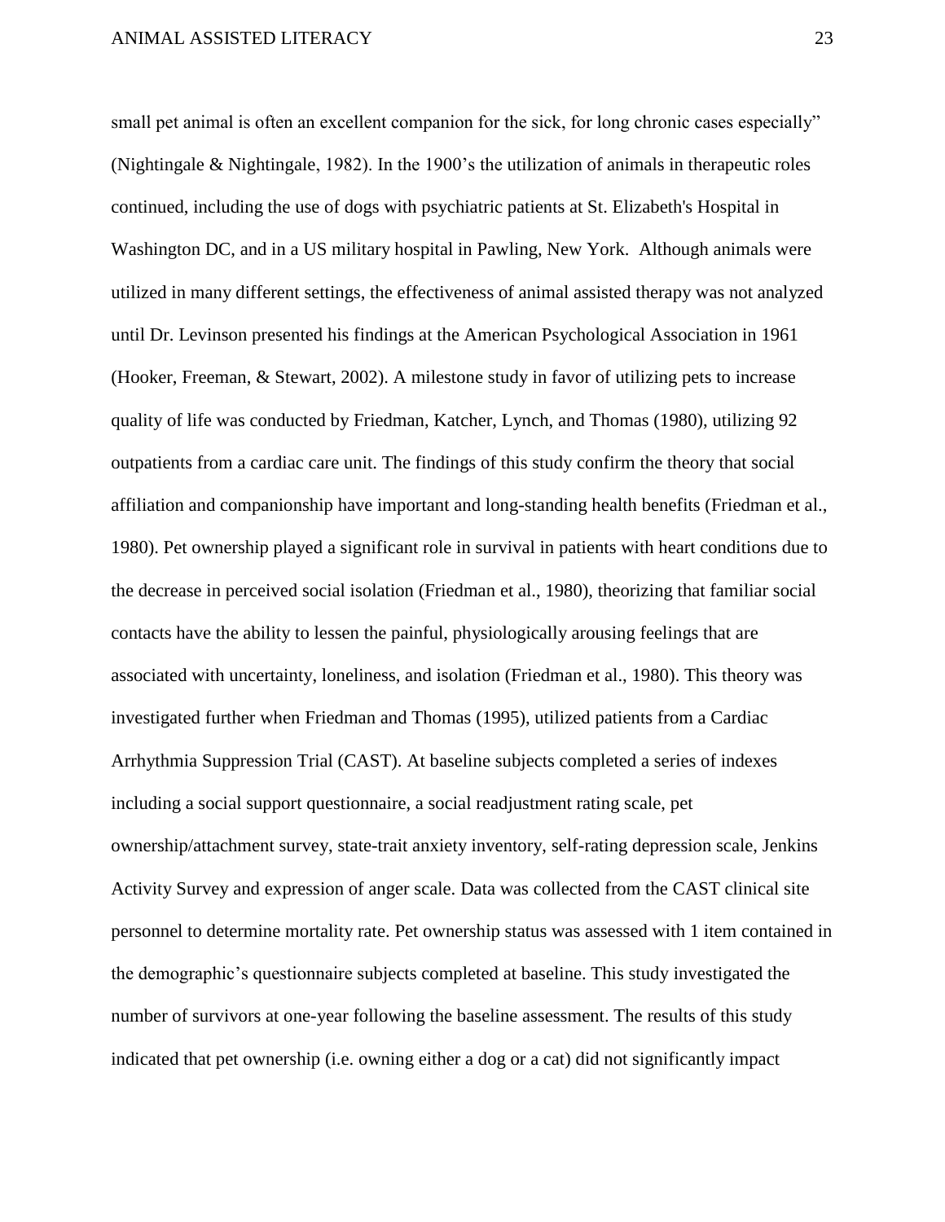small pet animal is often an excellent companion for the sick, for long chronic cases especially" (Nightingale & Nightingale, 1982). In the 1900's the utilization of animals in therapeutic roles continued, including the use of dogs with psychiatric patients at St. Elizabeth's Hospital in Washington DC, and in a US military hospital in Pawling, New York. Although animals were utilized in many different settings, the effectiveness of animal assisted therapy was not analyzed until Dr. Levinson presented his findings at the American Psychological Association in 1961 (Hooker, Freeman, & Stewart, 2002). A milestone study in favor of utilizing pets to increase quality of life was conducted by Friedman, Katcher, Lynch, and Thomas (1980), utilizing 92 outpatients from a cardiac care unit. The findings of this study confirm the theory that social affiliation and companionship have important and long-standing health benefits (Friedman et al., 1980). Pet ownership played a significant role in survival in patients with heart conditions due to the decrease in perceived social isolation (Friedman et al., 1980), theorizing that familiar social contacts have the ability to lessen the painful, physiologically arousing feelings that are associated with uncertainty, loneliness, and isolation (Friedman et al., 1980). This theory was investigated further when Friedman and Thomas (1995), utilized patients from a Cardiac Arrhythmia Suppression Trial (CAST). At baseline subjects completed a series of indexes including a social support questionnaire, a social readjustment rating scale, pet ownership/attachment survey, state-trait anxiety inventory, self-rating depression scale, Jenkins Activity Survey and expression of anger scale. Data was collected from the CAST clinical site personnel to determine mortality rate. Pet ownership status was assessed with 1 item contained in the demographic's questionnaire subjects completed at baseline. This study investigated the number of survivors at one-year following the baseline assessment. The results of this study indicated that pet ownership (i.e. owning either a dog or a cat) did not significantly impact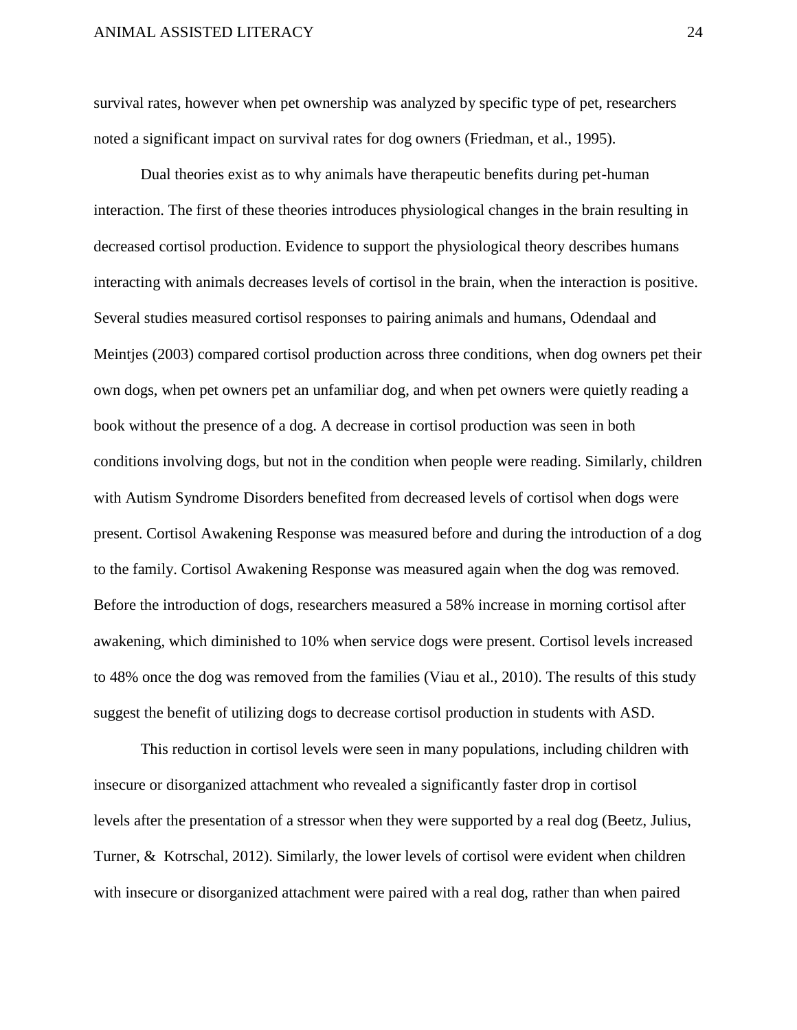survival rates, however when pet ownership was analyzed by specific type of pet, researchers noted a significant impact on survival rates for dog owners (Friedman, et al., 1995).

Dual theories exist as to why animals have therapeutic benefits during pet-human interaction. The first of these theories introduces physiological changes in the brain resulting in decreased cortisol production. Evidence to support the physiological theory describes humans interacting with animals decreases levels of cortisol in the brain, when the interaction is positive. Several studies measured cortisol responses to pairing animals and humans, Odendaal and Meintjes (2003) compared cortisol production across three conditions, when dog owners pet their own dogs, when pet owners pet an unfamiliar dog, and when pet owners were quietly reading a book without the presence of a dog. A decrease in cortisol production was seen in both conditions involving dogs, but not in the condition when people were reading. Similarly, children with Autism Syndrome Disorders benefited from decreased levels of cortisol when dogs were present. Cortisol Awakening Response was measured before and during the introduction of a dog to the family. Cortisol Awakening Response was measured again when the dog was removed. Before the introduction of dogs, researchers measured a 58% increase in morning cortisol after awakening, which diminished to 10% when service dogs were present. Cortisol levels increased to 48% once the dog was removed from the families (Viau et al., 2010). The results of this study suggest the benefit of utilizing dogs to decrease cortisol production in students with ASD.

This reduction in cortisol levels were seen in many populations, including children with insecure or disorganized attachment who revealed a significantly faster drop in cortisol levels after the presentation of a stressor when they were supported by a real dog (Beetz, Julius, Turner, & Kotrschal, 2012). Similarly, the lower levels of cortisol were evident when children with insecure or disorganized attachment were paired with a real dog, rather than when paired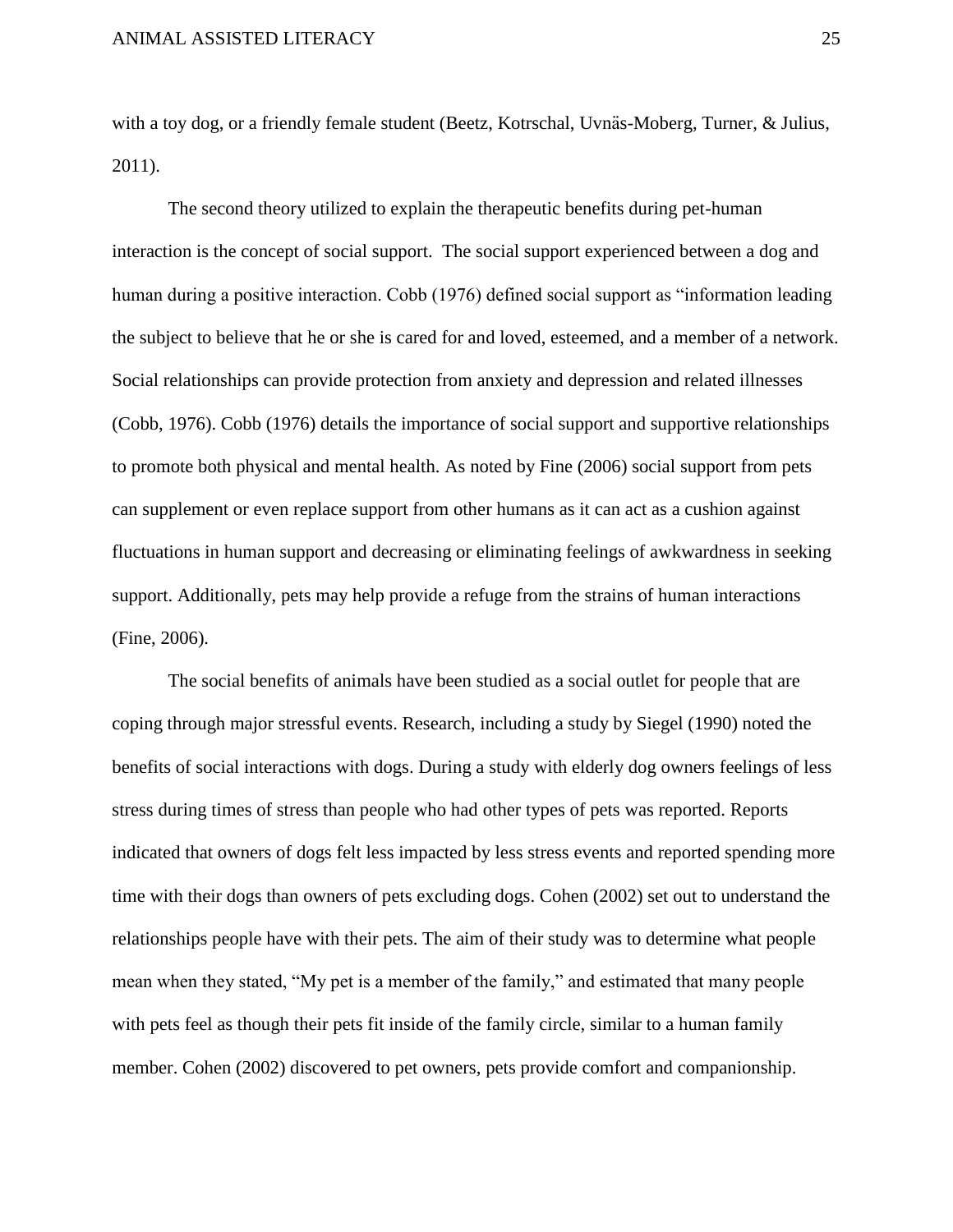with a toy dog, or a friendly female student (Beetz, Kotrschal, Uvnäs-Moberg, Turner, & Julius, 2011).

The second theory utilized to explain the therapeutic benefits during pet-human interaction is the concept of social support.  The social support experienced between a dog and human during a positive interaction. Cobb (1976) defined social support as "information leading the subject to believe that he or she is cared for and loved, esteemed, and a member of a network. Social relationships can provide protection from anxiety and depression and related illnesses (Cobb, 1976). Cobb (1976) details the importance of social support and supportive relationships to promote both physical and mental health. As noted by Fine (2006) social support from pets can supplement or even replace support from other humans as it can act as a cushion against fluctuations in human support and decreasing or eliminating feelings of awkwardness in seeking support. Additionally, pets may help provide a refuge from the strains of human interactions (Fine, 2006).

The social benefits of animals have been studied as a social outlet for people that are coping through major stressful events. Research, including a study by Siegel (1990) noted the benefits of social interactions with dogs. During a study with elderly dog owners feelings of less stress during times of stress than people who had other types of pets was reported. Reports indicated that owners of dogs felt less impacted by less stress events and reported spending more time with their dogs than owners of pets excluding dogs. Cohen (2002) set out to understand the relationships people have with their pets. The aim of their study was to determine what people mean when they stated, "My pet is a member of the family," and estimated that many people with pets feel as though their pets fit inside of the family circle, similar to a human family member. Cohen (2002) discovered to pet owners, pets provide comfort and companionship.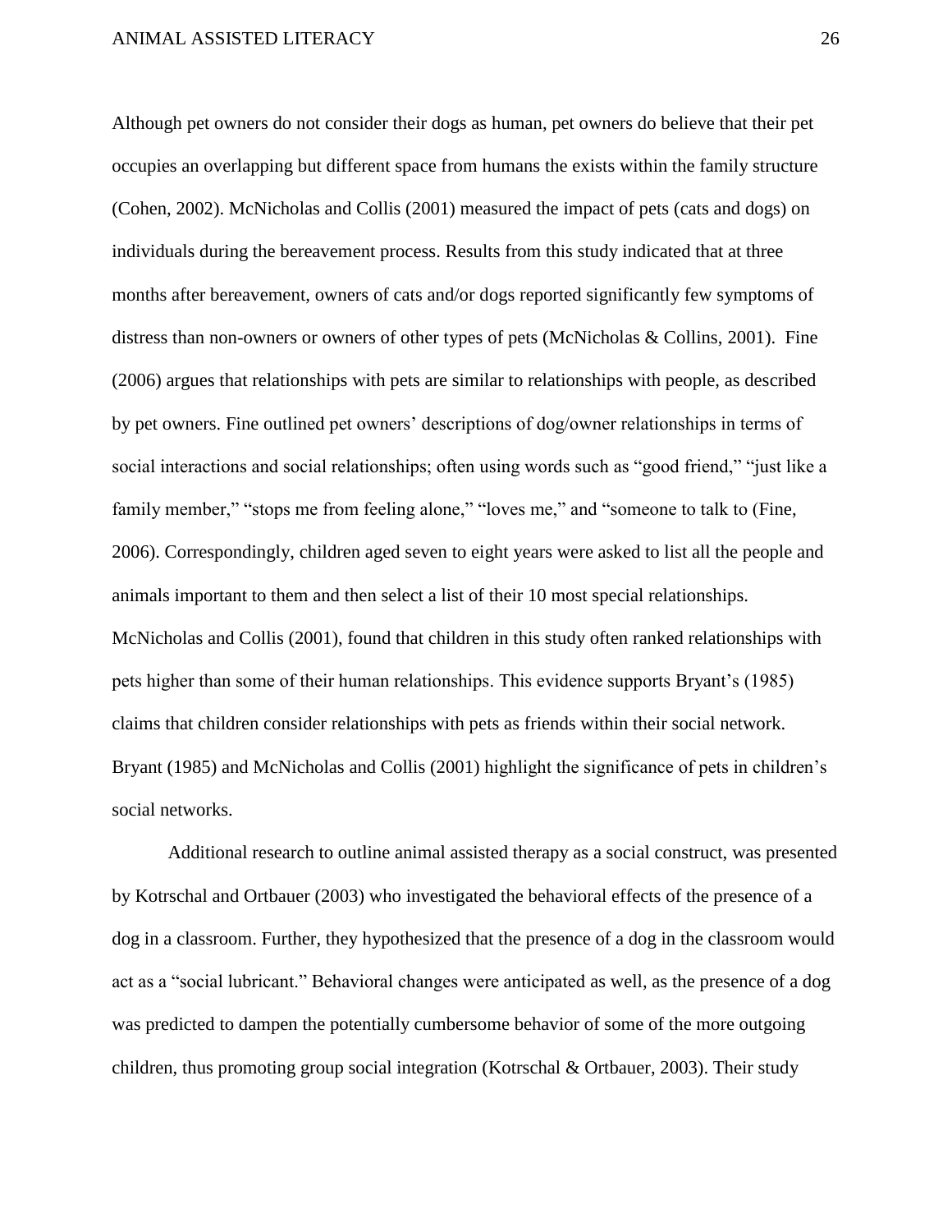Although pet owners do not consider their dogs as human, pet owners do believe that their pet occupies an overlapping but different space from humans the exists within the family structure (Cohen, 2002). McNicholas and Collis (2001) measured the impact of pets (cats and dogs) on individuals during the bereavement process. Results from this study indicated that at three months after bereavement, owners of cats and/or dogs reported significantly few symptoms of distress than non-owners or owners of other types of pets (McNicholas & Collins, 2001). Fine (2006) argues that relationships with pets are similar to relationships with people, as described by pet owners. Fine outlined pet owners' descriptions of dog/owner relationships in terms of social interactions and social relationships; often using words such as "good friend," "just like a family member," "stops me from feeling alone," "loves me," and "someone to talk to (Fine, 2006). Correspondingly, children aged seven to eight years were asked to list all the people and animals important to them and then select a list of their 10 most special relationships. McNicholas and Collis (2001), found that children in this study often ranked relationships with pets higher than some of their human relationships. This evidence supports Bryant's (1985) claims that children consider relationships with pets as friends within their social network. Bryant (1985) and McNicholas and Collis (2001) highlight the significance of pets in children's social networks.

Additional research to outline animal assisted therapy as a social construct, was presented by Kotrschal and Ortbauer (2003) who investigated the behavioral effects of the presence of a dog in a classroom. Further, they hypothesized that the presence of a dog in the classroom would act as a "social lubricant." Behavioral changes were anticipated as well, as the presence of a dog was predicted to dampen the potentially cumbersome behavior of some of the more outgoing children, thus promoting group social integration (Kotrschal & Ortbauer, 2003). Their study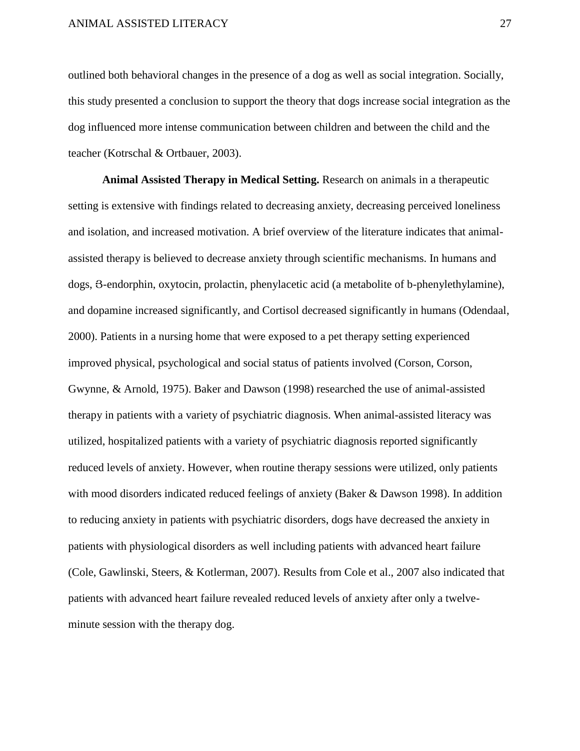outlined both behavioral changes in the presence of a dog as well as social integration. Socially, this study presented a conclusion to support the theory that dogs increase social integration as the dog influenced more intense communication between children and between the child and the teacher (Kotrschal & Ortbauer, 2003).

**Animal Assisted Therapy in Medical Setting.** Research on animals in a therapeutic setting is extensive with findings related to decreasing anxiety, decreasing perceived loneliness and isolation, and increased motivation. A brief overview of the literature indicates that animal-assisted therapy is believed to decrease anxiety through scientific mechanisms. In humans and dogs, ƺ-endorphin, oxytocin, prolactin, phenylacetic acid (a metabolite of b-phenylethylamine), and dopamine increased significantly, and Cortisol decreased significantly in humans (Odendaal, 2000). Patients in a nursing home that were exposed to a pet therapy setting experienced improved physical, psychological and social status of patients involved (Corson, Corson, Gwynne, & Arnold, 1975). Baker and Dawson (1998) researched the use of animal-assisted therapy in patients with a variety of psychiatric diagnosis. When animal-assisted literacy was utilized, hospitalized patients with a variety of psychiatric diagnosis reported significantly reduced levels of anxiety. However, when routine therapy sessions were utilized, only patients with mood disorders indicated reduced feelings of anxiety (Baker & Dawson 1998). In addition to reducing anxiety in patients with psychiatric disorders, dogs have decreased the anxiety in patients with physiological disorders as well including patients with advanced heart failure (Cole, Gawlinski, Steers, & Kotlerman, 2007). Results from Cole et al., 2007 also indicated that patients with advanced heart failure revealed reduced levels of anxiety after only a twelve-minute session with the therapy dog.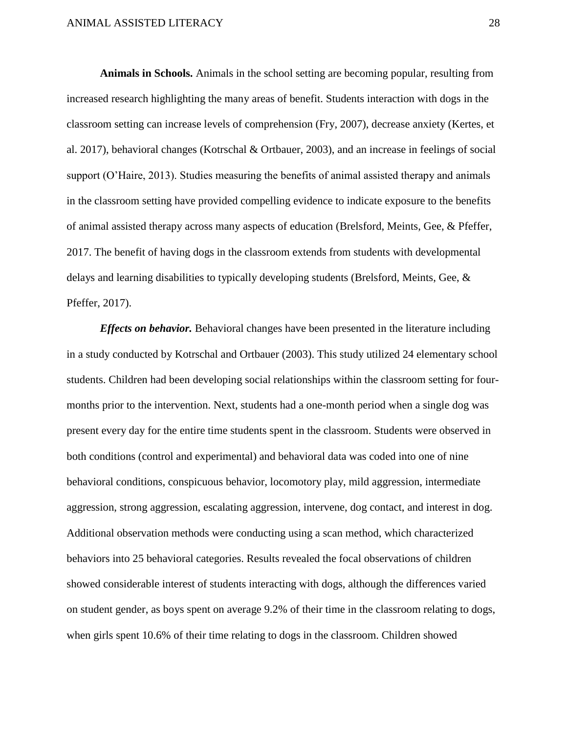**Animals in Schools.** Animals in the school setting are becoming popular, resulting from increased research highlighting the many areas of benefit. Students interaction with dogs in the classroom setting can increase levels of comprehension (Fry, 2007), decrease anxiety (Kertes, et al. 2017), behavioral changes (Kotrschal & Ortbauer, 2003), and an increase in feelings of social support (O'Haire, 2013). Studies measuring the benefits of animal assisted therapy and animals in the classroom setting have provided compelling evidence to indicate exposure to the benefits of animal assisted therapy across many aspects of education (Brelsford, Meints, Gee, & Pfeffer, 2017. The benefit of having dogs in the classroom extends from students with developmental delays and learning disabilities to typically developing students (Brelsford, Meints, Gee, & Pfeffer, 2017).

***Effects on behavior.*** Behavioral changes have been presented in the literature including in a study conducted by Kotrschal and Ortbauer (2003). This study utilized 24 elementary school students. Children had been developing social relationships within the classroom setting for four-months prior to the intervention. Next, students had a one-month period when a single dog was present every day for the entire time students spent in the classroom. Students were observed in both conditions (control and experimental) and behavioral data was coded into one of nine behavioral conditions, conspicuous behavior, locomotory play, mild aggression, intermediate aggression, strong aggression, escalating aggression, intervene, dog contact, and interest in dog. Additional observation methods were conducting using a scan method, which characterized behaviors into 25 behavioral categories. Results revealed the focal observations of children showed considerable interest of students interacting with dogs, although the differences varied on student gender, as boys spent on average 9.2% of their time in the classroom relating to dogs, when girls spent 10.6% of their time relating to dogs in the classroom. Children showed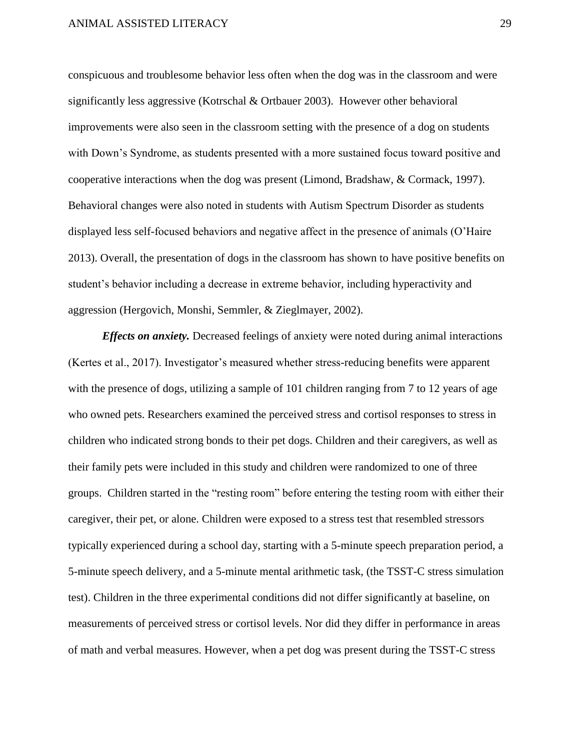conspicuous and troublesome behavior less often when the dog was in the classroom and were significantly less aggressive (Kotrschal & Ortbauer 2003). However other behavioral improvements were also seen in the classroom setting with the presence of a dog on students with Down's Syndrome, as students presented with a more sustained focus toward positive and cooperative interactions when the dog was present (Limond, Bradshaw, & Cormack, 1997). Behavioral changes were also noted in students with Autism Spectrum Disorder as students displayed less self-focused behaviors and negative affect in the presence of animals (O'Haire 2013). Overall, the presentation of dogs in the classroom has shown to have positive benefits on student's behavior including a decrease in extreme behavior, including hyperactivity and aggression (Hergovich, Monshi, Semmler, & Zieglmayer, 2002).

***Effects on anxiety.*** Decreased feelings of anxiety were noted during animal interactions (Kertes et al., 2017). Investigator's measured whether stress-reducing benefits were apparent with the presence of dogs, utilizing a sample of 101 children ranging from 7 to 12 years of age who owned pets. Researchers examined the perceived stress and cortisol responses to stress in children who indicated strong bonds to their pet dogs. Children and their caregivers, as well as their family pets were included in this study and children were randomized to one of three groups. Children started in the "resting room" before entering the testing room with either their caregiver, their pet, or alone. Children were exposed to a stress test that resembled stressors typically experienced during a school day, starting with a 5-minute speech preparation period, a 5-minute speech delivery, and a 5-minute mental arithmetic task, (the TSST-C stress simulation test). Children in the three experimental conditions did not differ significantly at baseline, on measurements of perceived stress or cortisol levels. Nor did they differ in performance in areas of math and verbal measures. However, when a pet dog was present during the TSST-C stress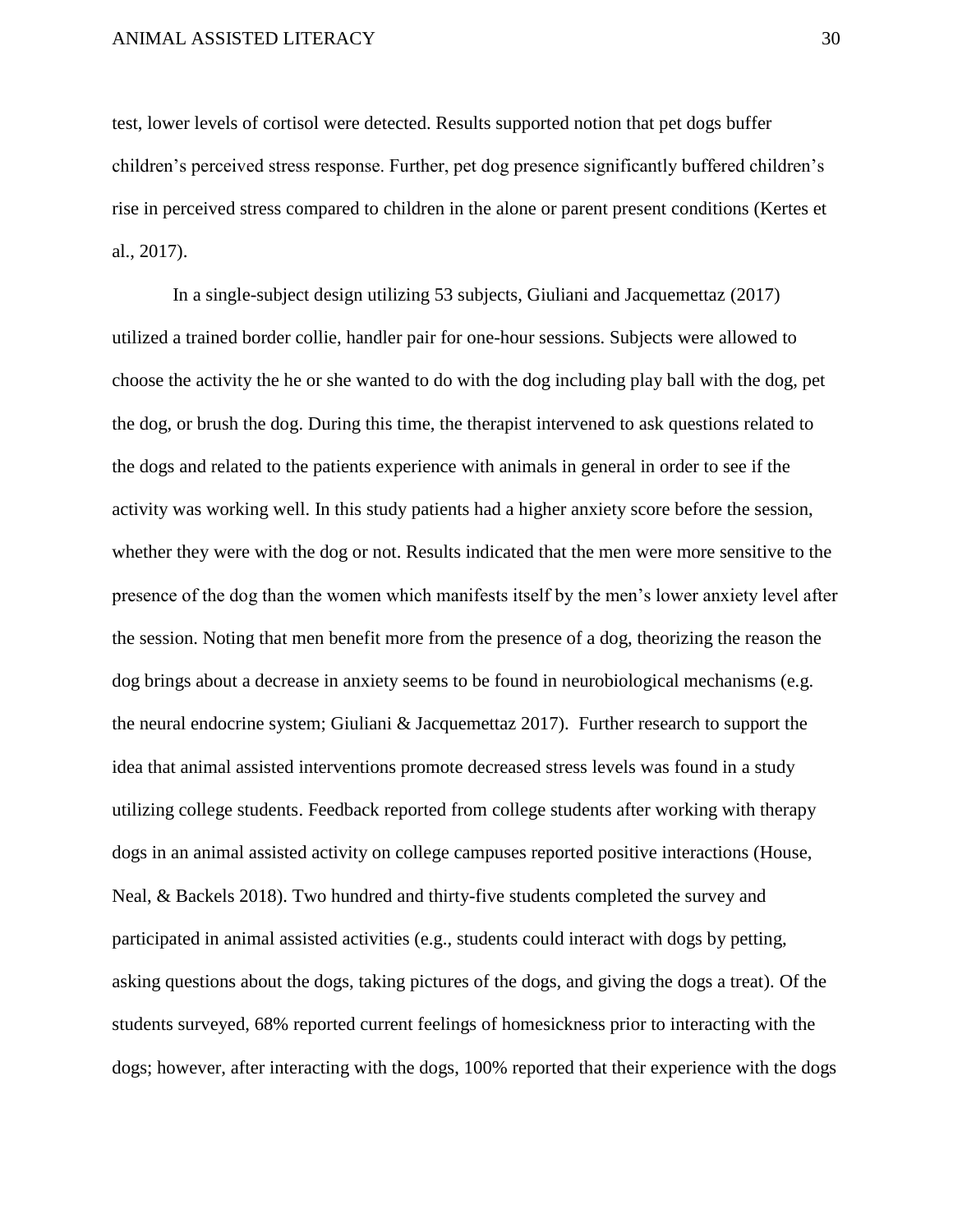test, lower levels of cortisol were detected. Results supported notion that pet dogs buffer children's perceived stress response. Further, pet dog presence significantly buffered children's rise in perceived stress compared to children in the alone or parent present conditions (Kertes et al., 2017).

In a single-subject design utilizing 53 subjects, Giuliani and Jacquemettaz (2017) utilized a trained border collie, handler pair for one-hour sessions. Subjects were allowed to choose the activity the he or she wanted to do with the dog including play ball with the dog, pet the dog, or brush the dog. During this time, the therapist intervened to ask questions related to the dogs and related to the patients experience with animals in general in order to see if the activity was working well. In this study patients had a higher anxiety score before the session, whether they were with the dog or not. Results indicated that the men were more sensitive to the presence of the dog than the women which manifests itself by the men's lower anxiety level after the session. Noting that men benefit more from the presence of a dog, theorizing the reason the dog brings about a decrease in anxiety seems to be found in neurobiological mechanisms (e.g. the neural endocrine system; Giuliani & Jacquemettaz 2017). Further research to support the idea that animal assisted interventions promote decreased stress levels was found in a study utilizing college students. Feedback reported from college students after working with therapy dogs in an animal assisted activity on college campuses reported positive interactions (House, Neal, & Backels 2018). Two hundred and thirty-five students completed the survey and participated in animal assisted activities (e.g., students could interact with dogs by petting, asking questions about the dogs, taking pictures of the dogs, and giving the dogs a treat). Of the students surveyed, 68% reported current feelings of homesickness prior to interacting with the dogs; however, after interacting with the dogs, 100% reported that their experience with the dogs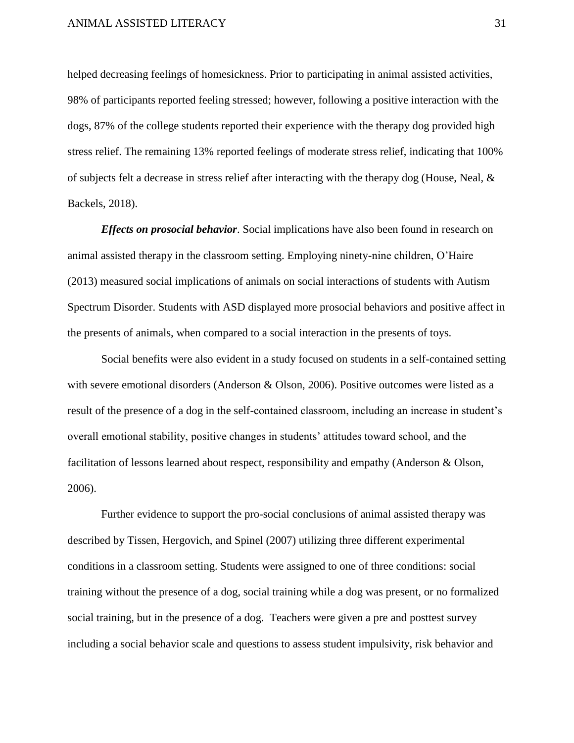helped decreasing feelings of homesickness. Prior to participating in animal assisted activities, 98% of participants reported feeling stressed; however, following a positive interaction with the dogs, 87% of the college students reported their experience with the therapy dog provided high stress relief. The remaining 13% reported feelings of moderate stress relief, indicating that 100% of subjects felt a decrease in stress relief after interacting with the therapy dog (House, Neal, & Backels, 2018).

***Effects on prosocial behavior***. Social implications have also been found in research on animal assisted therapy in the classroom setting. Employing ninety-nine children, O'Haire (2013) measured social implications of animals on social interactions of students with Autism Spectrum Disorder. Students with ASD displayed more prosocial behaviors and positive affect in the presents of animals, when compared to a social interaction in the presents of toys.

Social benefits were also evident in a study focused on students in a self-contained setting with severe emotional disorders (Anderson & Olson, 2006). Positive outcomes were listed as a result of the presence of a dog in the self-contained classroom, including an increase in student's overall emotional stability, positive changes in students' attitudes toward school, and the facilitation of lessons learned about respect, responsibility and empathy (Anderson & Olson, 2006).

Further evidence to support the pro-social conclusions of animal assisted therapy was described by Tissen, Hergovich, and Spinel (2007) utilizing three different experimental conditions in a classroom setting. Students were assigned to one of three conditions: social training without the presence of a dog, social training while a dog was present, or no formalized social training, but in the presence of a dog. Teachers were given a pre and posttest survey including a social behavior scale and questions to assess student impulsivity, risk behavior and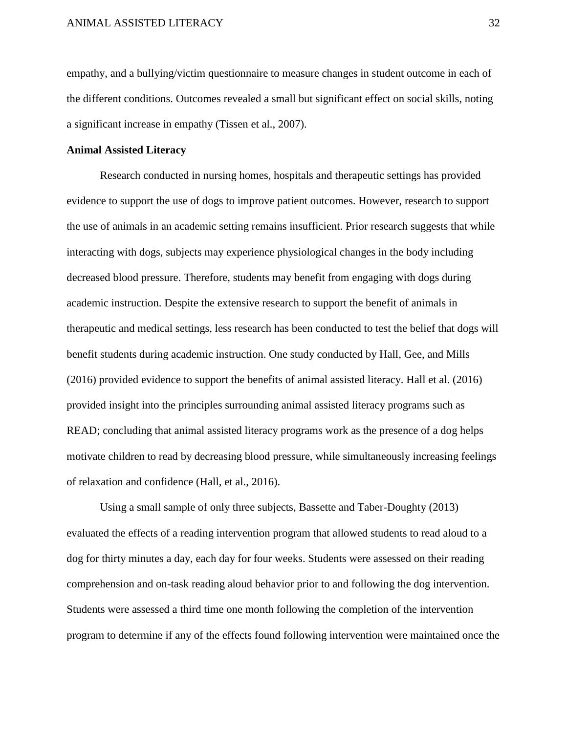empathy, and a bullying/victim questionnaire to measure changes in student outcome in each of the different conditions. Outcomes revealed a small but significant effect on social skills, noting a significant increase in empathy (Tissen et al., 2007).

**Animal Assisted Literacy**

Research conducted in nursing homes, hospitals and therapeutic settings has provided evidence to support the use of dogs to improve patient outcomes. However, research to support the use of animals in an academic setting remains insufficient. Prior research suggests that while interacting with dogs, subjects may experience physiological changes in the body including decreased blood pressure. Therefore, students may benefit from engaging with dogs during academic instruction. Despite the extensive research to support the benefit of animals in therapeutic and medical settings, less research has been conducted to test the belief that dogs will benefit students during academic instruction. One study conducted by Hall, Gee, and Mills (2016) provided evidence to support the benefits of animal assisted literacy. Hall et al. (2016) provided insight into the principles surrounding animal assisted literacy programs such as READ; concluding that animal assisted literacy programs work as the presence of a dog helps motivate children to read by decreasing blood pressure, while simultaneously increasing feelings of relaxation and confidence (Hall, et al., 2016).

Using a small sample of only three subjects, Bassette and Taber-Doughty (2013) evaluated the effects of a reading intervention program that allowed students to read aloud to a dog for thirty minutes a day, each day for four weeks. Students were assessed on their reading comprehension and on-task reading aloud behavior prior to and following the dog intervention. Students were assessed a third time one month following the completion of the intervention program to determine if any of the effects found following intervention were maintained once the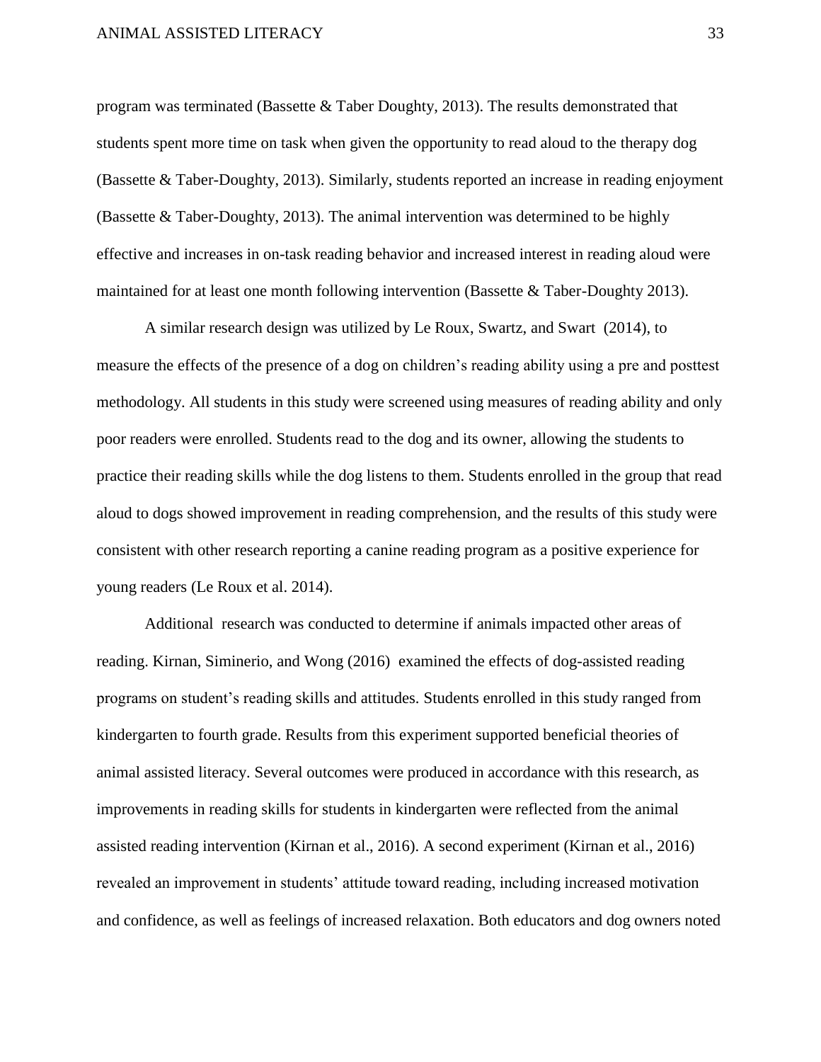program was terminated (Bassette & Taber Doughty, 2013). The results demonstrated that students spent more time on task when given the opportunity to read aloud to the therapy dog (Bassette & Taber-Doughty, 2013). Similarly, students reported an increase in reading enjoyment (Bassette & Taber-Doughty, 2013). The animal intervention was determined to be highly effective and increases in on-task reading behavior and increased interest in reading aloud were maintained for at least one month following intervention (Bassette & Taber-Doughty 2013).

A similar research design was utilized by Le Roux, Swartz, and Swart (2014), to measure the effects of the presence of a dog on children's reading ability using a pre and posttest methodology. All students in this study were screened using measures of reading ability and only poor readers were enrolled. Students read to the dog and its owner, allowing the students to practice their reading skills while the dog listens to them. Students enrolled in the group that read aloud to dogs showed improvement in reading comprehension, and the results of this study were consistent with other research reporting a canine reading program as a positive experience for young readers (Le Roux et al. 2014).

Additional research was conducted to determine if animals impacted other areas of reading. Kirnan, Siminerio, and Wong (2016) examined the effects of dog-assisted reading programs on student's reading skills and attitudes. Students enrolled in this study ranged from kindergarten to fourth grade. Results from this experiment supported beneficial theories of animal assisted literacy. Several outcomes were produced in accordance with this research, as improvements in reading skills for students in kindergarten were reflected from the animal assisted reading intervention (Kirnan et al., 2016). A second experiment (Kirnan et al., 2016) revealed an improvement in students' attitude toward reading, including increased motivation and confidence, as well as feelings of increased relaxation. Both educators and dog owners noted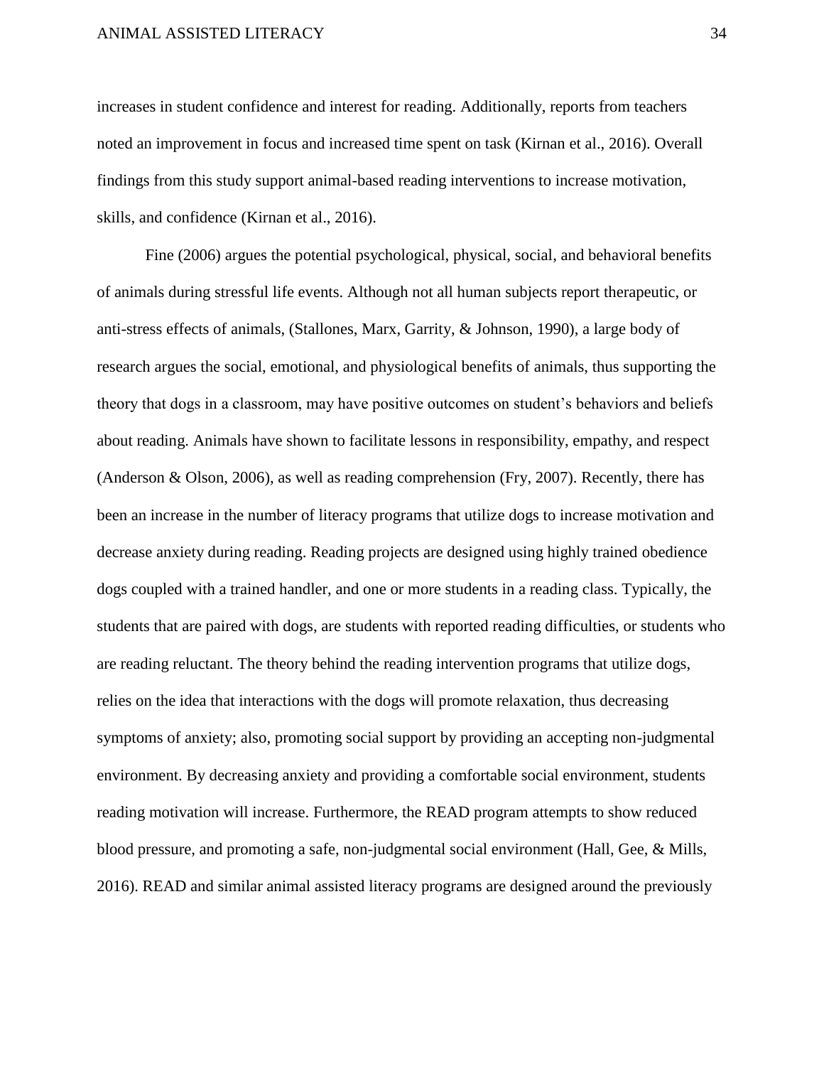increases in student confidence and interest for reading. Additionally, reports from teachers noted an improvement in focus and increased time spent on task (Kirnan et al., 2016). Overall findings from this study support animal-based reading interventions to increase motivation, skills, and confidence (Kirnan et al., 2016).

Fine (2006) argues the potential psychological, physical, social, and behavioral benefits of animals during stressful life events. Although not all human subjects report therapeutic, or anti-stress effects of animals, (Stallones, Marx, Garrity, & Johnson, 1990), a large body of research argues the social, emotional, and physiological benefits of animals, thus supporting the theory that dogs in a classroom, may have positive outcomes on student's behaviors and beliefs about reading. Animals have shown to facilitate lessons in responsibility, empathy, and respect (Anderson & Olson, 2006), as well as reading comprehension (Fry, 2007). Recently, there has been an increase in the number of literacy programs that utilize dogs to increase motivation and decrease anxiety during reading. Reading projects are designed using highly trained obedience dogs coupled with a trained handler, and one or more students in a reading class. Typically, the students that are paired with dogs, are students with reported reading difficulties, or students who are reading reluctant. The theory behind the reading intervention programs that utilize dogs, relies on the idea that interactions with the dogs will promote relaxation, thus decreasing symptoms of anxiety; also, promoting social support by providing an accepting non-judgmental environment. By decreasing anxiety and providing a comfortable social environment, students reading motivation will increase. Furthermore, the READ program attempts to show reduced blood pressure, and promoting a safe, non-judgmental social environment (Hall, Gee, & Mills, 2016). READ and similar animal assisted literacy programs are designed around the previously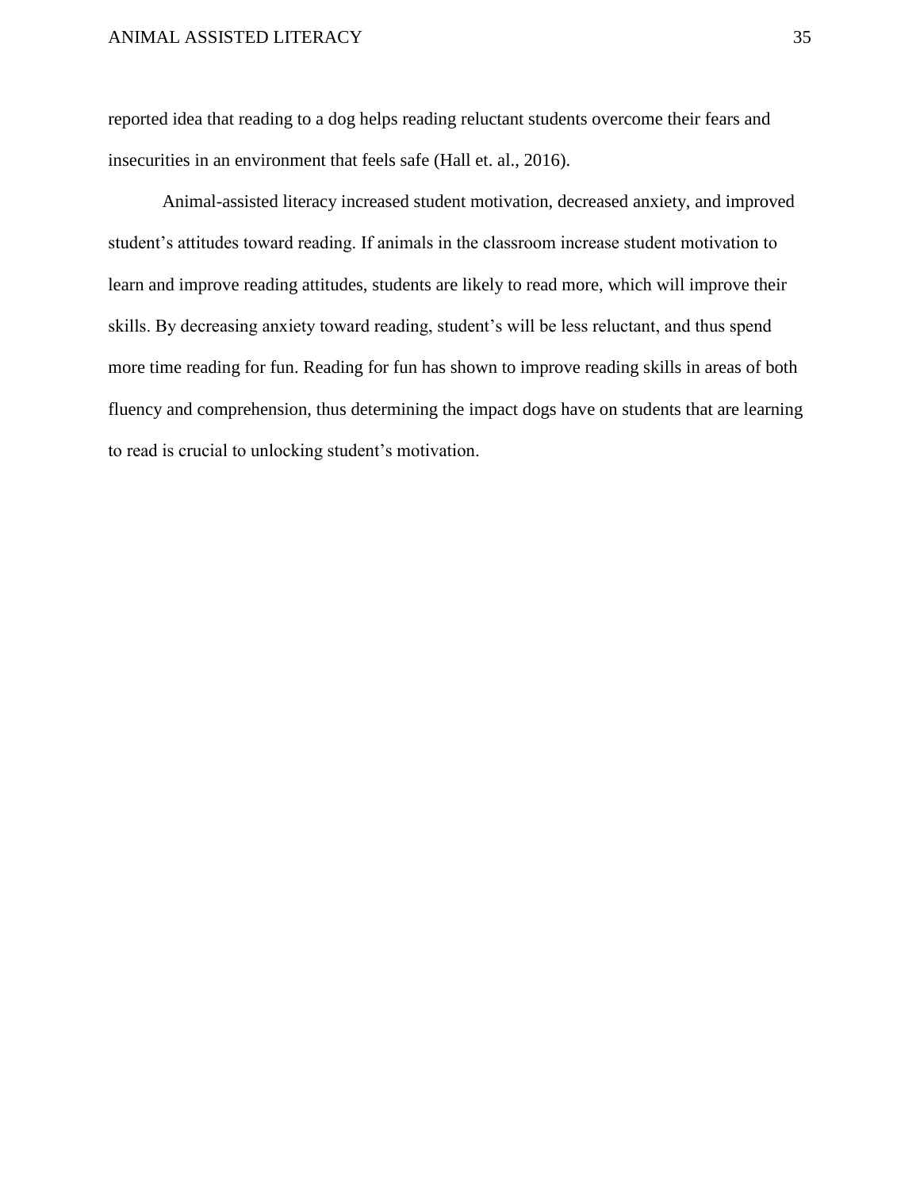reported idea that reading to a dog helps reading reluctant students overcome their fears and insecurities in an environment that feels safe (Hall et. al., 2016).

Animal-assisted literacy increased student motivation, decreased anxiety, and improved student's attitudes toward reading. If animals in the classroom increase student motivation to learn and improve reading attitudes, students are likely to read more, which will improve their skills. By decreasing anxiety toward reading, student's will be less reluctant, and thus spend more time reading for fun. Reading for fun has shown to improve reading skills in areas of both fluency and comprehension, thus determining the impact dogs have on students that are learning to read is crucial to unlocking student's motivation.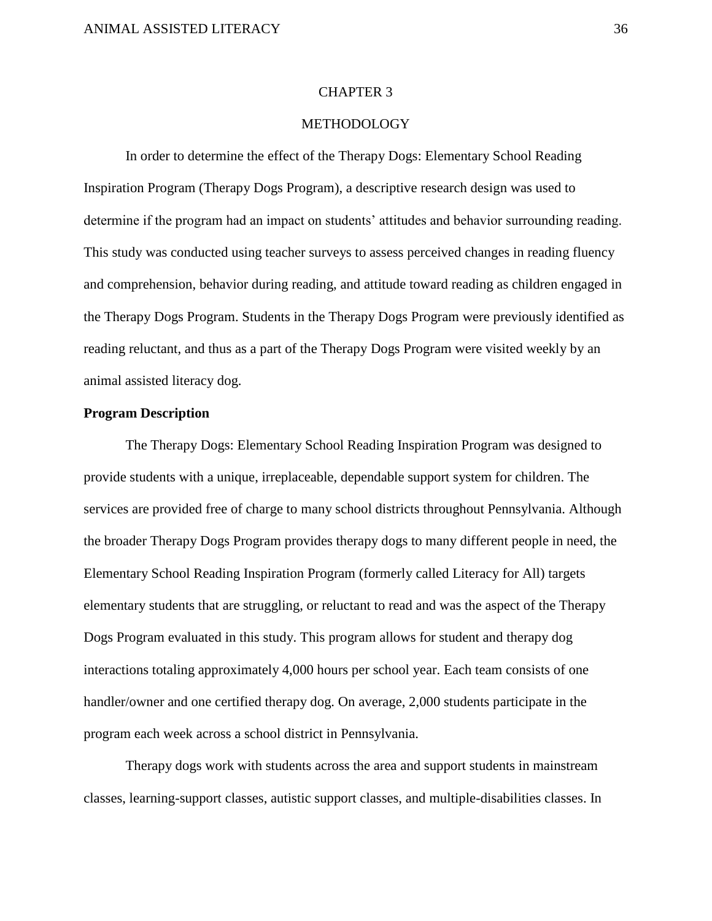# CHAPTER 3

# METHODOLOGY

In order to determine the effect of the Therapy Dogs: Elementary School Reading Inspiration Program (Therapy Dogs Program), a descriptive research design was used to determine if the program had an impact on students' attitudes and behavior surrounding reading. This study was conducted using teacher surveys to assess perceived changes in reading fluency and comprehension, behavior during reading, and attitude toward reading as children engaged in the Therapy Dogs Program. Students in the Therapy Dogs Program were previously identified as reading reluctant, and thus as a part of the Therapy Dogs Program were visited weekly by an animal assisted literacy dog.

## Program Description

The Therapy Dogs: Elementary School Reading Inspiration Program was designed to provide students with a unique, irreplaceable, dependable support system for children. The services are provided free of charge to many school districts throughout Pennsylvania. Although the broader Therapy Dogs Program provides therapy dogs to many different people in need, the Elementary School Reading Inspiration Program (formerly called Literacy for All) targets elementary students that are struggling, or reluctant to read and was the aspect of the Therapy Dogs Program evaluated in this study. This program allows for student and therapy dog interactions totaling approximately 4,000 hours per school year. Each team consists of one handler/owner and one certified therapy dog. On average, 2,000 students participate in the program each week across a school district in Pennsylvania.

Therapy dogs work with students across the area and support students in mainstream classes, learning-support classes, autistic support classes, and multiple-disabilities classes. In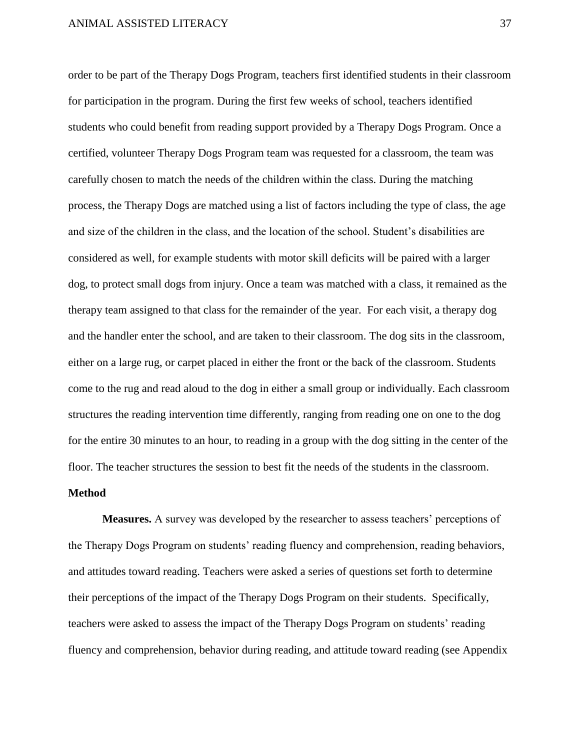order to be part of the Therapy Dogs Program, teachers first identified students in their classroom for participation in the program. During the first few weeks of school, teachers identified students who could benefit from reading support provided by a Therapy Dogs Program. Once a certified, volunteer Therapy Dogs Program team was requested for a classroom, the team was carefully chosen to match the needs of the children within the class. During the matching process, the Therapy Dogs are matched using a list of factors including the type of class, the age and size of the children in the class, and the location of the school. Student's disabilities are considered as well, for example students with motor skill deficits will be paired with a larger dog, to protect small dogs from injury. Once a team was matched with a class, it remained as the therapy team assigned to that class for the remainder of the year. For each visit, a therapy dog and the handler enter the school, and are taken to their classroom. The dog sits in the classroom, either on a large rug, or carpet placed in either the front or the back of the classroom. Students come to the rug and read aloud to the dog in either a small group or individually. Each classroom structures the reading intervention time differently, ranging from reading one on one to the dog for the entire 30 minutes to an hour, to reading in a group with the dog sitting in the center of the floor. The teacher structures the session to best fit the needs of the students in the classroom.

## Method

**Measures.** A survey was developed by the researcher to assess teachers' perceptions of the Therapy Dogs Program on students' reading fluency and comprehension, reading behaviors, and attitudes toward reading. Teachers were asked a series of questions set forth to determine their perceptions of the impact of the Therapy Dogs Program on their students. Specifically, teachers were asked to assess the impact of the Therapy Dogs Program on students' reading fluency and comprehension, behavior during reading, and attitude toward reading (see Appendix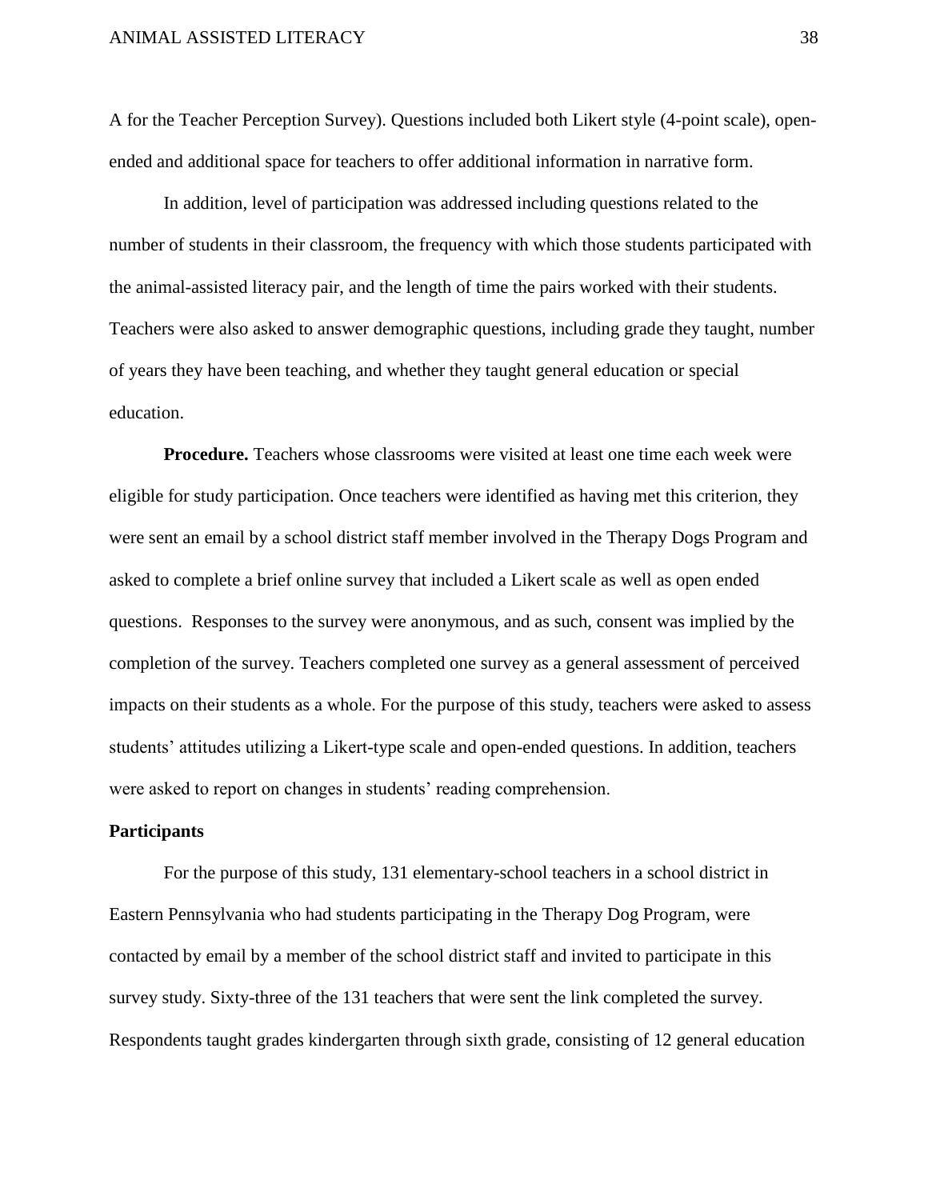A for the Teacher Perception Survey). Questions included both Likert style (4-point scale), open-ended and additional space for teachers to offer additional information in narrative form.

In addition, level of participation was addressed including questions related to the number of students in their classroom, the frequency with which those students participated with the animal-assisted literacy pair, and the length of time the pairs worked with their students. Teachers were also asked to answer demographic questions, including grade they taught, number of years they have been teaching, and whether they taught general education or special education.

**Procedure.** Teachers whose classrooms were visited at least one time each week were eligible for study participation. Once teachers were identified as having met this criterion, they were sent an email by a school district staff member involved in the Therapy Dogs Program and asked to complete a brief online survey that included a Likert scale as well as open ended questions. Responses to the survey were anonymous, and as such, consent was implied by the completion of the survey. Teachers completed one survey as a general assessment of perceived impacts on their students as a whole. For the purpose of this study, teachers were asked to assess students' attitudes utilizing a Likert-type scale and open-ended questions. In addition, teachers were asked to report on changes in students' reading comprehension.

## Participants

For the purpose of this study, 131 elementary-school teachers in a school district in Eastern Pennsylvania who had students participating in the Therapy Dog Program, were contacted by email by a member of the school district staff and invited to participate in this survey study. Sixty-three of the 131 teachers that were sent the link completed the survey. Respondents taught grades kindergarten through sixth grade, consisting of 12 general education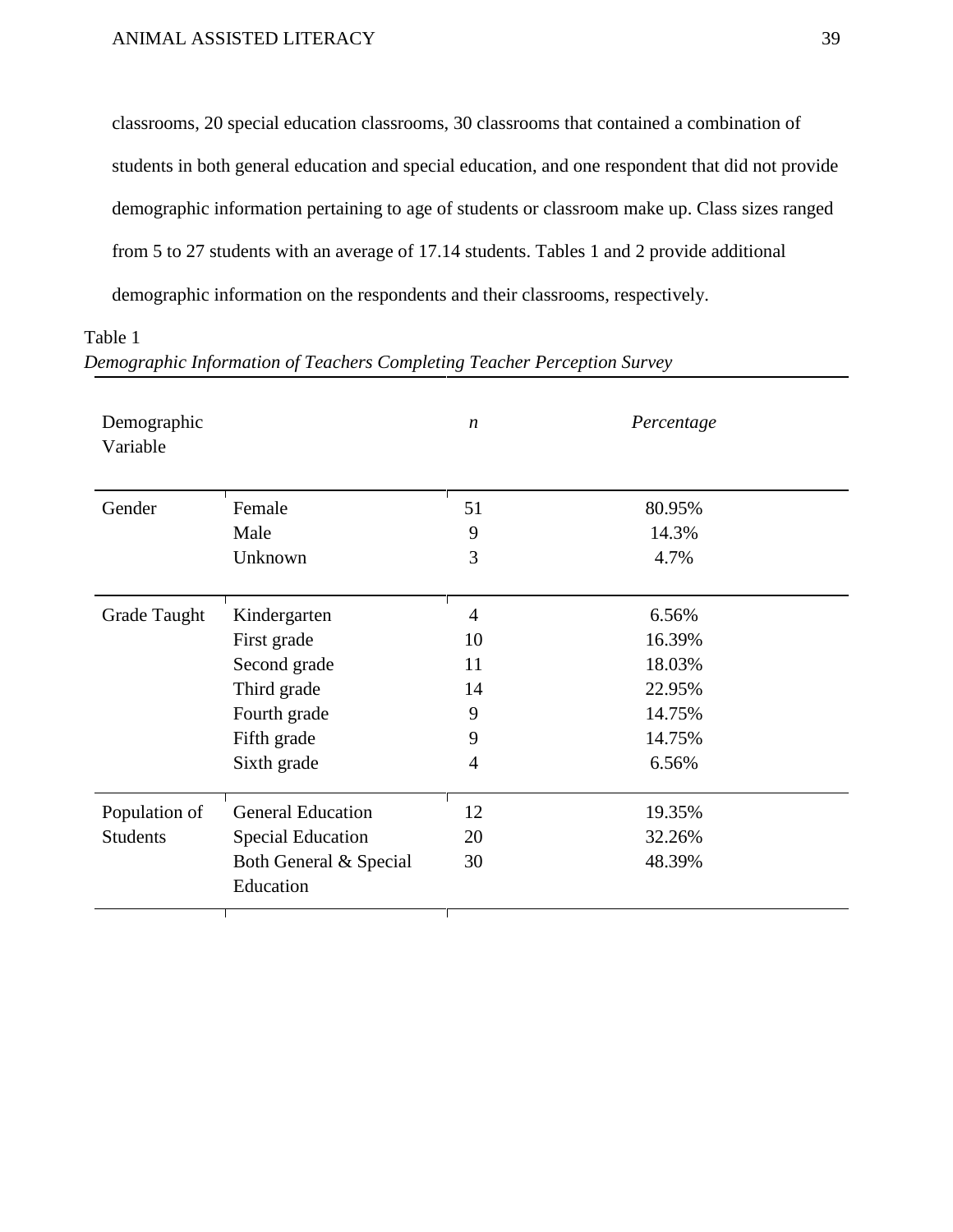classrooms, 20 special education classrooms, 30 classrooms that contained a combination of students in both general education and special education, and one respondent that did not provide demographic information pertaining to age of students or classroom make up. Class sizes ranged from 5 to 27 students with an average of 17.14 students. Tables 1 and 2 provide additional demographic information on the respondents and their classrooms, respectively.

Table 1

*Demographic Information of Teachers Completing Teacher Perception Survey*

| Demographic Variable | | *n* | *Percentage* |
|---|---|---|---|
| Gender | Female | 51 | 80.95% |
| | Male | 9 | 14.3% |
| | Unknown | 3 | 4.7% |
| Grade Taught | Kindergarten | 4 | 6.56% |
| | First grade | 10 | 16.39% |
| | Second grade | 11 | 18.03% |
| | Third grade | 14 | 22.95% |
| | Fourth grade | 9 | 14.75% |
| | Fifth grade | 9 | 14.75% |
| | Sixth grade | 4 | 6.56% |
| Population of Students | General Education | 12 | 19.35% |
| | Special Education | 20 | 32.26% |
| | Both General & Special Education | 30 | 48.39% |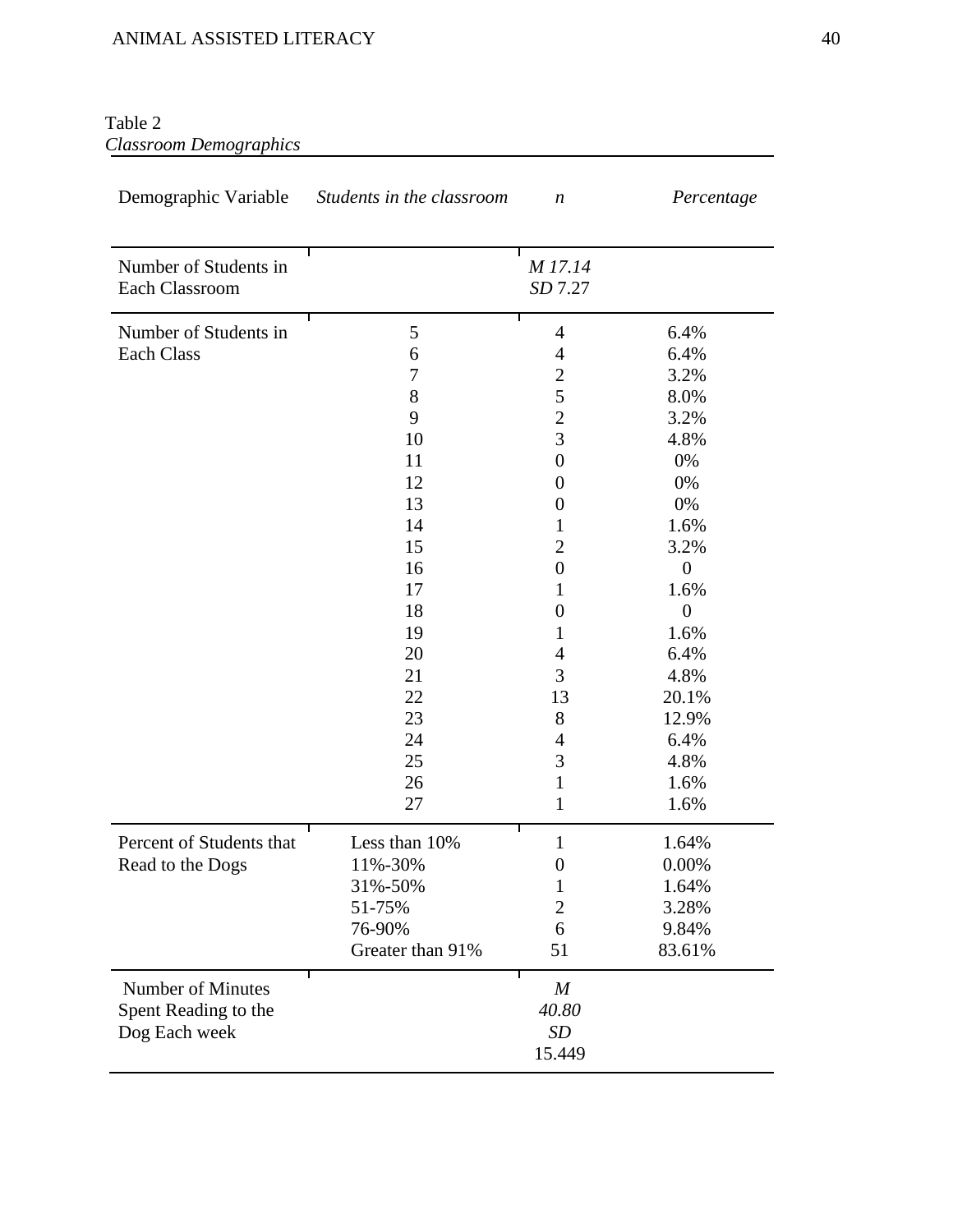Table 2

*Classroom Demographics*

| Demographic Variable | *Students in the classroom* | *n* | *Percentage* |
|---|---|---|---|
| Number of Students in Each Classroom | | *M* 17.14<br>*SD* 7.27 | |
| Number of Students in Each Class | 5 | 4 | 6.4% |
| | 6 | 4 | 6.4% |
| | 7 | 2 | 3.2% |
| | 8 | 5 | 8.0% |
| | 9 | 2 | 3.2% |
| | 10 | 3 | 4.8% |
| | 11 | 0 | 0% |
| | 12 | 0 | 0% |
| | 13 | 0 | 0% |
| | 14 | 1 | 1.6% |
| | 15 | 2 | 3.2% |
| | 16 | 0 | 0 |
| | 17 | 1 | 1.6% |
| | 18 | 0 | 0 |
| | 19 | 1 | 1.6% |
| | 20 | 4 | 6.4% |
| | 21 | 3 | 4.8% |
| | 22 | 13 | 20.1% |
| | 23 | 8 | 12.9% |
| | 24 | 4 | 6.4% |
| | 25 | 3 | 4.8% |
| | 26 | 1 | 1.6% |
| | 27 | 1 | 1.6% |
| Percent of Students that Read to the Dogs | Less than 10% | 1 | 1.64% |
| | 11%-30% | 0 | 0.00% |
| | 31%-50% | 1 | 1.64% |
| | 51-75% | 2 | 3.28% |
| | 76-90% | 6 | 9.84% |
| | Greater than 91% | 51 | 83.61% |
| Number of Minutes Spent Reading to the Dog Each week | | *M*<br>*40.80*<br>*SD*<br>15.449 | |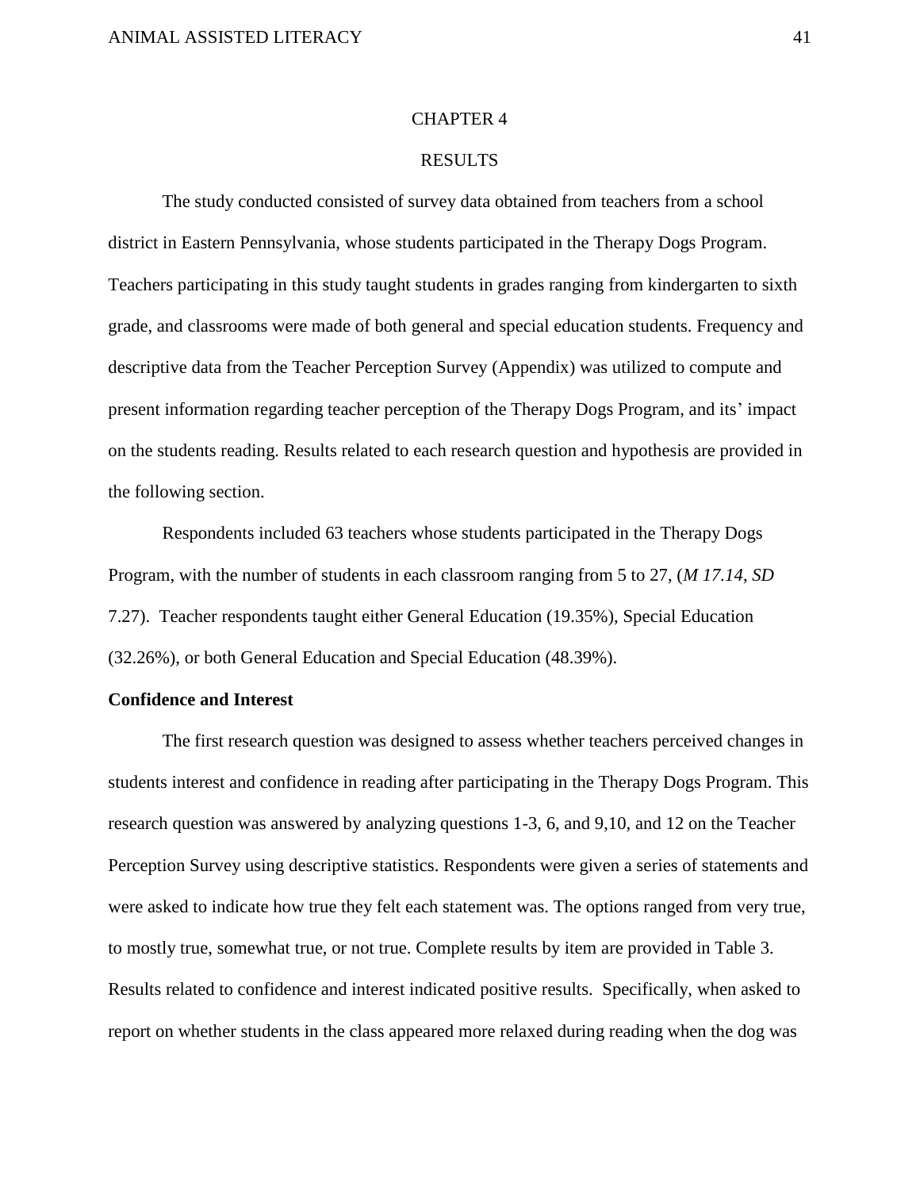# CHAPTER 4

# RESULTS

The study conducted consisted of survey data obtained from teachers from a school district in Eastern Pennsylvania, whose students participated in the Therapy Dogs Program. Teachers participating in this study taught students in grades ranging from kindergarten to sixth grade, and classrooms were made of both general and special education students. Frequency and descriptive data from the Teacher Perception Survey (Appendix) was utilized to compute and present information regarding teacher perception of the Therapy Dogs Program, and its' impact on the students reading. Results related to each research question and hypothesis are provided in the following section.

Respondents included 63 teachers whose students participated in the Therapy Dogs Program, with the number of students in each classroom ranging from 5 to 27, (*M 17.14, SD* 7.27). Teacher respondents taught either General Education (19.35%), Special Education (32.26%), or both General Education and Special Education (48.39%).

**Confidence and Interest**

The first research question was designed to assess whether teachers perceived changes in students interest and confidence in reading after participating in the Therapy Dogs Program. This research question was answered by analyzing questions 1-3, 6, and 9,10, and 12 on the Teacher Perception Survey using descriptive statistics. Respondents were given a series of statements and were asked to indicate how true they felt each statement was. The options ranged from very true, to mostly true, somewhat true, or not true. Complete results by item are provided in Table 3. Results related to confidence and interest indicated positive results. Specifically, when asked to report on whether students in the class appeared more relaxed during reading when the dog was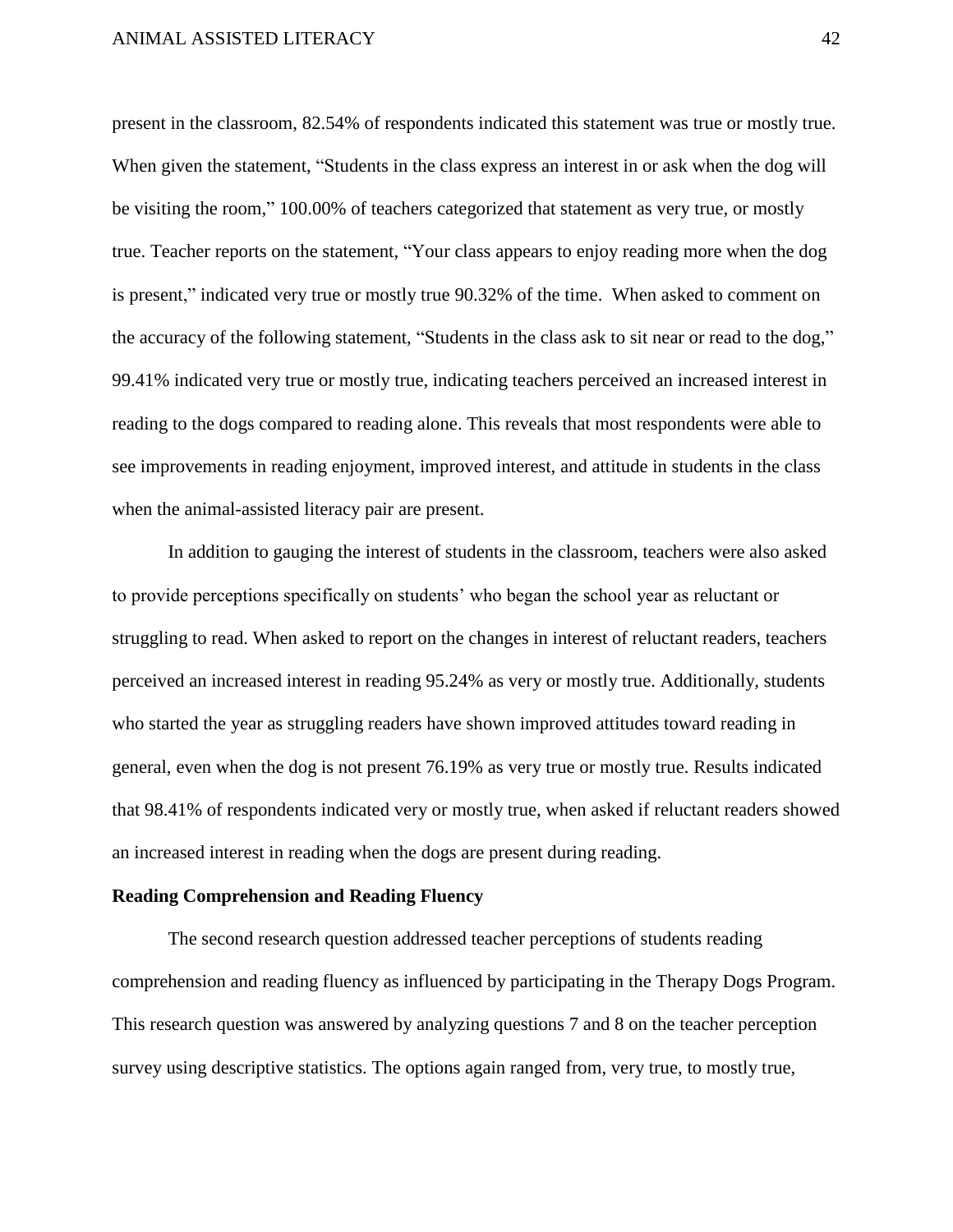present in the classroom, 82.54% of respondents indicated this statement was true or mostly true. When given the statement, "Students in the class express an interest in or ask when the dog will be visiting the room," 100.00% of teachers categorized that statement as very true, or mostly true. Teacher reports on the statement, "Your class appears to enjoy reading more when the dog is present," indicated very true or mostly true 90.32% of the time. When asked to comment on the accuracy of the following statement, "Students in the class ask to sit near or read to the dog," 99.41% indicated very true or mostly true, indicating teachers perceived an increased interest in reading to the dogs compared to reading alone. This reveals that most respondents were able to see improvements in reading enjoyment, improved interest, and attitude in students in the class when the animal-assisted literacy pair are present.

In addition to gauging the interest of students in the classroom, teachers were also asked to provide perceptions specifically on students' who began the school year as reluctant or struggling to read. When asked to report on the changes in interest of reluctant readers, teachers perceived an increased interest in reading 95.24% as very or mostly true. Additionally, students who started the year as struggling readers have shown improved attitudes toward reading in general, even when the dog is not present 76.19% as very true or mostly true. Results indicated that 98.41% of respondents indicated very or mostly true, when asked if reluctant readers showed an increased interest in reading when the dogs are present during reading.

**Reading Comprehension and Reading Fluency**

The second research question addressed teacher perceptions of students reading comprehension and reading fluency as influenced by participating in the Therapy Dogs Program. This research question was answered by analyzing questions 7 and 8 on the teacher perception survey using descriptive statistics. The options again ranged from, very true, to mostly true,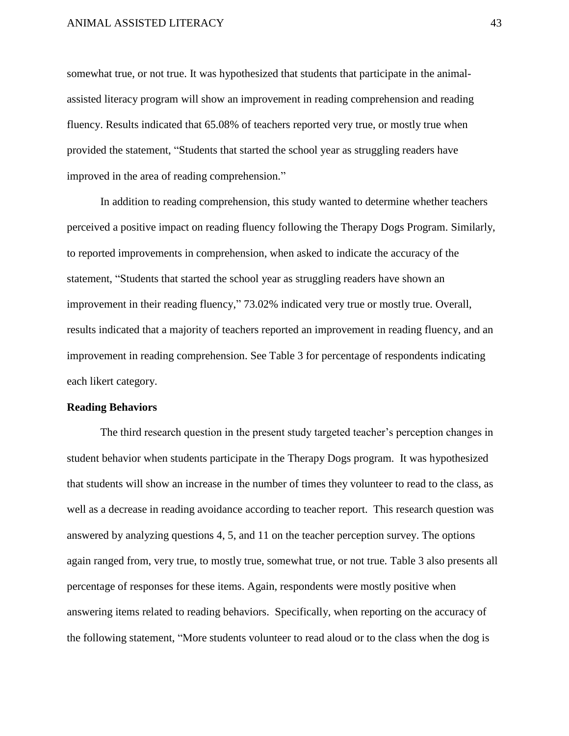somewhat true, or not true. It was hypothesized that students that participate in the animal-assisted literacy program will show an improvement in reading comprehension and reading fluency. Results indicated that 65.08% of teachers reported very true, or mostly true when provided the statement, "Students that started the school year as struggling readers have improved in the area of reading comprehension."

In addition to reading comprehension, this study wanted to determine whether teachers perceived a positive impact on reading fluency following the Therapy Dogs Program. Similarly, to reported improvements in comprehension, when asked to indicate the accuracy of the statement, "Students that started the school year as struggling readers have shown an improvement in their reading fluency," 73.02% indicated very true or mostly true. Overall, results indicated that a majority of teachers reported an improvement in reading fluency, and an improvement in reading comprehension. See Table 3 for percentage of respondents indicating each likert category.

**Reading Behaviors**

The third research question in the present study targeted teacher's perception changes in student behavior when students participate in the Therapy Dogs program. It was hypothesized that students will show an increase in the number of times they volunteer to read to the class, as well as a decrease in reading avoidance according to teacher report. This research question was answered by analyzing questions 4, 5, and 11 on the teacher perception survey. The options again ranged from, very true, to mostly true, somewhat true, or not true. Table 3 also presents all percentage of responses for these items. Again, respondents were mostly positive when answering items related to reading behaviors. Specifically, when reporting on the accuracy of the following statement, "More students volunteer to read aloud or to the class when the dog is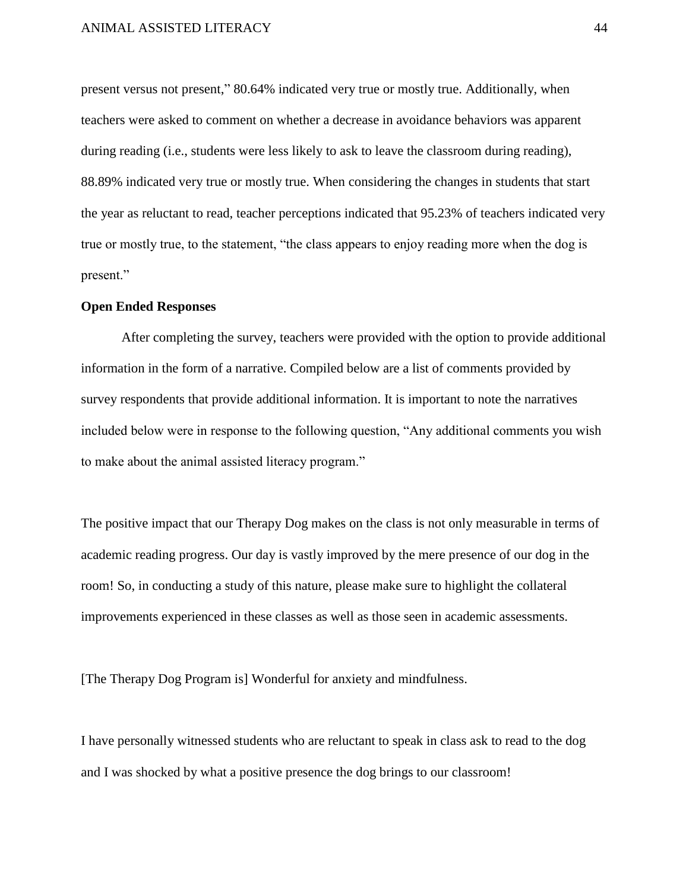present versus not present," 80.64% indicated very true or mostly true. Additionally, when teachers were asked to comment on whether a decrease in avoidance behaviors was apparent during reading (i.e., students were less likely to ask to leave the classroom during reading), 88.89% indicated very true or mostly true. When considering the changes in students that start the year as reluctant to read, teacher perceptions indicated that 95.23% of teachers indicated very true or mostly true, to the statement, "the class appears to enjoy reading more when the dog is present."

**Open Ended Responses**

After completing the survey, teachers were provided with the option to provide additional information in the form of a narrative. Compiled below are a list of comments provided by survey respondents that provide additional information. It is important to note the narratives included below were in response to the following question, "Any additional comments you wish to make about the animal assisted literacy program."

The positive impact that our Therapy Dog makes on the class is not only measurable in terms of academic reading progress. Our day is vastly improved by the mere presence of our dog in the room! So, in conducting a study of this nature, please make sure to highlight the collateral improvements experienced in these classes as well as those seen in academic assessments.

[The Therapy Dog Program is] Wonderful for anxiety and mindfulness.

I have personally witnessed students who are reluctant to speak in class ask to read to the dog and I was shocked by what a positive presence the dog brings to our classroom!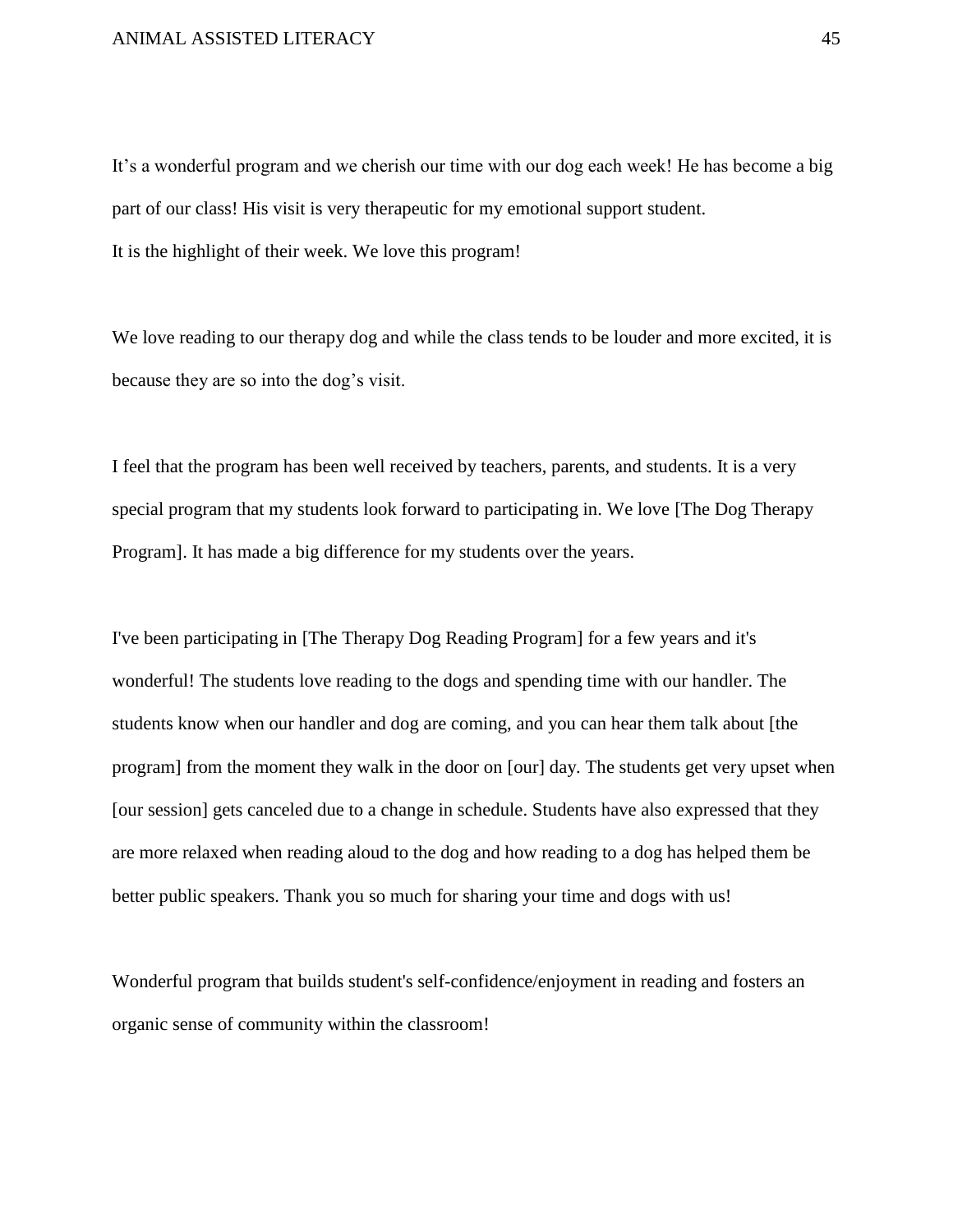It’s a wonderful program and we cherish our time with our dog each week! He has become a big part of our class! His visit is very therapeutic for my emotional support student.
It is the highlight of their week. We love this program!

We love reading to our therapy dog and while the class tends to be louder and more excited, it is because they are so into the dog’s visit.

I feel that the program has been well received by teachers, parents, and students. It is a very special program that my students look forward to participating in. We love [The Dog Therapy Program]. It has made a big difference for my students over the years.

I've been participating in [The Therapy Dog Reading Program] for a few years and it's wonderful! The students love reading to the dogs and spending time with our handler. The students know when our handler and dog are coming, and you can hear them talk about [the program] from the moment they walk in the door on [our] day. The students get very upset when [our session] gets canceled due to a change in schedule. Students have also expressed that they are more relaxed when reading aloud to the dog and how reading to a dog has helped them be better public speakers. Thank you so much for sharing your time and dogs with us!

Wonderful program that builds student's self-confidence/enjoyment in reading and fosters an organic sense of community within the classroom!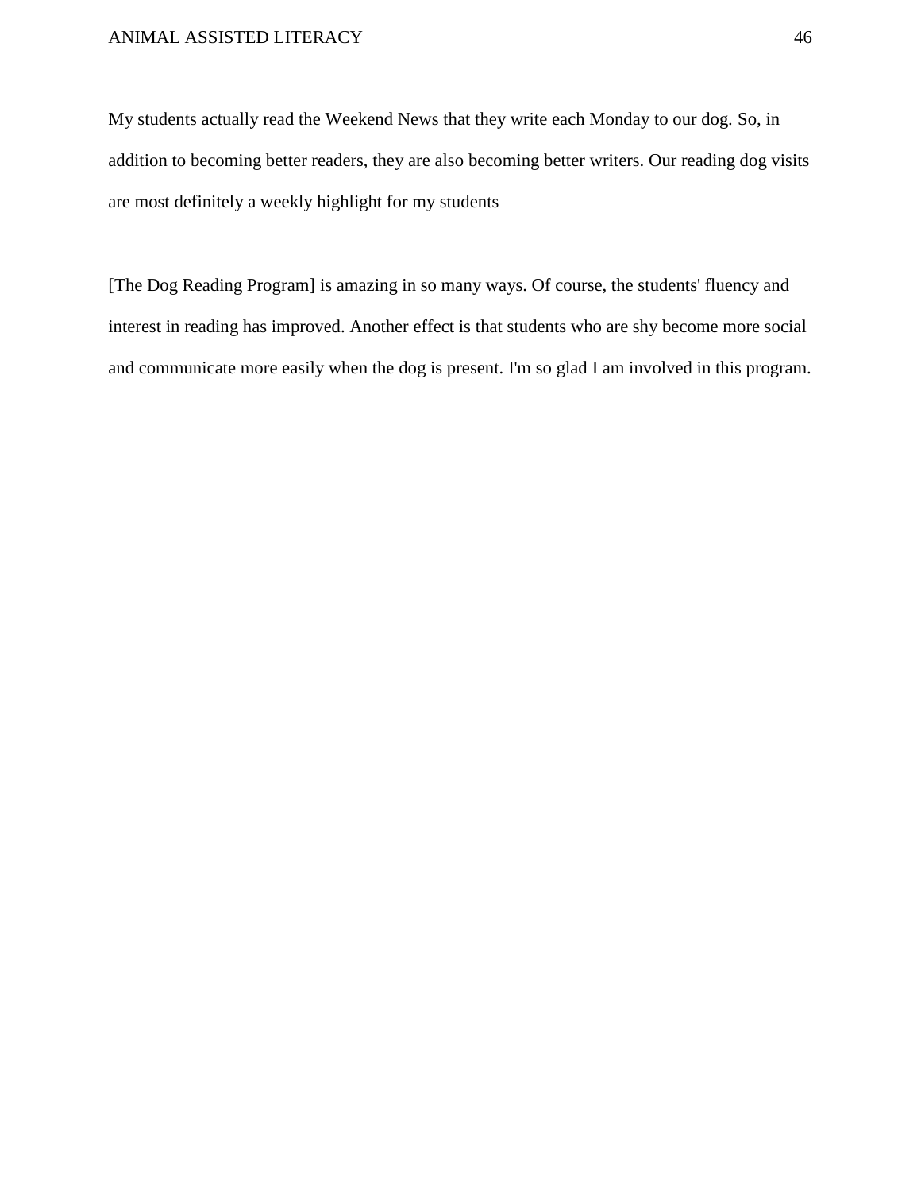My students actually read the Weekend News that they write each Monday to our dog. So, in addition to becoming better readers, they are also becoming better writers. Our reading dog visits are most definitely a weekly highlight for my students

[The Dog Reading Program] is amazing in so many ways. Of course, the students' fluency and interest in reading has improved. Another effect is that students who are shy become more social and communicate more easily when the dog is present. I'm so glad I am involved in this program.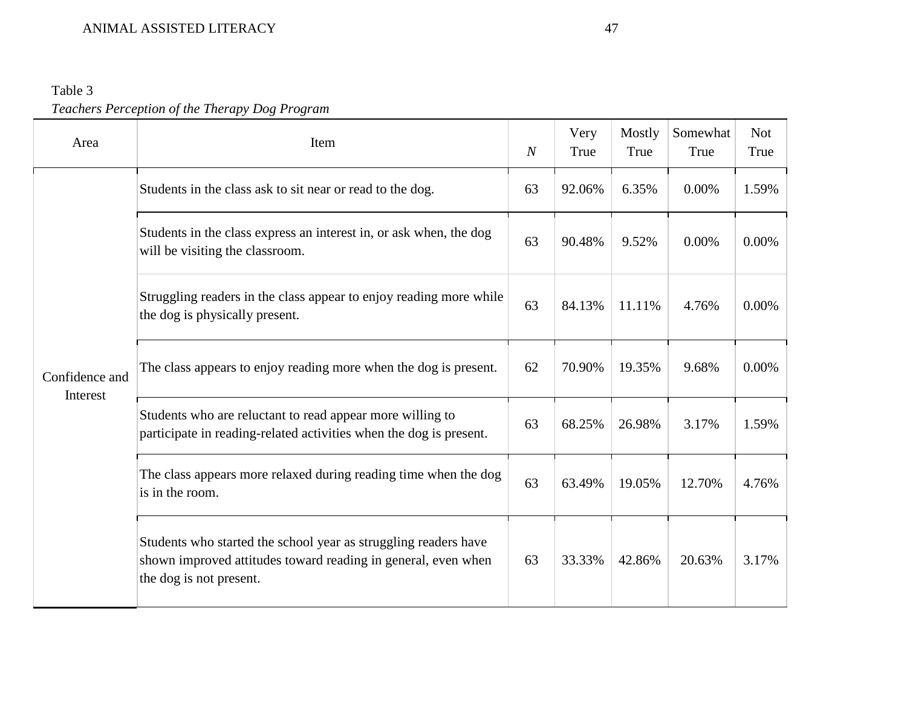Table 3

*Teachers Perception of the Therapy Dog Program*

| Area | Item | *N* | Very True | Mostly True | Somewhat True | Not True |
|---|---|---|---|---|---|---|
| Confidence and Interest | Students in the class ask to sit near or read to the dog. | 63 | 92.06% | 6.35% | 0.00% | 1.59% |
| | Students in the class express an interest in, or ask when, the dog will be visiting the classroom. | 63 | 90.48% | 9.52% | 0.00% | 0.00% |
| | Struggling readers in the class appear to enjoy reading more while the dog is physically present. | 63 | 84.13% | 11.11% | 4.76% | 0.00% |
| | The class appears to enjoy reading more when the dog is present. | 62 | 70.90% | 19.35% | 9.68% | 0.00% |
| | Students who are reluctant to read appear more willing to participate in reading-related activities when the dog is present. | 63 | 68.25% | 26.98% | 3.17% | 1.59% |
| | The class appears more relaxed during reading time when the dog is in the room. | 63 | 63.49% | 19.05% | 12.70% | 4.76% |
| | Students who started the school year as struggling readers have shown improved attitudes toward reading in general, even when the dog is not present. | 63 | 33.33% | 42.86% | 20.63% | 3.17% |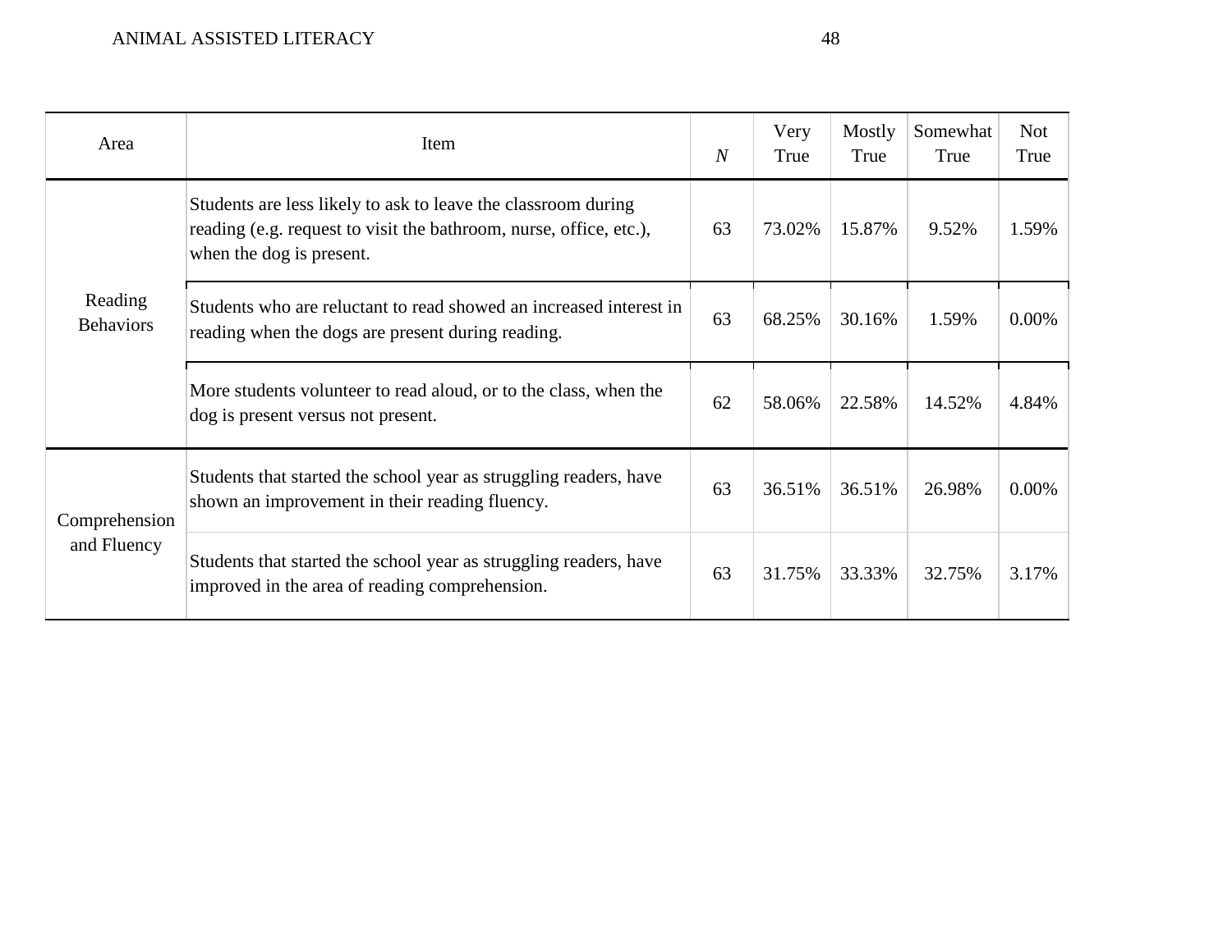| Area | Item | *N* | Very True | Mostly True | Somewhat True | Not True |
|---|---|---|---|---|---|---|
| Reading Behaviors | Students are less likely to ask to leave the classroom during reading (e.g. request to visit the bathroom, nurse, office, etc.), when the dog is present. | 63 | 73.02% | 15.87% | 9.52% | 1.59% |
| | Students who are reluctant to read showed an increased interest in reading when the dogs are present during reading. | 63 | 68.25% | 30.16% | 1.59% | 0.00% |
| | More students volunteer to read aloud, or to the class, when the dog is present versus not present. | 62 | 58.06% | 22.58% | 14.52% | 4.84% |
| Comprehension and Fluency | Students that started the school year as struggling readers, have shown an improvement in their reading fluency. | 63 | 36.51% | 36.51% | 26.98% | 0.00% |
| | Students that started the school year as struggling readers, have improved in the area of reading comprehension. | 63 | 31.75% | 33.33% | 32.75% | 3.17% |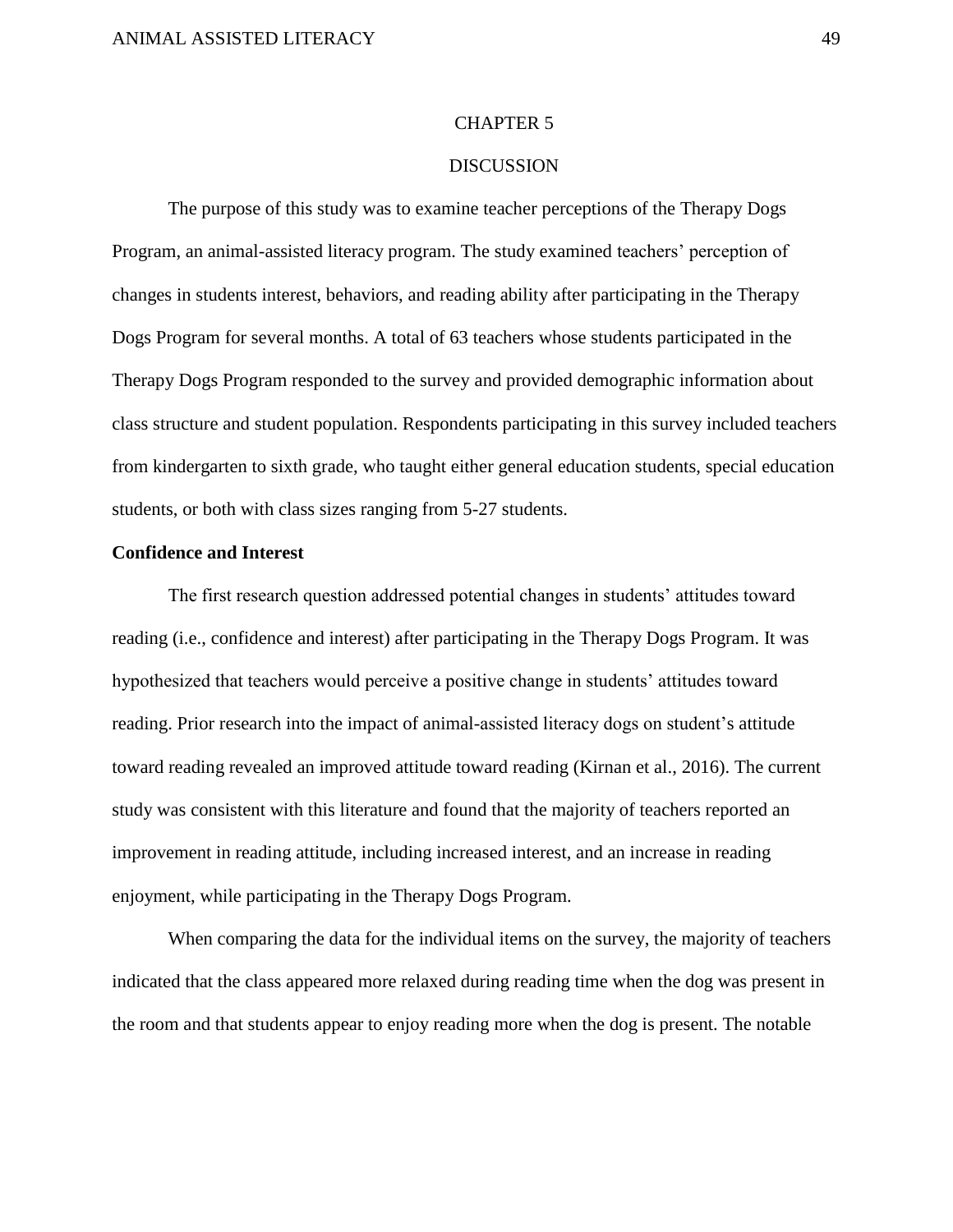# CHAPTER 5

# DISCUSSION

The purpose of this study was to examine teacher perceptions of the Therapy Dogs Program, an animal-assisted literacy program. The study examined teachers' perception of changes in students interest, behaviors, and reading ability after participating in the Therapy Dogs Program for several months. A total of 63 teachers whose students participated in the Therapy Dogs Program responded to the survey and provided demographic information about class structure and student population. Respondents participating in this survey included teachers from kindergarten to sixth grade, who taught either general education students, special education students, or both with class sizes ranging from 5-27 students.

## Confidence and Interest

The first research question addressed potential changes in students' attitudes toward reading (i.e., confidence and interest) after participating in the Therapy Dogs Program. It was hypothesized that teachers would perceive a positive change in students' attitudes toward reading. Prior research into the impact of animal-assisted literacy dogs on student's attitude toward reading revealed an improved attitude toward reading (Kirnan et al., 2016). The current study was consistent with this literature and found that the majority of teachers reported an improvement in reading attitude, including increased interest, and an increase in reading enjoyment, while participating in the Therapy Dogs Program.

When comparing the data for the individual items on the survey, the majority of teachers indicated that the class appeared more relaxed during reading time when the dog was present in the room and that students appear to enjoy reading more when the dog is present. The notable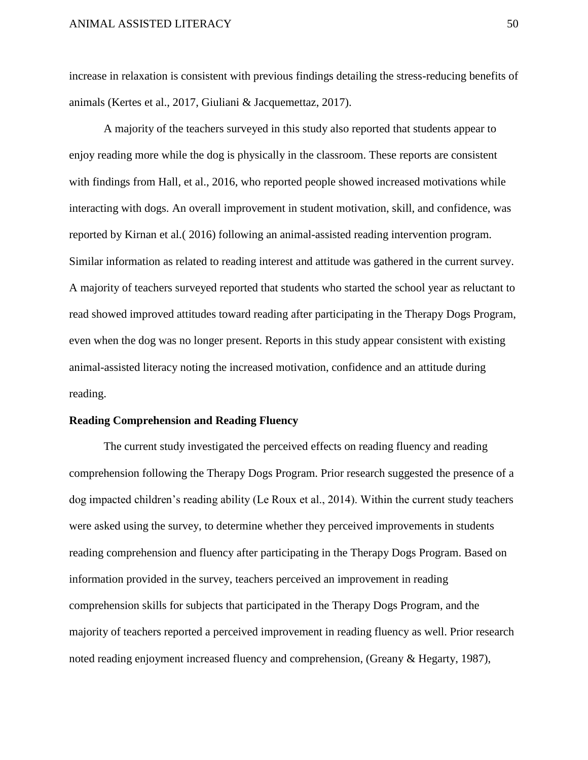increase in relaxation is consistent with previous findings detailing the stress-reducing benefits of animals (Kertes et al., 2017, Giuliani & Jacquemettaz, 2017).

A majority of the teachers surveyed in this study also reported that students appear to enjoy reading more while the dog is physically in the classroom. These reports are consistent with findings from Hall, et al., 2016, who reported people showed increased motivations while interacting with dogs. An overall improvement in student motivation, skill, and confidence, was reported by Kirnan et al.( 2016) following an animal-assisted reading intervention program. Similar information as related to reading interest and attitude was gathered in the current survey. A majority of teachers surveyed reported that students who started the school year as reluctant to read showed improved attitudes toward reading after participating in the Therapy Dogs Program, even when the dog was no longer present. Reports in this study appear consistent with existing animal-assisted literacy noting the increased motivation, confidence and an attitude during reading.

**Reading Comprehension and Reading Fluency**

The current study investigated the perceived effects on reading fluency and reading comprehension following the Therapy Dogs Program. Prior research suggested the presence of a dog impacted children's reading ability (Le Roux et al., 2014). Within the current study teachers were asked using the survey, to determine whether they perceived improvements in students reading comprehension and fluency after participating in the Therapy Dogs Program. Based on information provided in the survey, teachers perceived an improvement in reading comprehension skills for subjects that participated in the Therapy Dogs Program, and the majority of teachers reported a perceived improvement in reading fluency as well. Prior research noted reading enjoyment increased fluency and comprehension, (Greany & Hegarty, 1987),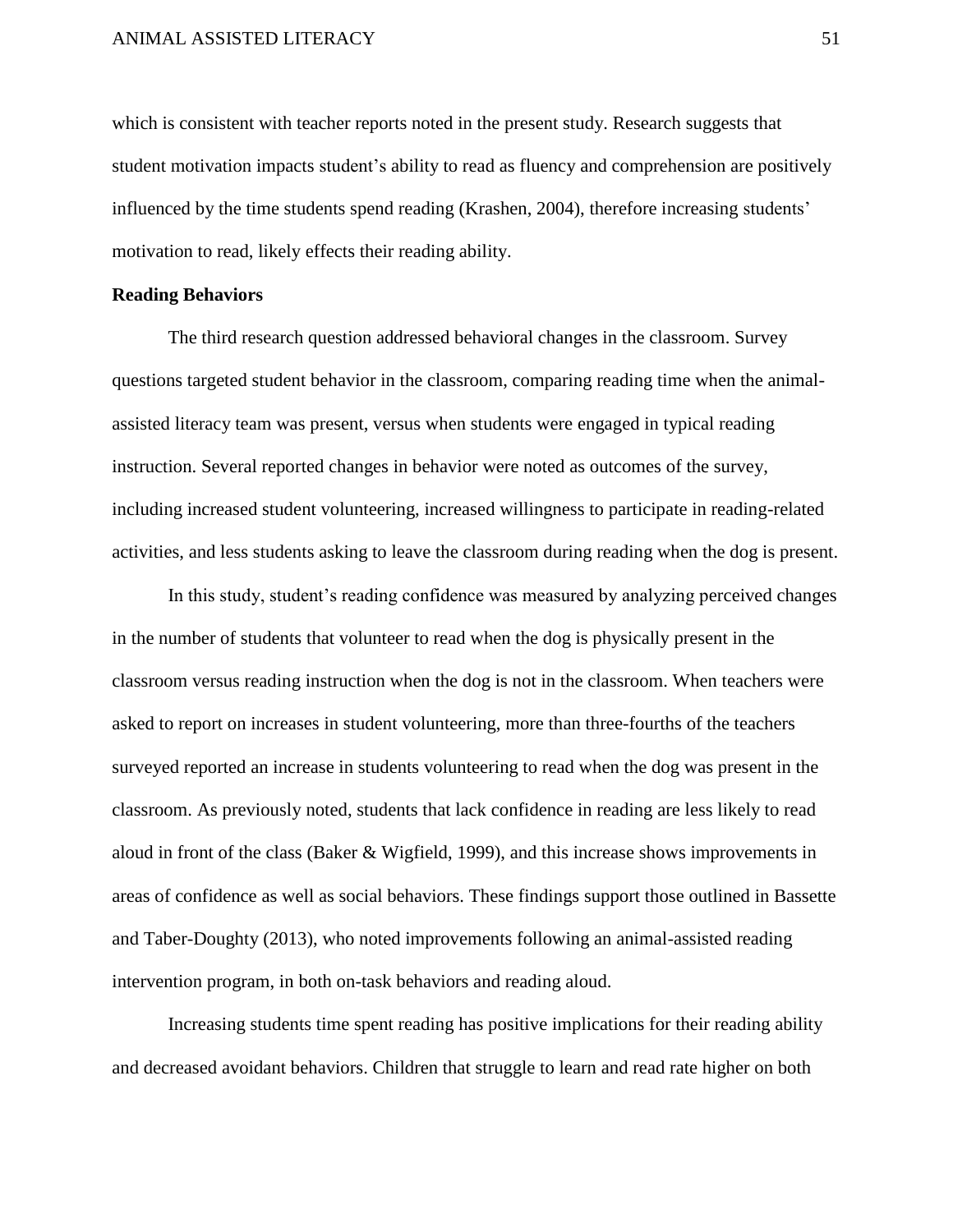which is consistent with teacher reports noted in the present study. Research suggests that student motivation impacts student's ability to read as fluency and comprehension are positively influenced by the time students spend reading (Krashen, 2004), therefore increasing students' motivation to read, likely effects their reading ability.

## Reading Behaviors

The third research question addressed behavioral changes in the classroom. Survey questions targeted student behavior in the classroom, comparing reading time when the animal-assisted literacy team was present, versus when students were engaged in typical reading instruction. Several reported changes in behavior were noted as outcomes of the survey, including increased student volunteering, increased willingness to participate in reading-related activities, and less students asking to leave the classroom during reading when the dog is present.

In this study, student's reading confidence was measured by analyzing perceived changes in the number of students that volunteer to read when the dog is physically present in the classroom versus reading instruction when the dog is not in the classroom. When teachers were asked to report on increases in student volunteering, more than three-fourths of the teachers surveyed reported an increase in students volunteering to read when the dog was present in the classroom. As previously noted, students that lack confidence in reading are less likely to read aloud in front of the class (Baker & Wigfield, 1999), and this increase shows improvements in areas of confidence as well as social behaviors. These findings support those outlined in Bassette and Taber-Doughty (2013), who noted improvements following an animal-assisted reading intervention program, in both on-task behaviors and reading aloud.

Increasing students time spent reading has positive implications for their reading ability and decreased avoidant behaviors. Children that struggle to learn and read rate higher on both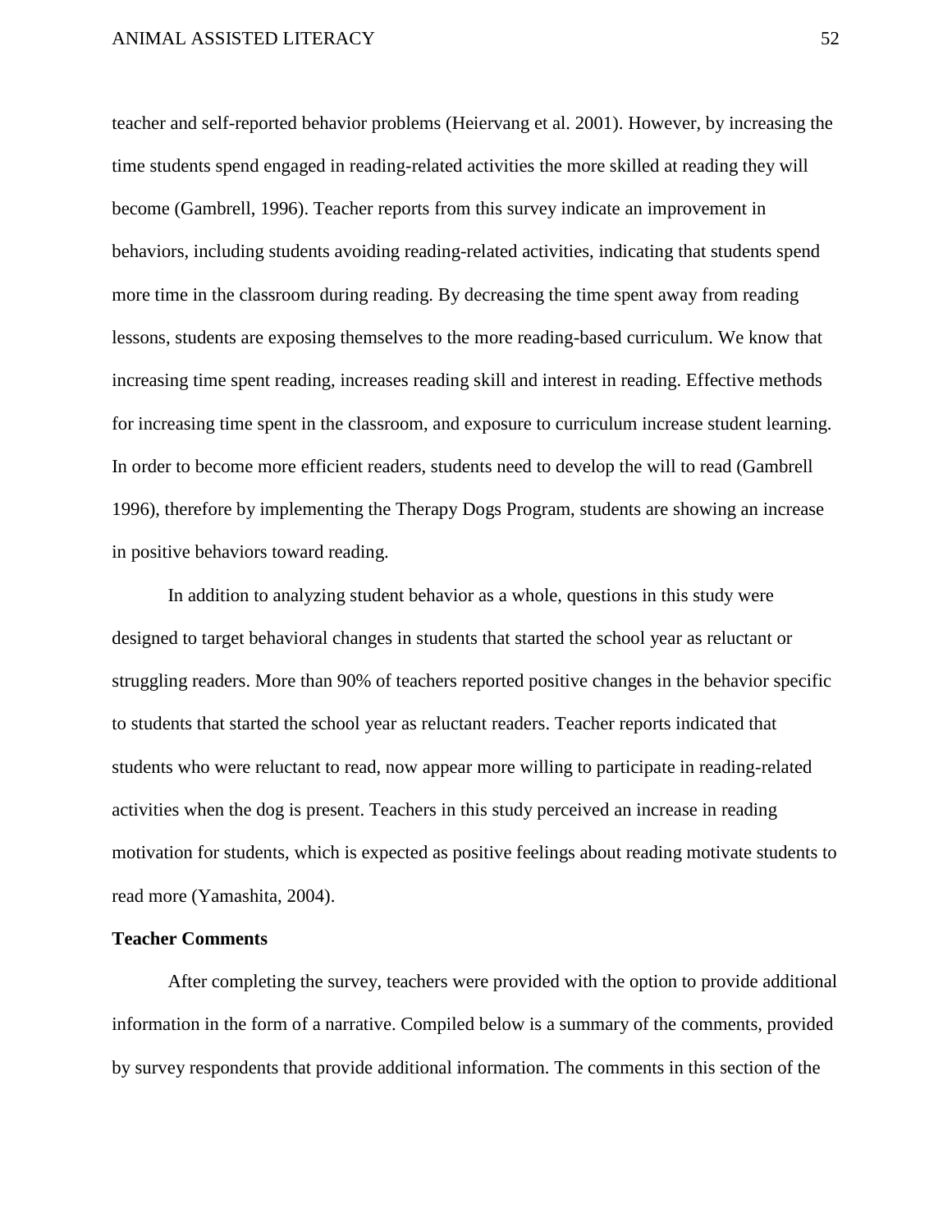teacher and self-reported behavior problems (Heiervang et al. 2001). However, by increasing the time students spend engaged in reading-related activities the more skilled at reading they will become (Gambrell, 1996). Teacher reports from this survey indicate an improvement in behaviors, including students avoiding reading-related activities, indicating that students spend more time in the classroom during reading. By decreasing the time spent away from reading lessons, students are exposing themselves to the more reading-based curriculum. We know that increasing time spent reading, increases reading skill and interest in reading. Effective methods for increasing time spent in the classroom, and exposure to curriculum increase student learning. In order to become more efficient readers, students need to develop the will to read (Gambrell 1996), therefore by implementing the Therapy Dogs Program, students are showing an increase in positive behaviors toward reading.

In addition to analyzing student behavior as a whole, questions in this study were designed to target behavioral changes in students that started the school year as reluctant or struggling readers. More than 90% of teachers reported positive changes in the behavior specific to students that started the school year as reluctant readers. Teacher reports indicated that students who were reluctant to read, now appear more willing to participate in reading-related activities when the dog is present. Teachers in this study perceived an increase in reading motivation for students, which is expected as positive feelings about reading motivate students to read more (Yamashita, 2004).

**Teacher Comments**

After completing the survey, teachers were provided with the option to provide additional information in the form of a narrative. Compiled below is a summary of the comments, provided by survey respondents that provide additional information. The comments in this section of the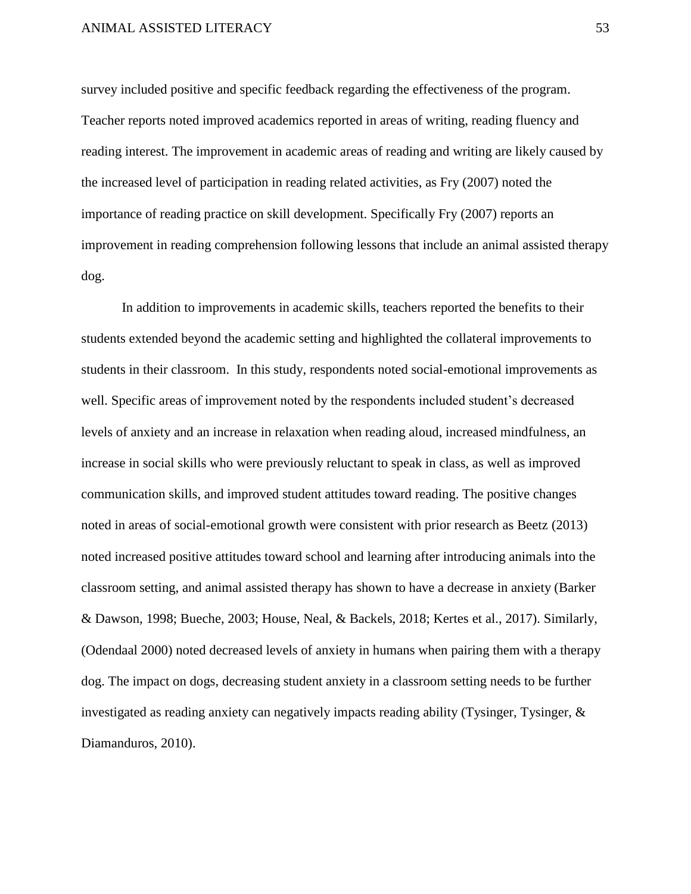survey included positive and specific feedback regarding the effectiveness of the program. Teacher reports noted improved academics reported in areas of writing, reading fluency and reading interest. The improvement in academic areas of reading and writing are likely caused by the increased level of participation in reading related activities, as Fry (2007) noted the importance of reading practice on skill development. Specifically Fry (2007) reports an improvement in reading comprehension following lessons that include an animal assisted therapy dog.

In addition to improvements in academic skills, teachers reported the benefits to their students extended beyond the academic setting and highlighted the collateral improvements to students in their classroom. In this study, respondents noted social-emotional improvements as well. Specific areas of improvement noted by the respondents included student's decreased levels of anxiety and an increase in relaxation when reading aloud, increased mindfulness, an increase in social skills who were previously reluctant to speak in class, as well as improved communication skills, and improved student attitudes toward reading. The positive changes noted in areas of social-emotional growth were consistent with prior research as Beetz (2013) noted increased positive attitudes toward school and learning after introducing animals into the classroom setting, and animal assisted therapy has shown to have a decrease in anxiety (Barker & Dawson, 1998; Bueche, 2003; House, Neal, & Backels, 2018; Kertes et al., 2017). Similarly, (Odendaal 2000) noted decreased levels of anxiety in humans when pairing them with a therapy dog. The impact on dogs, decreasing student anxiety in a classroom setting needs to be further investigated as reading anxiety can negatively impacts reading ability (Tysinger, Tysinger, & Diamanduros, 2010).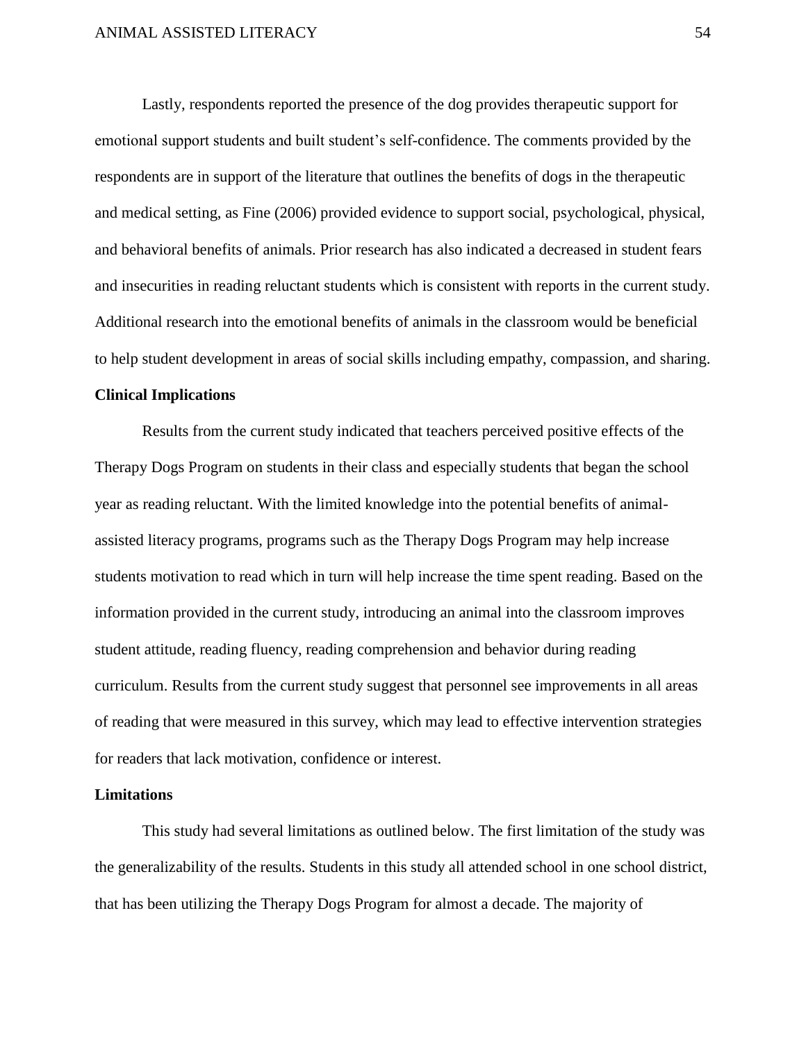Lastly, respondents reported the presence of the dog provides therapeutic support for emotional support students and built student's self-confidence. The comments provided by the respondents are in support of the literature that outlines the benefits of dogs in the therapeutic and medical setting, as Fine (2006) provided evidence to support social, psychological, physical, and behavioral benefits of animals. Prior research has also indicated a decreased in student fears and insecurities in reading reluctant students which is consistent with reports in the current study. Additional research into the emotional benefits of animals in the classroom would be beneficial to help student development in areas of social skills including empathy, compassion, and sharing.

## Clinical Implications

Results from the current study indicated that teachers perceived positive effects of the Therapy Dogs Program on students in their class and especially students that began the school year as reading reluctant. With the limited knowledge into the potential benefits of animal-assisted literacy programs, programs such as the Therapy Dogs Program may help increase students motivation to read which in turn will help increase the time spent reading. Based on the information provided in the current study, introducing an animal into the classroom improves student attitude, reading fluency, reading comprehension and behavior during reading curriculum. Results from the current study suggest that personnel see improvements in all areas of reading that were measured in this survey, which may lead to effective intervention strategies for readers that lack motivation, confidence or interest.

## Limitations

This study had several limitations as outlined below. The first limitation of the study was the generalizability of the results. Students in this study all attended school in one school district, that has been utilizing the Therapy Dogs Program for almost a decade. The majority of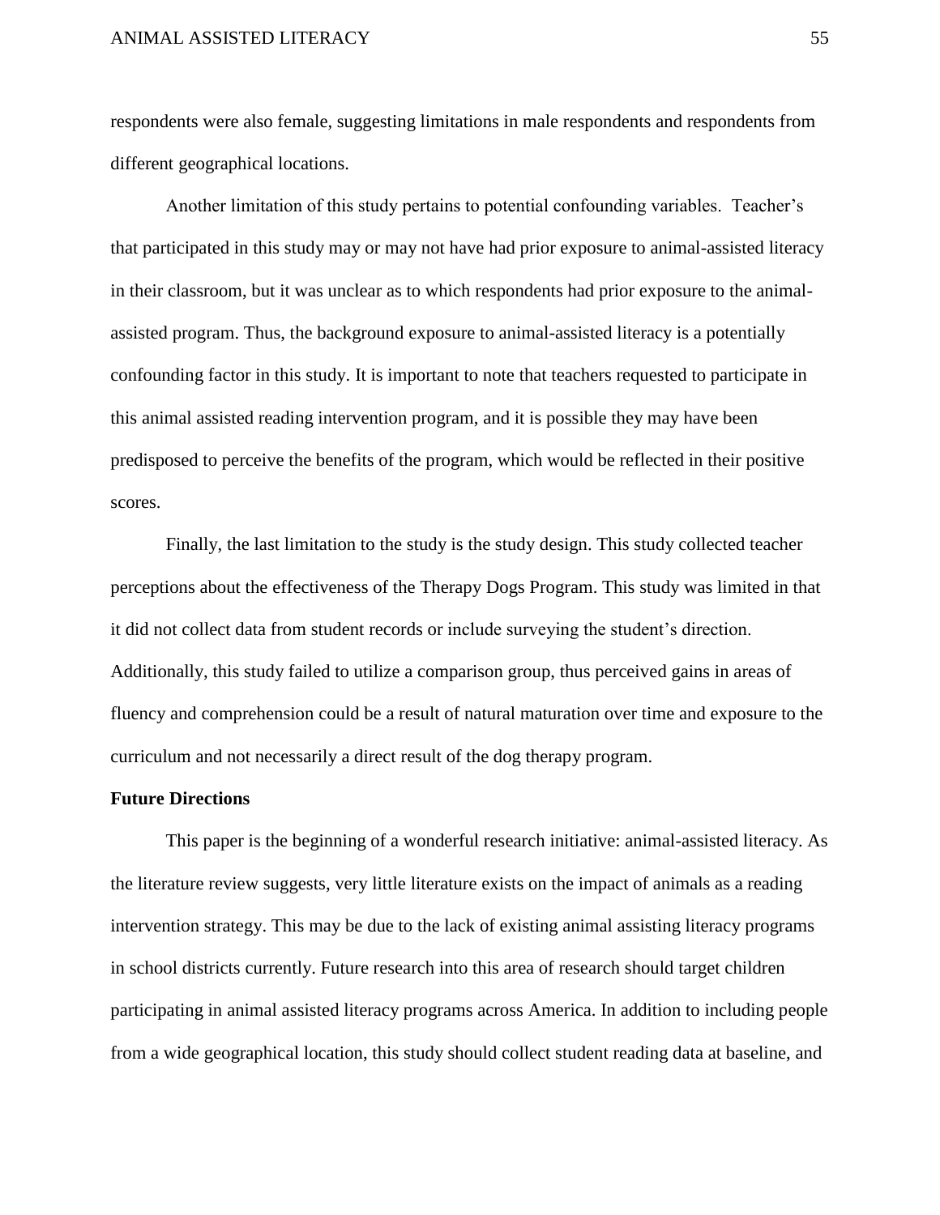respondents were also female, suggesting limitations in male respondents and respondents from different geographical locations.

Another limitation of this study pertains to potential confounding variables. Teacher's that participated in this study may or may not have had prior exposure to animal-assisted literacy in their classroom, but it was unclear as to which respondents had prior exposure to the animal-assisted program. Thus, the background exposure to animal-assisted literacy is a potentially confounding factor in this study. It is important to note that teachers requested to participate in this animal assisted reading intervention program, and it is possible they may have been predisposed to perceive the benefits of the program, which would be reflected in their positive scores.

Finally, the last limitation to the study is the study design. This study collected teacher perceptions about the effectiveness of the Therapy Dogs Program. This study was limited in that it did not collect data from student records or include surveying the student's direction. Additionally, this study failed to utilize a comparison group, thus perceived gains in areas of fluency and comprehension could be a result of natural maturation over time and exposure to the curriculum and not necessarily a direct result of the dog therapy program.

**Future Directions**

This paper is the beginning of a wonderful research initiative: animal-assisted literacy. As the literature review suggests, very little literature exists on the impact of animals as a reading intervention strategy. This may be due to the lack of existing animal assisting literacy programs in school districts currently. Future research into this area of research should target children participating in animal assisted literacy programs across America. In addition to including people from a wide geographical location, this study should collect student reading data at baseline, and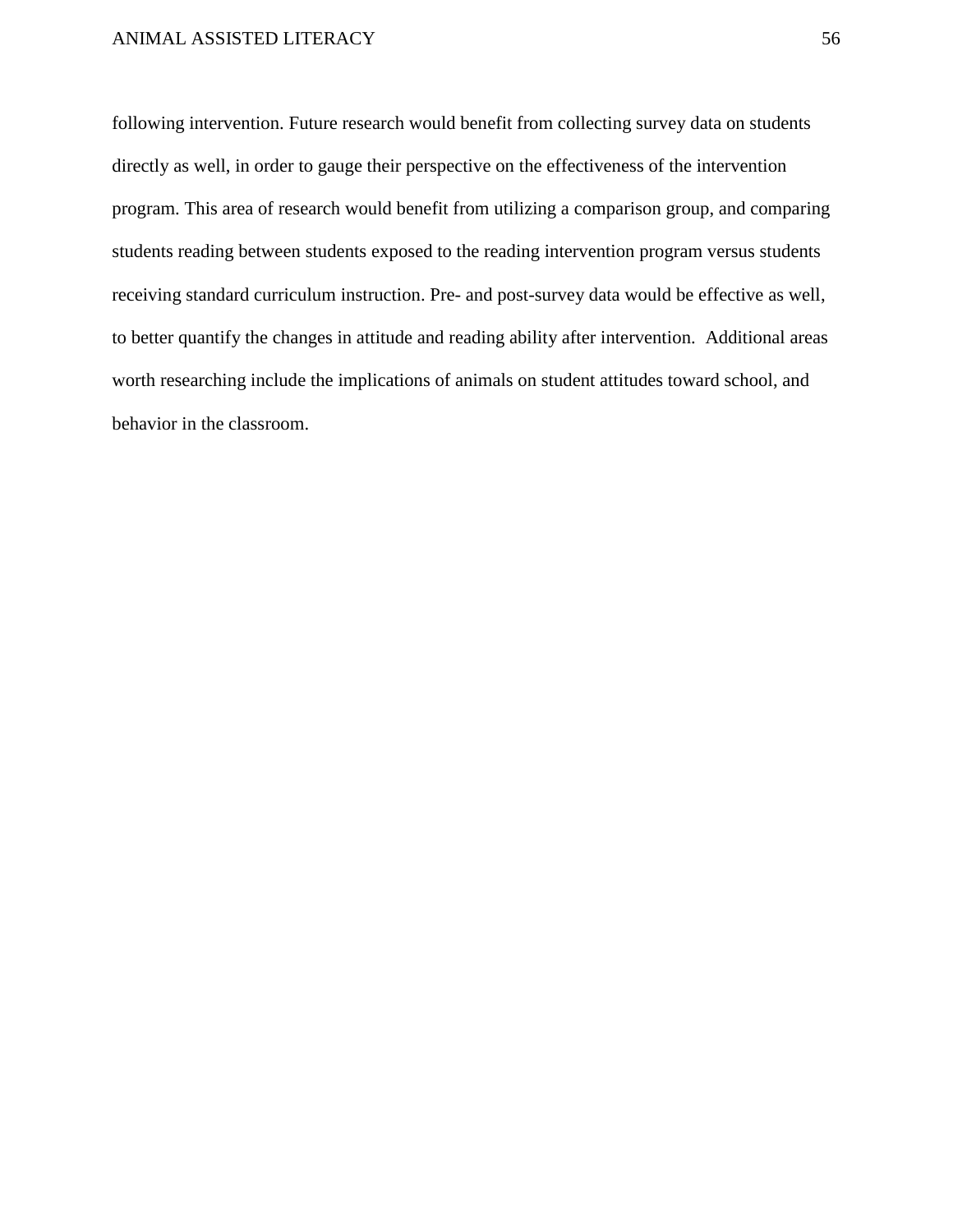following intervention. Future research would benefit from collecting survey data on students directly as well, in order to gauge their perspective on the effectiveness of the intervention program. This area of research would benefit from utilizing a comparison group, and comparing students reading between students exposed to the reading intervention program versus students receiving standard curriculum instruction. Pre- and post-survey data would be effective as well, to better quantify the changes in attitude and reading ability after intervention. Additional areas worth researching include the implications of animals on student attitudes toward school, and behavior in the classroom.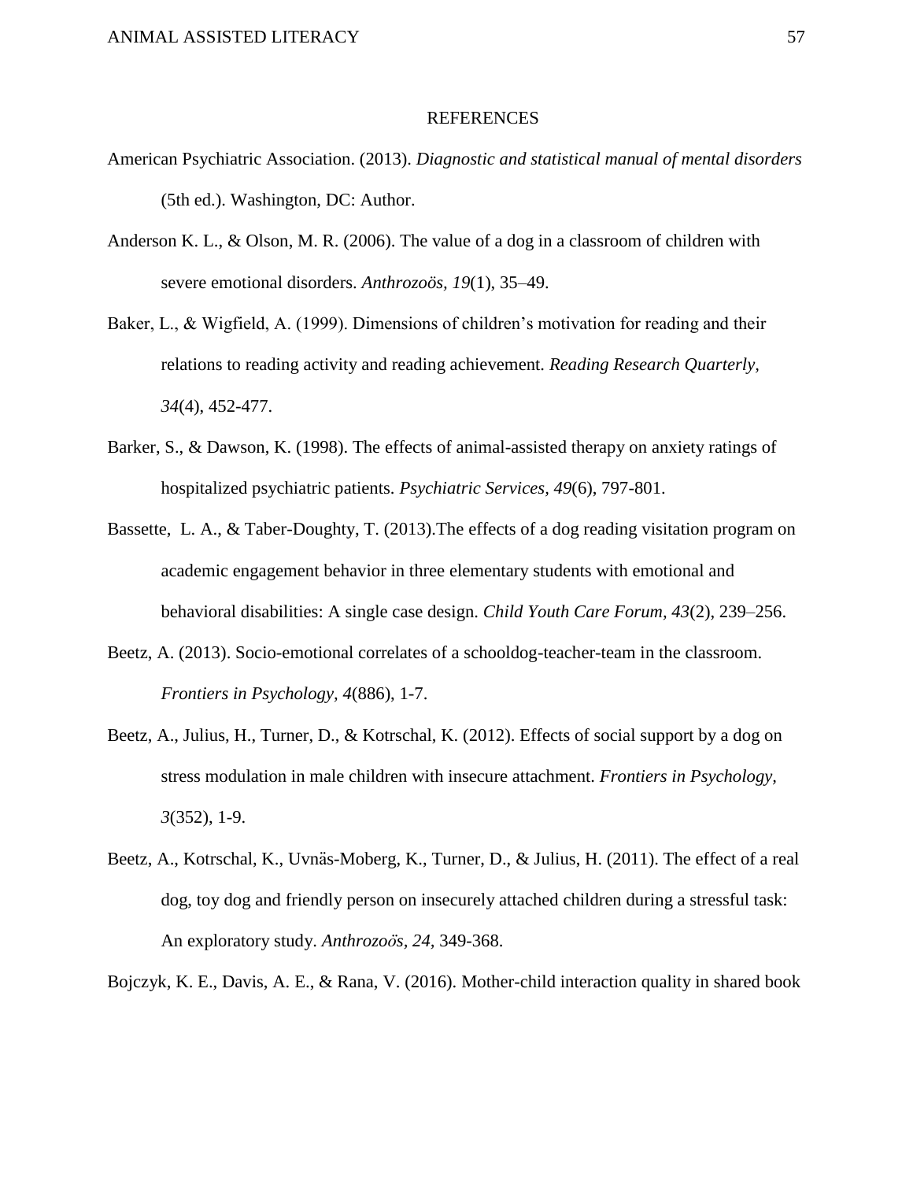# REFERENCES

American Psychiatric Association. (2013). *Diagnostic and statistical manual of mental disorders* (5th ed.). Washington, DC: Author.

Anderson K. L., & Olson, M. R. (2006). The value of a dog in a classroom of children with severe emotional disorders. *Anthrozoös, 19*(1), 35–49.

Baker, L., & Wigfield, A. (1999). Dimensions of children's motivation for reading and their relations to reading activity and reading achievement. *Reading Research Quarterly, 34*(4), 452-477.

Barker, S., & Dawson, K. (1998). The effects of animal-assisted therapy on anxiety ratings of hospitalized psychiatric patients. *Psychiatric Services*, *49*(6), 797-801.

Bassette, L. A., & Taber-Doughty, T. (2013).The effects of a dog reading visitation program on academic engagement behavior in three elementary students with emotional and behavioral disabilities: A single case design. *Child Youth Care Forum, 43*(2), 239–256.

Beetz, A. (2013). Socio-emotional correlates of a schooldog-teacher-team in the classroom. *Frontiers in Psychology, 4*(886), 1-7.

Beetz, A., Julius, H., Turner, D., & Kotrschal, K. (2012). Effects of social support by a dog on stress modulation in male children with insecure attachment. *Frontiers in Psychology, 3*(352), 1-9.

Beetz, A., Kotrschal, K., Uvnäs-Moberg, K., Turner, D., & Julius, H. (2011). The effect of a real dog, toy dog and friendly person on insecurely attached children during a stressful task: An exploratory study. *Anthrozoös, 24,* 349-368.

Bojczyk, K. E., Davis, A. E., & Rana, V. (2016). Mother-child interaction quality in shared book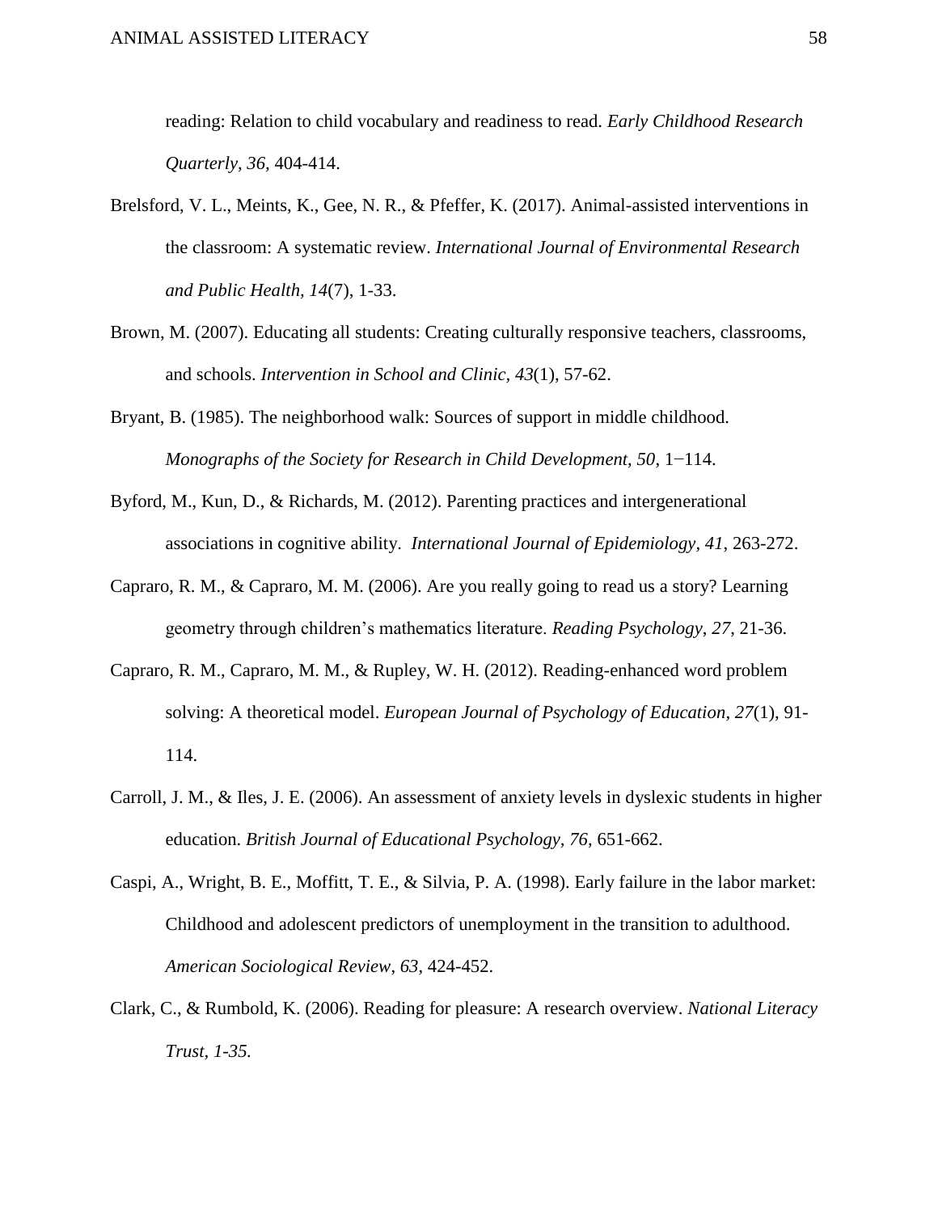reading: Relation to child vocabulary and readiness to read. *Early Childhood Research Quarterly, 36,* 404-414.

Brelsford, V. L., Meints, K., Gee, N. R., & Pfeffer, K. (2017). Animal-assisted interventions in the classroom: A systematic review. *International Journal of Environmental Research and Public Health, 14*(7), 1-33.

Brown, M. (2007). Educating all students: Creating culturally responsive teachers, classrooms, and schools. *Intervention in School and Clinic, 43*(1), 57-62.

Bryant, B. (1985). The neighborhood walk: Sources of support in middle childhood. *Monographs of the Society for Research in Child Development, 50*, 1−114.

Byford, M., Kun, D., & Richards, M. (2012). Parenting practices and intergenerational associations in cognitive ability. *International Journal of Epidemiology*, *41*, 263-272.

Capraro, R. M., & Capraro, M. M. (2006). Are you really going to read us a story? Learning geometry through children's mathematics literature. *Reading Psychology, 27,* 21-36.

Capraro, R. M., Capraro, M. M., & Rupley, W. H. (2012). Reading-enhanced word problem solving: A theoretical model. *European Journal of Psychology of Education, 27*(1), 91-114.

Carroll, J. M., & Iles, J. E. (2006). An assessment of anxiety levels in dyslexic students in higher education. *British Journal of Educational Psychology, 76,* 651-662.

Caspi, A., Wright, B. E., Moffitt, T. E., & Silvia, P. A. (1998). Early failure in the labor market: Childhood and adolescent predictors of unemployment in the transition to adulthood. *American Sociological Review, 63*, 424-452.

Clark, C., & Rumbold, K. (2006). Reading for pleasure: A research overview. *National Literacy Trust, 1-35.*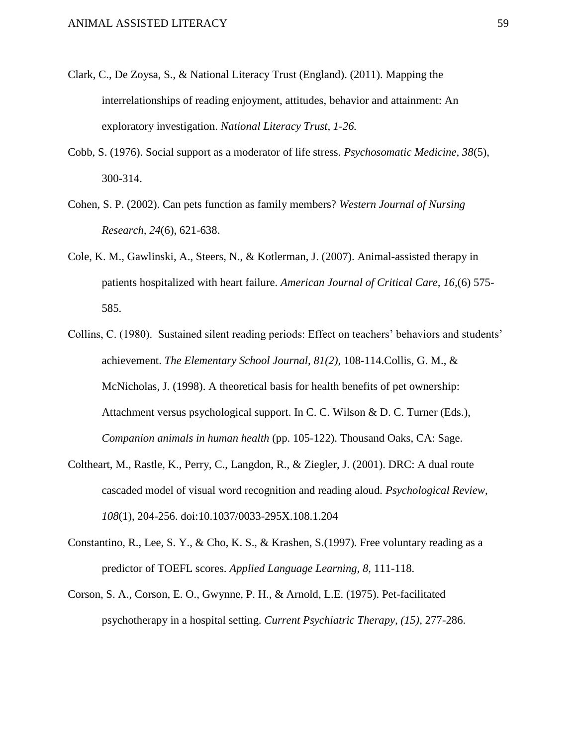Clark, C., De Zoysa, S., & National Literacy Trust (England). (2011). Mapping the interrelationships of reading enjoyment, attitudes, behavior and attainment: An exploratory investigation. *National Literacy Trust, 1-26.*

Cobb, S. (1976). Social support as a moderator of life stress. *Psychosomatic Medicine, 38*(5), 300-314.

Cohen, S. P. (2002). Can pets function as family members? *Western Journal of Nursing Research, 24*(6), 621-638.

Cole, K. M., Gawlinski, A., Steers, N., & Kotlerman, J. (2007). Animal-assisted therapy in patients hospitalized with heart failure. *American Journal of Critical Care, 16*,(6) 575-585.

Collins, C. (1980). Sustained silent reading periods: Effect on teachers' behaviors and students' achievement. *The Elementary School Journal, 81(2),* 108-114.Collis, G. M., & McNicholas, J. (1998). A theoretical basis for health benefits of pet ownership: Attachment versus psychological support. In C. C. Wilson & D. C. Turner (Eds.), *Companion animals in human health* (pp. 105-122). Thousand Oaks, CA: Sage.

Coltheart, M., Rastle, K., Perry, C., Langdon, R., & Ziegler, J. (2001). DRC: A dual route cascaded model of visual word recognition and reading aloud. *Psychological Review, 108*(1), 204-256. doi:10.1037/0033-295X.108.1.204

Constantino, R., Lee, S. Y., & Cho, K. S., & Krashen, S.(1997). Free voluntary reading as a predictor of TOEFL scores. *Applied Language Learning, 8,* 111-118.

Corson, S. A., Corson, E. O., Gwynne, P. H., & Arnold, L.E. (1975). Pet-facilitated psychotherapy in a hospital setting. *Current Psychiatric Therapy, (15),* 277-286.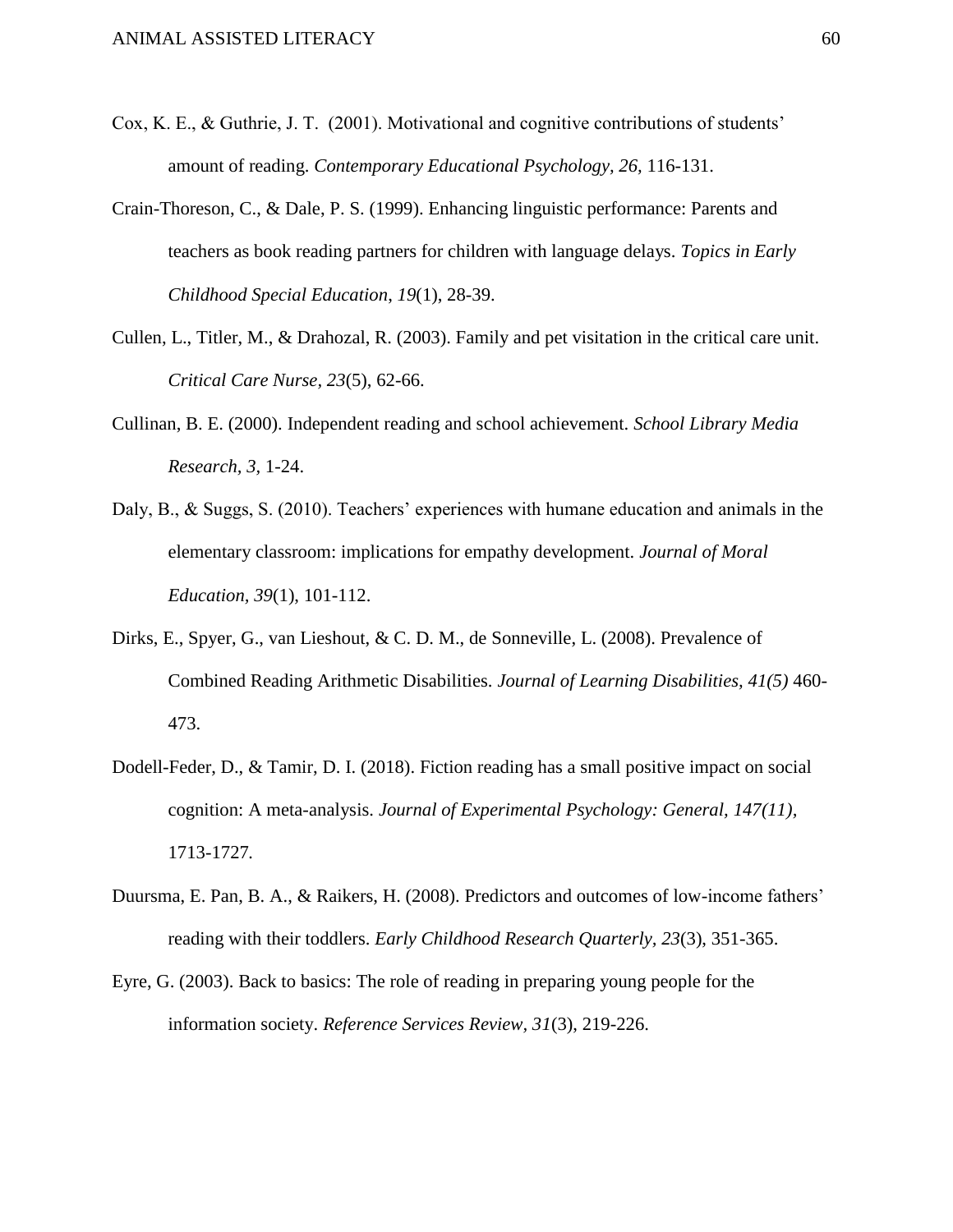Cox, K. E., & Guthrie, J. T.  (2001). Motivational and cognitive contributions of students' amount of reading. *Contemporary Educational Psychology, 26,* 116-131.

Crain-Thoreson, C., & Dale, P. S. (1999). Enhancing linguistic performance: Parents and teachers as book reading partners for children with language delays. *Topics in Early Childhood Special Education, 19*(1), 28-39.

Cullen, L., Titler, M., & Drahozal, R. (2003). Family and pet visitation in the critical care unit. *Critical Care Nurse, 23*(5), 62-66.

Cullinan, B. E. (2000). Independent reading and school achievement. *School Library Media Research, 3,* 1-24.

Daly, B., & Suggs, S. (2010). Teachers' experiences with humane education and animals in the elementary classroom: implications for empathy development. *Journal of Moral Education, 39*(1), 101-112.

Dirks, E., Spyer, G., van Lieshout, & C. D. M., de Sonneville, L. (2008). Prevalence of Combined Reading Arithmetic Disabilities. *Journal of Learning Disabilities, 41(5)* 460-473.

Dodell-Feder, D., & Tamir, D. I. (2018). Fiction reading has a small positive impact on social cognition: A meta-analysis. *Journal of Experimental Psychology: General, 147(11),* 1713-1727.

Duursma, E. Pan, B. A., & Raikers, H. (2008). Predictors and outcomes of low-income fathers' reading with their toddlers. *Early Childhood Research Quarterly, 23*(3), 351-365.

Eyre, G. (2003). Back to basics: The role of reading in preparing young people for the information society. *Reference Services Review, 31*(3), 219-226.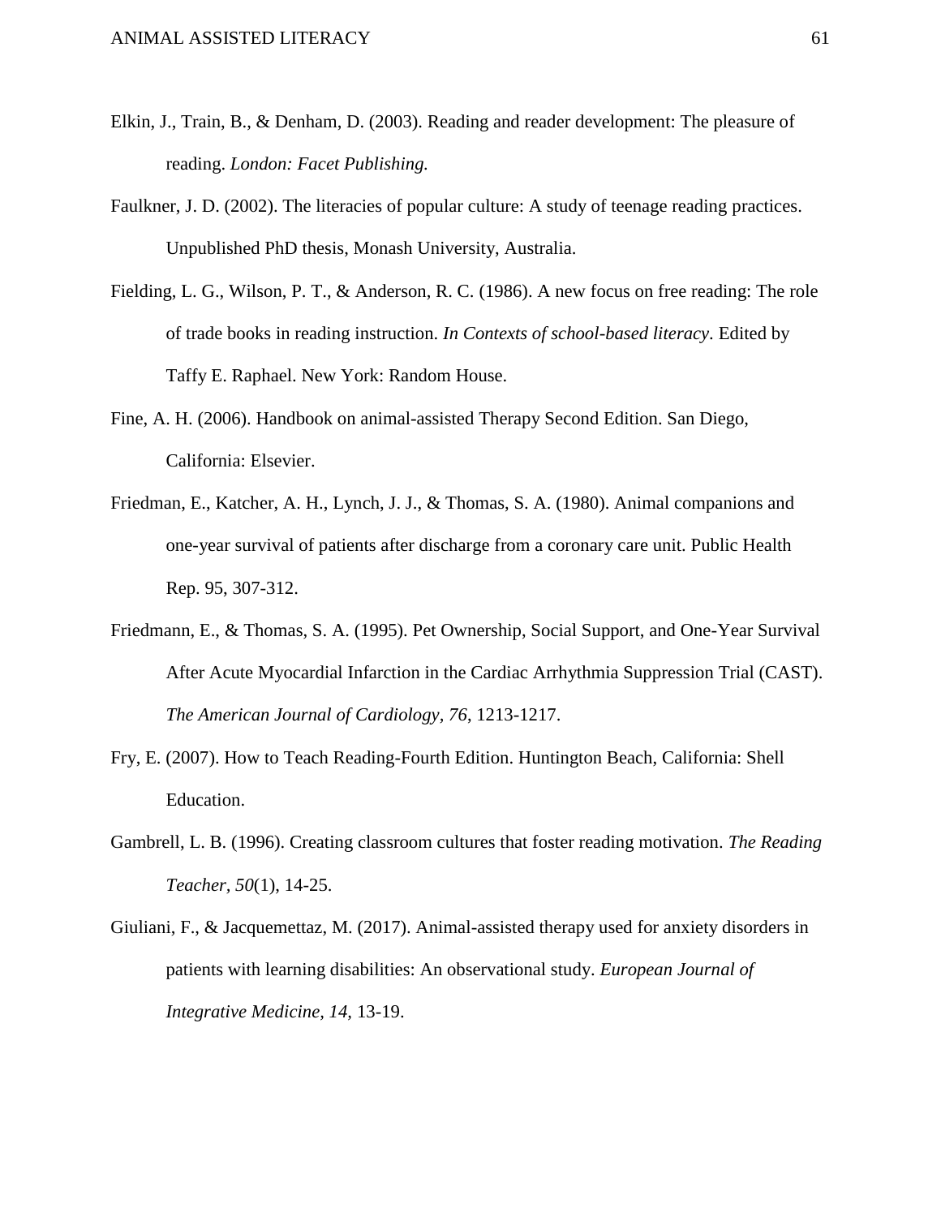Elkin, J., Train, B., & Denham, D. (2003). Reading and reader development: The pleasure of reading. *London: Facet Publishing.*

Faulkner, J. D. (2002). The literacies of popular culture: A study of teenage reading practices. Unpublished PhD thesis, Monash University, Australia.

Fielding, L. G., Wilson, P. T., & Anderson, R. C. (1986). A new focus on free reading: The role of trade books in reading instruction. *In Contexts of school-based literacy*. Edited by Taffy E. Raphael. New York: Random House.

Fine, A. H. (2006). Handbook on animal-assisted Therapy Second Edition. San Diego, California: Elsevier.

Friedman, E., Katcher, A. H., Lynch, J. J., & Thomas, S. A. (1980). Animal companions and one-year survival of patients after discharge from a coronary care unit. Public Health Rep. 95, 307-312.

Friedmann, E., & Thomas, S. A. (1995). Pet Ownership, Social Support, and One-Year Survival After Acute Myocardial Infarction in the Cardiac Arrhythmia Suppression Trial (CAST). *The American Journal of Cardiology, 76*, 1213-1217.

Fry, E. (2007). How to Teach Reading-Fourth Edition. Huntington Beach, California: Shell Education.

Gambrell, L. B. (1996). Creating classroom cultures that foster reading motivation. *The Reading Teacher, 50*(1), 14-25.

Giuliani, F., & Jacquemettaz, M. (2017). Animal-assisted therapy used for anxiety disorders in patients with learning disabilities: An observational study. *European Journal of Integrative Medicine, 14*, 13-19.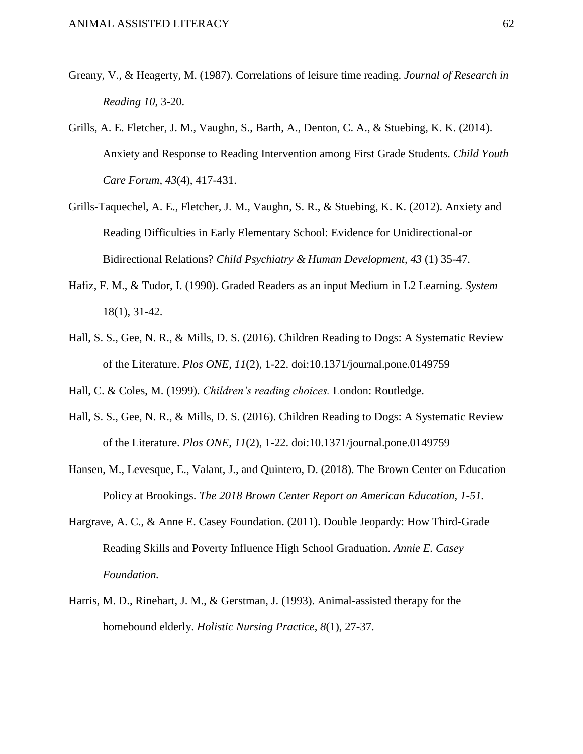Greany, V., & Heagerty, M. (1987). Correlations of leisure time reading. *Journal of Research in Reading 10,* 3-20.

Grills, A. E. Fletcher, J. M., Vaughn, S., Barth, A., Denton, C. A., & Stuebing, K. K. (2014). Anxiety and Response to Reading Intervention among First Grade Students*. Child Youth Care Forum*, *43*(4), 417-431.

Grills-Taquechel, A. E., Fletcher, J. M., Vaughn, S. R., & Stuebing, K. K. (2012). Anxiety and Reading Difficulties in Early Elementary School: Evidence for Unidirectional-or Bidirectional Relations? *Child Psychiatry & Human Development, 43* (1) 35-47.

Hafiz, F. M., & Tudor, I. (1990). Graded Readers as an input Medium in L2 Learning. *System* 18(1), 31-42.

Hall, S. S., Gee, N. R., & Mills, D. S. (2016). Children Reading to Dogs: A Systematic Review of the Literature. *Plos ONE*, *11*(2), 1-22. doi:10.1371/journal.pone.0149759

Hall, C. & Coles, M. (1999). *Children's reading choices.* London: Routledge.

Hall, S. S., Gee, N. R., & Mills, D. S. (2016). Children Reading to Dogs: A Systematic Review of the Literature. *Plos ONE*, *11*(2), 1-22. doi:10.1371/journal.pone.0149759

Hansen, M., Levesque, E., Valant, J., and Quintero, D. (2018). The Brown Center on Education Policy at Brookings. *The 2018 Brown Center Report on American Education, 1-51.*

Hargrave, A. C., & Anne E. Casey Foundation. (2011). Double Jeopardy: How Third-Grade Reading Skills and Poverty Influence High School Graduation. *Annie E. Casey Foundation.*

Harris, M. D., Rinehart, J. M., & Gerstman, J. (1993). Animal-assisted therapy for the homebound elderly. *Holistic Nursing Practice*, *8*(1), 27-37.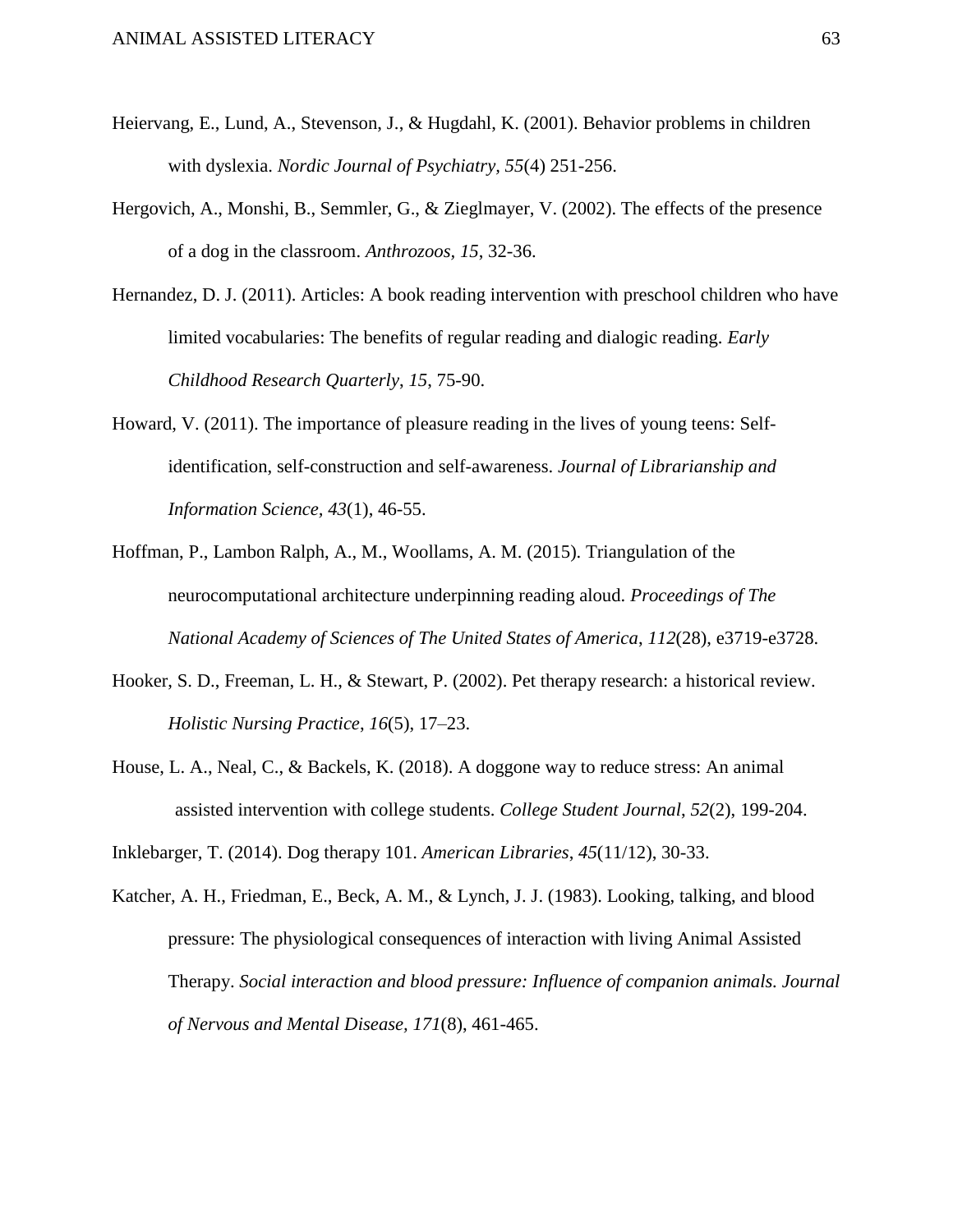Heiervang, E., Lund, A., Stevenson, J., & Hugdahl, K. (2001). Behavior problems in children with dyslexia. *Nordic Journal of Psychiatry, 55*(4) 251-256.

Hergovich, A., Monshi, B., Semmler, G., & Zieglmayer, V. (2002). The effects of the presence of a dog in the classroom. *Anthrozoos, 15*, 32-36.

Hernandez, D. J. (2011). Articles: A book reading intervention with preschool children who have limited vocabularies: The benefits of regular reading and dialogic reading. *Early Childhood Research Quarterly*, *15*, 75-90.

Howard, V. (2011). The importance of pleasure reading in the lives of young teens: Self-identification, self-construction and self-awareness. *Journal of Librarianship and Information Science*, *43*(1), 46-55.

Hoffman, P., Lambon Ralph, A., M., Woollams, A. M. (2015). Triangulation of the neurocomputational architecture underpinning reading aloud. *Proceedings of The National Academy of Sciences of The United States of America, 112*(28), e3719-e3728.

Hooker, S. D., Freeman, L. H., & Stewart, P. (2002). Pet therapy research: a historical review. *Holistic Nursing Practice*, *16*(5), 17–23.

House, L. A., Neal, C., & Backels, K. (2018). A doggone way to reduce stress: An animal assisted intervention with college students. *College Student Journal*, *52*(2), 199-204.

Inklebarger, T. (2014). Dog therapy 101. *American Libraries*, *45*(11/12), 30-33.

Katcher, A. H., Friedman, E., Beck, A. M., & Lynch, J. J. (1983). Looking, talking, and blood pressure: The physiological consequences of interaction with living Animal Assisted Therapy. *Social interaction and blood pressure: Influence of companion animals. Journal of Nervous and Mental Disease, 171*(8), 461-465.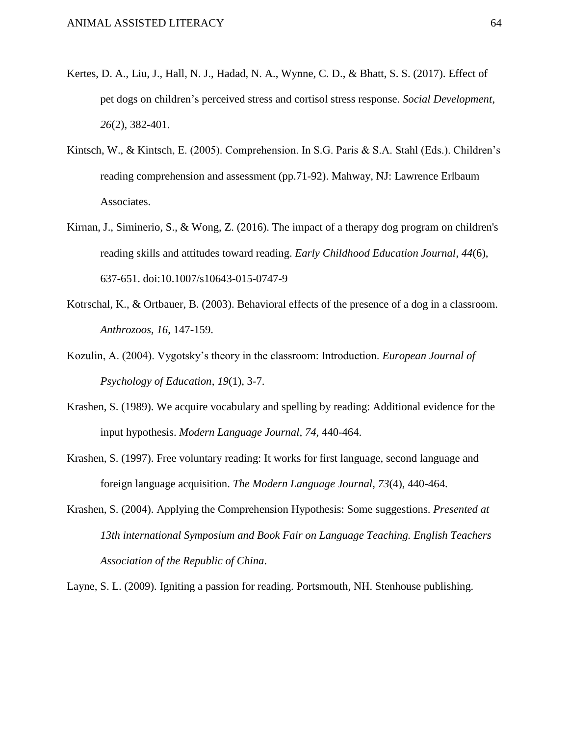Kertes, D. A., Liu, J., Hall, N. J., Hadad, N. A., Wynne, C. D., & Bhatt, S. S. (2017). Effect of pet dogs on children's perceived stress and cortisol stress response. *Social Development*, *26*(2), 382-401.

Kintsch, W., & Kintsch, E. (2005). Comprehension. In S.G. Paris & S.A. Stahl (Eds.). Children's reading comprehension and assessment (pp.71-92). Mahway, NJ: Lawrence Erlbaum Associates.

Kirnan, J., Siminerio, S., & Wong, Z. (2016). The impact of a therapy dog program on children's reading skills and attitudes toward reading. *Early Childhood Education Journal*, *44*(6), 637-651. doi:10.1007/s10643-015-0747-9

Kotrschal, K., & Ortbauer, B. (2003). Behavioral effects of the presence of a dog in a classroom. *Anthrozoos, 16*, 147-159.

Kozulin, A. (2004). Vygotsky's theory in the classroom: Introduction. *European Journal of Psychology of Education*, *19*(1), 3-7.

Krashen, S. (1989). We acquire vocabulary and spelling by reading: Additional evidence for the input hypothesis. *Modern Language Journal, 74*, 440-464.

Krashen, S. (1997). Free voluntary reading: It works for first language, second language and foreign language acquisition. *The Modern Language Journal*, *73*(4), 440-464.

Krashen, S. (2004). Applying the Comprehension Hypothesis: Some suggestions. *Presented at 13th international Symposium and Book Fair on Language Teaching. English Teachers Association of the Republic of China*.

Layne, S. L. (2009). Igniting a passion for reading. Portsmouth, NH. Stenhouse publishing.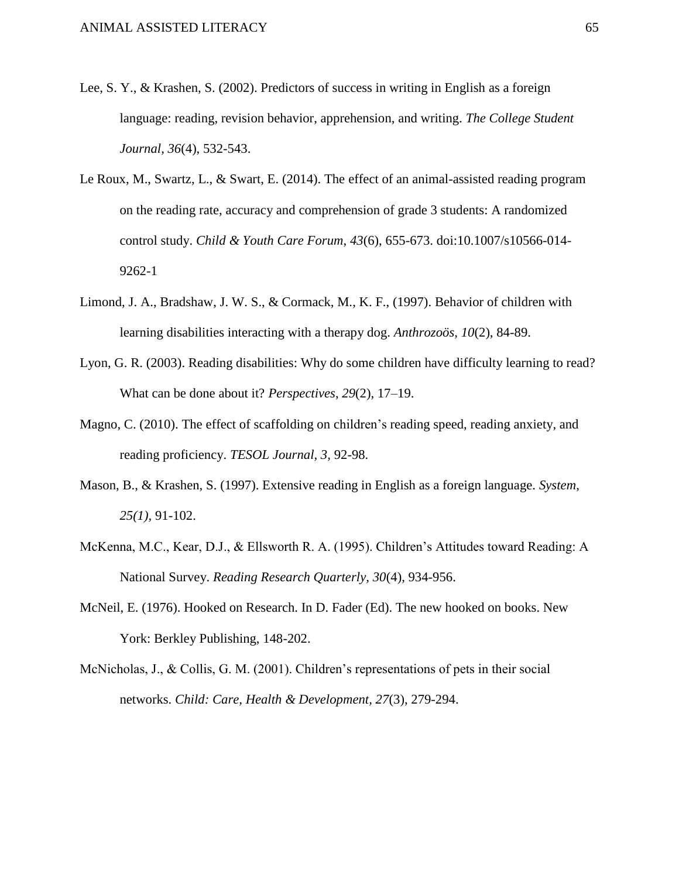Lee, S. Y., & Krashen, S. (2002). Predictors of success in writing in English as a foreign language: reading, revision behavior, apprehension, and writing. *The College Student Journal, 36*(4), 532-543.

Le Roux, M., Swartz, L., & Swart, E. (2014). The effect of an animal-assisted reading program on the reading rate, accuracy and comprehension of grade 3 students: A randomized control study. *Child & Youth Care Forum*, *43*(6), 655-673. doi:10.1007/s10566-014-9262-1

Limond, J. A., Bradshaw, J. W. S., & Cormack, M., K. F., (1997). Behavior of children with learning disabilities interacting with a therapy dog. *Anthrozoös, 10*(2), 84-89.

Lyon, G. R. (2003). Reading disabilities: Why do some children have difficulty learning to read? What can be done about it? *Perspectives*, *29*(2), 17–19.

Magno, C. (2010). The effect of scaffolding on children's reading speed, reading anxiety, and reading proficiency. *TESOL Journal, 3,* 92-98.

Mason, B., & Krashen, S. (1997). Extensive reading in English as a foreign language. *System, 25(1),* 91-102.

McKenna, M.C., Kear, D.J., & Ellsworth R. A. (1995). Children's Attitudes toward Reading: A National Survey. *Reading Research Quarterly, 30*(4), 934-956.

McNeil, E. (1976). Hooked on Research. In D. Fader (Ed). The new hooked on books. New York: Berkley Publishing, 148-202.

McNicholas, J., & Collis, G. M. (2001). Children's representations of pets in their social networks. *Child: Care, Health & Development*, *27*(3), 279-294.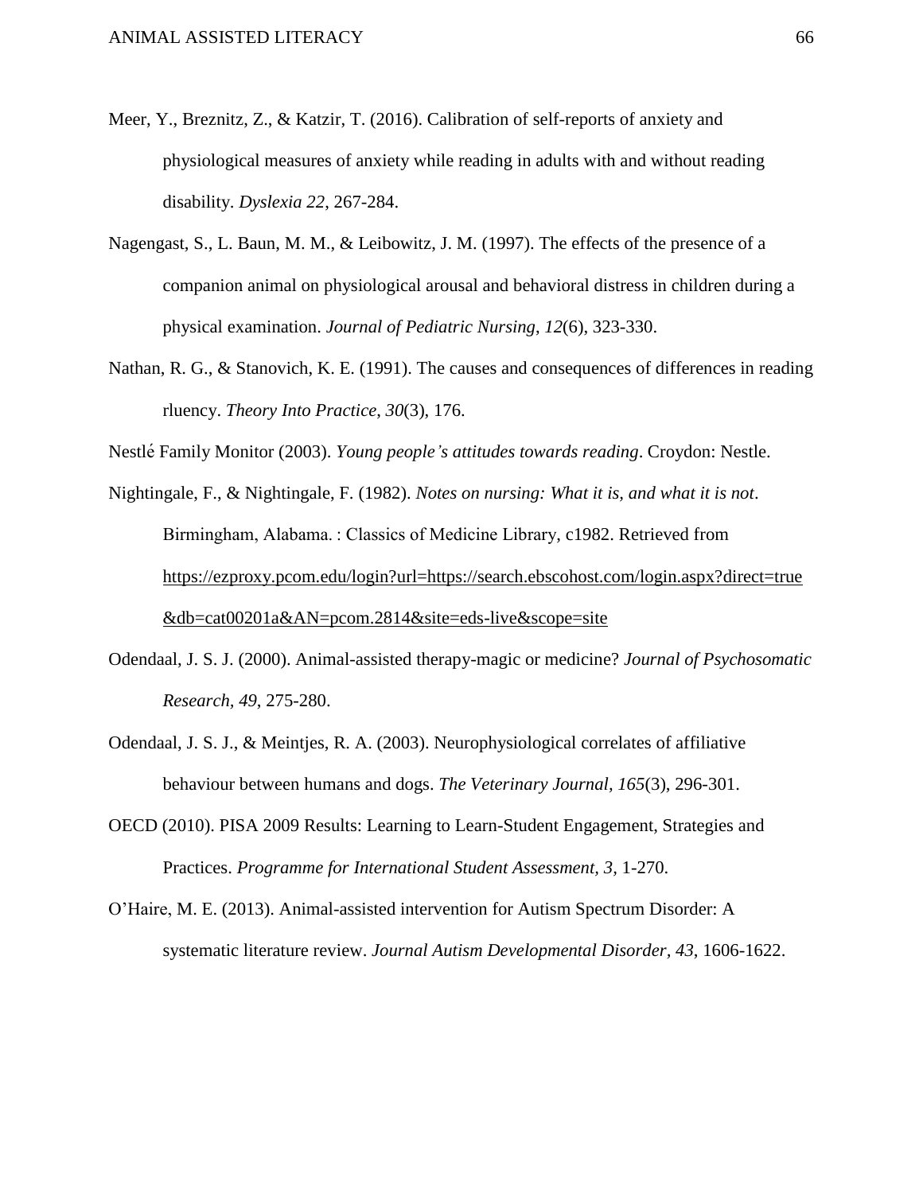Meer, Y., Breznitz, Z., & Katzir, T. (2016). Calibration of self-reports of anxiety and physiological measures of anxiety while reading in adults with and without reading disability. *Dyslexia 22*, 267-284.

Nagengast, S., L. Baun, M. M., & Leibowitz, J. M. (1997). The effects of the presence of a companion animal on physiological arousal and behavioral distress in children during a physical examination. *Journal of Pediatric Nursing*, *12*(6), 323-330.

Nathan, R. G., & Stanovich, K. E. (1991). The causes and consequences of differences in reading rluency. *Theory Into Practice*, *30*(3), 176.

Nestlé Family Monitor (2003). *Young people's attitudes towards reading*. Croydon: Nestle.

Nightingale, F., & Nightingale, F. (1982). *Notes on nursing: What it is, and what it is not*. Birmingham, Alabama. : Classics of Medicine Library, c1982. Retrieved from https://ezproxy.pcom.edu/login?url=https://search.ebscohost.com/login.aspx?direct=true&db=cat00201a&AN=pcom.2814&site=eds-live&scope=site

Odendaal, J. S. J. (2000). Animal-assisted therapy-magic or medicine? *Journal of Psychosomatic Research*, *49*, 275-280.

Odendaal, J. S. J., & Meintjes, R. A. (2003). Neurophysiological correlates of affiliative behaviour between humans and dogs. *The Veterinary Journal*, *165*(3), 296-301.

OECD (2010). PISA 2009 Results: Learning to Learn-Student Engagement, Strategies and Practices. *Programme for International Student Assessment, 3,* 1-270.

O'Haire, M. E. (2013). Animal-assisted intervention for Autism Spectrum Disorder: A systematic literature review. *Journal Autism Developmental Disorder*, *43*, 1606-1622.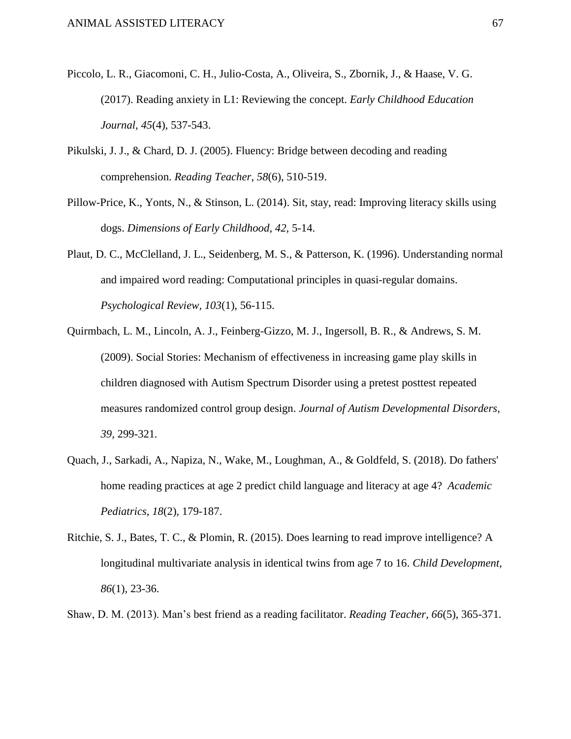Piccolo, L. R., Giacomoni, C. H., Julio-Costa, A., Oliveira, S., Zbornik, J., & Haase, V. G. (2017). Reading anxiety in L1: Reviewing the concept. *Early Childhood Education Journal, 45*(4), 537-543.

Pikulski, J. J., & Chard, D. J. (2005). Fluency: Bridge between decoding and reading comprehension. *Reading Teacher*, *58*(6), 510-519.

Pillow-Price, K., Yonts, N., & Stinson, L. (2014). Sit, stay, read: Improving literacy skills using dogs. *Dimensions of Early Childhood*, *42*, 5-14.

Plaut, D. C., McClelland, J. L., Seidenberg, M. S., & Patterson, K. (1996). Understanding normal and impaired word reading: Computational principles in quasi-regular domains. *Psychological Review, 103*(1), 56-115.

Quirmbach, L. M., Lincoln, A. J., Feinberg-Gizzo, M. J., Ingersoll, B. R., & Andrews, S. M. (2009). Social Stories: Mechanism of effectiveness in increasing game play skills in children diagnosed with Autism Spectrum Disorder using a pretest posttest repeated measures randomized control group design. *Journal of Autism Developmental Disorders, 39,* 299-321.

Quach, J., Sarkadi, A., Napiza, N., Wake, M., Loughman, A., & Goldfeld, S. (2018). Do fathers' home reading practices at age 2 predict child language and literacy at age 4? *Academic Pediatrics*, *18*(2), 179-187.

Ritchie, S. J., Bates, T. C., & Plomin, R. (2015). Does learning to read improve intelligence? A longitudinal multivariate analysis in identical twins from age 7 to 16. *Child Development, 86*(1), 23-36.

Shaw, D. M. (2013). Man's best friend as a reading facilitator. *Reading Teacher*, *66*(5), 365-371.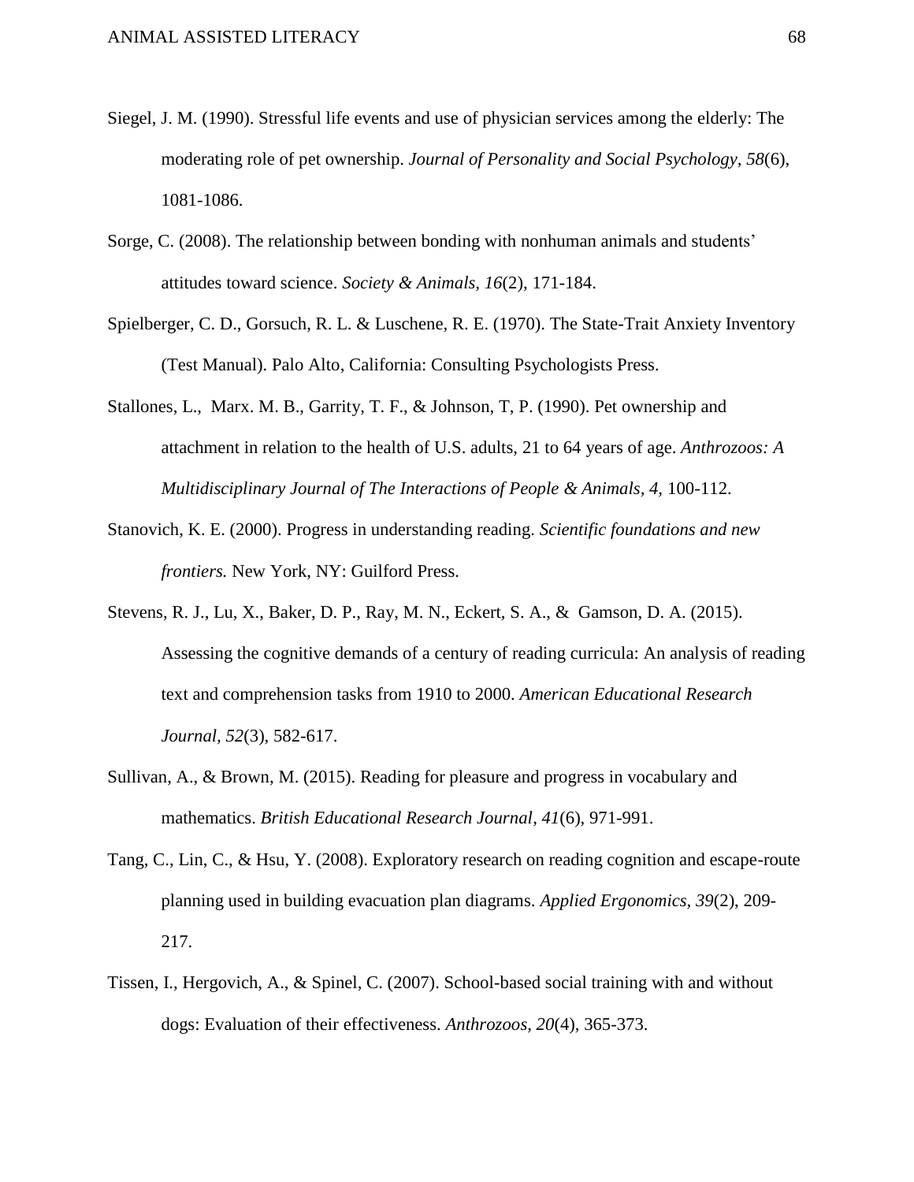Siegel, J. M. (1990). Stressful life events and use of physician services among the elderly: The moderating role of pet ownership. *Journal of Personality and Social Psychology*, *58*(6), 1081-1086.

Sorge, C. (2008). The relationship between bonding with nonhuman animals and students' attitudes toward science. *Society & Animals, 16*(2), 171-184.

Spielberger, C. D., Gorsuch, R. L. & Luschene, R. E. (1970). The State-Trait Anxiety Inventory (Test Manual). Palo Alto, California: Consulting Psychologists Press.

Stallones, L., Marx. M. B., Garrity, T. F., & Johnson, T, P. (1990). Pet ownership and attachment in relation to the health of U.S. adults, 21 to 64 years of age. *Anthrozoos: A Multidisciplinary Journal of The Interactions of People & Animals, 4,* 100-112.

Stanovich, K. E. (2000). Progress in understanding reading. *Scientific foundations and new frontiers.* New York, NY: Guilford Press.

Stevens, R. J., Lu, X., Baker, D. P., Ray, M. N., Eckert, S. A., & Gamson, D. A. (2015). Assessing the cognitive demands of a century of reading curricula: An analysis of reading text and comprehension tasks from 1910 to 2000. *American Educational Research Journal, 52*(3), 582-617.

Sullivan, A., & Brown, M. (2015). Reading for pleasure and progress in vocabulary and mathematics. *British Educational Research Journal*, *41*(6), 971-991.

Tang, C., Lin, C., & Hsu, Y. (2008). Exploratory research on reading cognition and escape-route planning used in building evacuation plan diagrams. *Applied Ergonomics, 39*(2), 209-217.

Tissen, I., Hergovich, A., & Spinel, C. (2007). School-based social training with and without dogs: Evaluation of their effectiveness. *Anthrozoos, 20*(4), 365-373.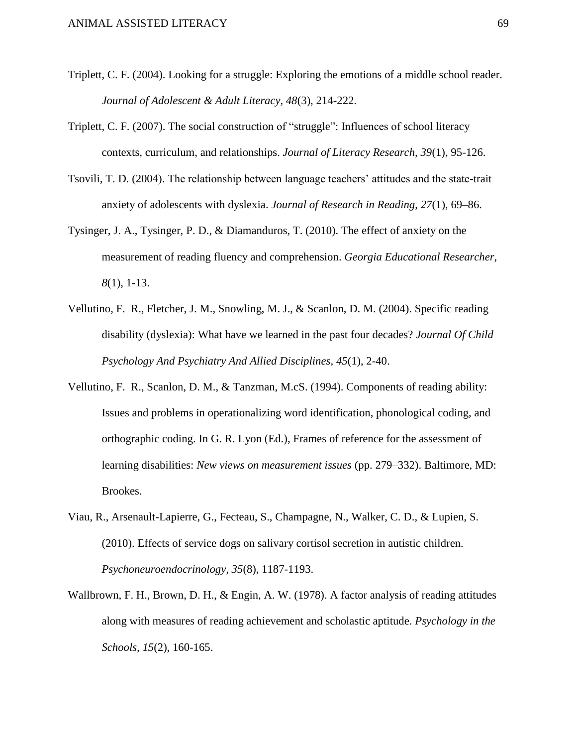Triplett, C. F. (2004). Looking for a struggle: Exploring the emotions of a middle school reader. *Journal of Adolescent & Adult Literacy, 48*(3), 214-222.

Triplett, C. F. (2007). The social construction of "struggle": Influences of school literacy contexts, curriculum, and relationships. *Journal of Literacy Research, 39*(1), 95-126.

Tsovili, T. D. (2004). The relationship between language teachers' attitudes and the state-trait anxiety of adolescents with dyslexia. *Journal of Research in Reading, 27*(1), 69–86.

Tysinger, J. A., Tysinger, P. D., & Diamanduros, T. (2010). The effect of anxiety on the measurement of reading fluency and comprehension. *Georgia Educational Researcher, 8*(1), 1-13.

Vellutino, F. R., Fletcher, J. M., Snowling, M. J., & Scanlon, D. M. (2004). Specific reading disability (dyslexia): What have we learned in the past four decades? *Journal Of Child Psychology And Psychiatry And Allied Disciplines, 45*(1), 2-40.

Vellutino, F. R., Scanlon, D. M., & Tanzman, M.cS. (1994). Components of reading ability: Issues and problems in operationalizing word identification, phonological coding, and orthographic coding. In G. R. Lyon (Ed.), Frames of reference for the assessment of learning disabilities: *New views on measurement issues* (pp. 279–332). Baltimore, MD: Brookes.

Viau, R., Arsenault-Lapierre, G., Fecteau, S., Champagne, N., Walker, C. D., & Lupien, S. (2010). Effects of service dogs on salivary cortisol secretion in autistic children. *Psychoneuroendocrinology, 35*(8), 1187-1193.

Wallbrown, F. H., Brown, D. H., & Engin, A. W. (1978). A factor analysis of reading attitudes along with measures of reading achievement and scholastic aptitude. *Psychology in the Schools, 15*(2), 160-165.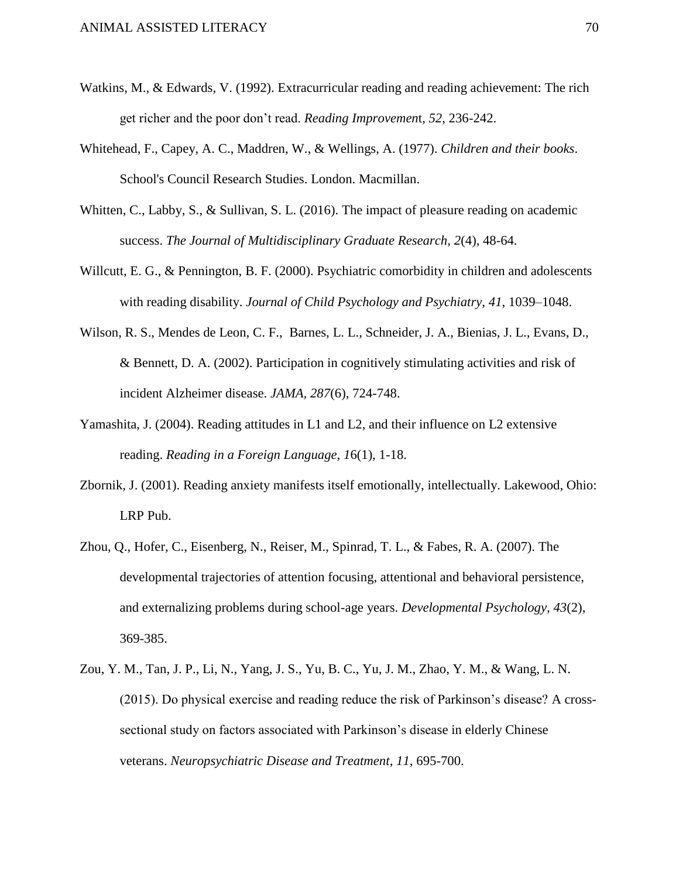Watkins, M., & Edwards, V. (1992). Extracurricular reading and reading achievement: The rich get richer and the poor don't read. *Reading Improvement*, *52*, 236-242.

Whitehead, F., Capey, A. C., Maddren, W., & Wellings, A. (1977). *Children and their books*. School's Council Research Studies. London. Macmillan.

Whitten, C., Labby, S., & Sullivan, S. L. (2016). The impact of pleasure reading on academic success. *The Journal of Multidisciplinary Graduate Research, 2*(4), 48-64.

Willcutt, E. G., & Pennington, B. F. (2000). Psychiatric comorbidity in children and adolescents with reading disability. *Journal of Child Psychology and Psychiatry, 41*, 1039–1048.

Wilson, R. S., Mendes de Leon, C. F., Barnes, L. L., Schneider, J. A., Bienias, J. L., Evans, D., & Bennett, D. A. (2002). Participation in cognitively stimulating activities and risk of incident Alzheimer disease. *JAMA, 287*(6), 724-748.

Yamashita, J. (2004). Reading attitudes in L1 and L2, and their influence on L2 extensive reading. *Reading in a Foreign Language, 16*(1), 1-18.

Zbornik, J. (2001). Reading anxiety manifests itself emotionally, intellectually. Lakewood, Ohio: LRP Pub.

Zhou, Q., Hofer, C., Eisenberg, N., Reiser, M., Spinrad, T. L., & Fabes, R. A. (2007). The developmental trajectories of attention focusing, attentional and behavioral persistence, and externalizing problems during school-age years. *Developmental Psychology, 43*(2), 369-385.

Zou, Y. M., Tan, J. P., Li, N., Yang, J. S., Yu, B. C., Yu, J. M., Zhao, Y. M., & Wang, L. N. (2015). Do physical exercise and reading reduce the risk of Parkinson's disease? A cross-sectional study on factors associated with Parkinson's disease in elderly Chinese veterans. *Neuropsychiatric Disease and Treatment, 11*, 695-700.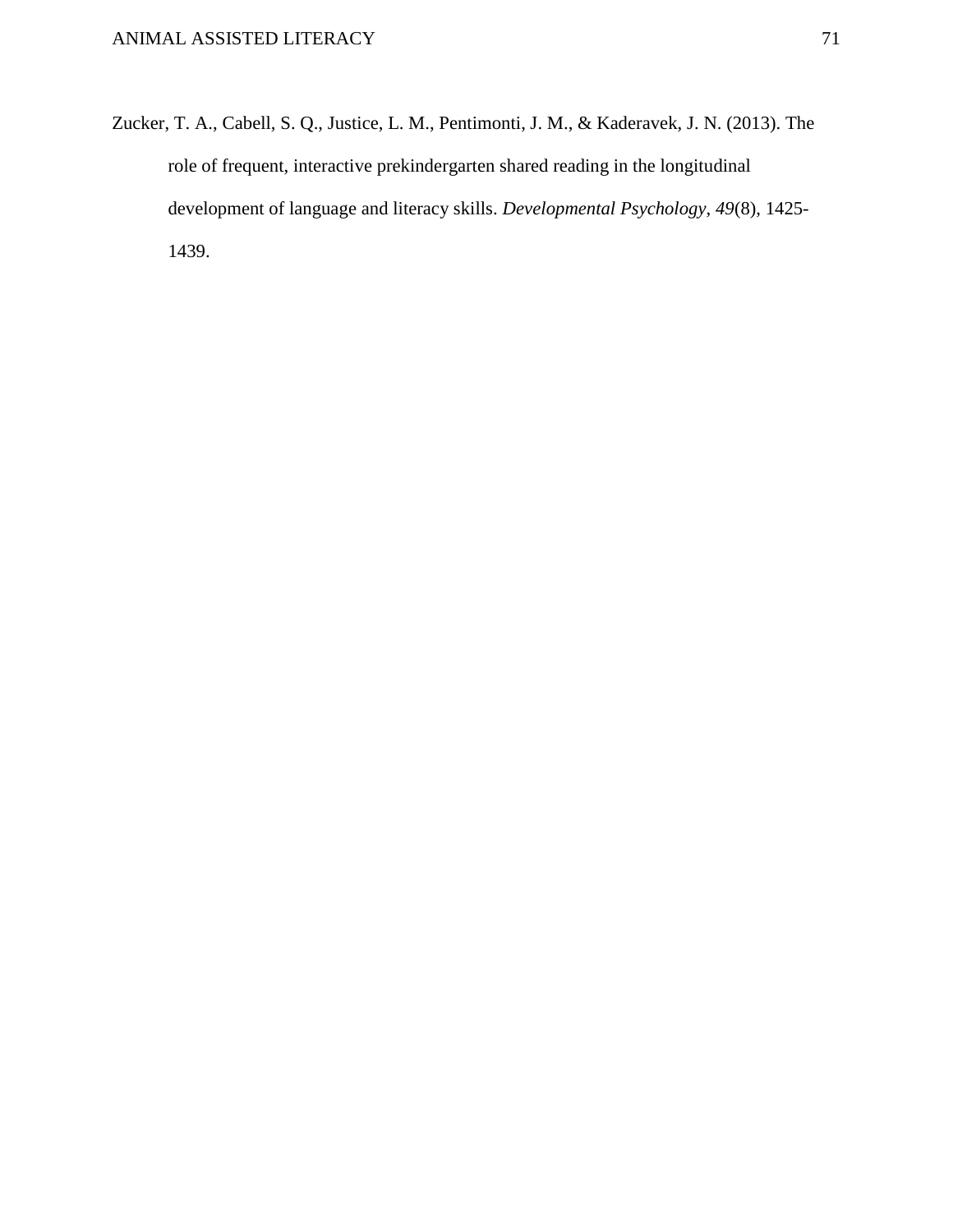Zucker, T. A., Cabell, S. Q., Justice, L. M., Pentimonti, J. M., & Kaderavek, J. N. (2013). The role of frequent, interactive prekindergarten shared reading in the longitudinal development of language and literacy skills. *Developmental Psychology*, *49*(8), 1425-1439.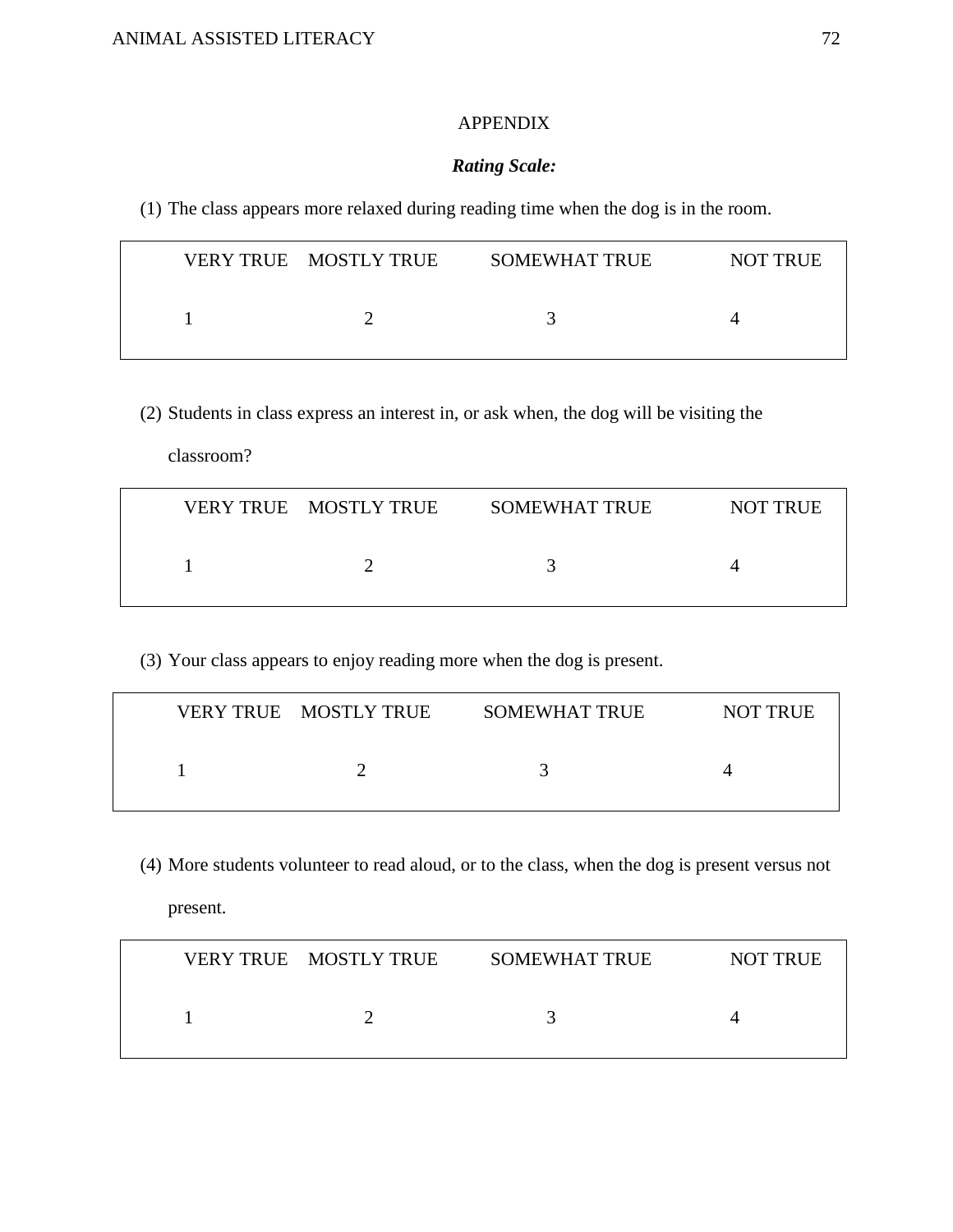# APPENDIX

***Rating Scale:***

(1) The class appears more relaxed during reading time when the dog is in the room.

| VERY TRUE | MOSTLY TRUE | SOMEWHAT TRUE | NOT TRUE |
|---|---|---|---|
| 1 | 2 | 3 | 4 |

(2) Students in class express an interest in, or ask when, the dog will be visiting the classroom?

| VERY TRUE | MOSTLY TRUE | SOMEWHAT TRUE | NOT TRUE |
|---|---|---|---|
| 1 | 2 | 3 | 4 |

(3) Your class appears to enjoy reading more when the dog is present.

| VERY TRUE | MOSTLY TRUE | SOMEWHAT TRUE | NOT TRUE |
|---|---|---|---|
| 1 | 2 | 3 | 4 |

(4) More students volunteer to read aloud, or to the class, when the dog is present versus not present.

| VERY TRUE | MOSTLY TRUE | SOMEWHAT TRUE | NOT TRUE |
|---|---|---|---|
| 1 | 2 | 3 | 4 |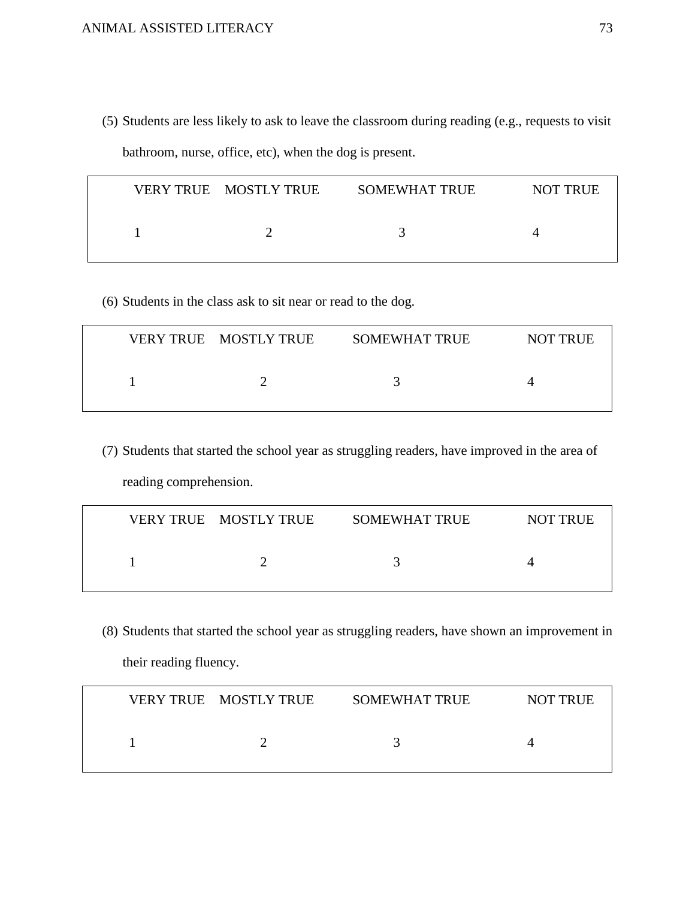(5) Students are less likely to ask to leave the classroom during reading (e.g., requests to visit bathroom, nurse, office, etc), when the dog is present.

| VERY TRUE | MOSTLY TRUE | SOMEWHAT TRUE | NOT TRUE |
|---|---|---|---|
| 1 | 2 | 3 | 4 |

(6) Students in the class ask to sit near or read to the dog.

| VERY TRUE | MOSTLY TRUE | SOMEWHAT TRUE | NOT TRUE |
|---|---|---|---|
| 1 | 2 | 3 | 4 |

(7) Students that started the school year as struggling readers, have improved in the area of reading comprehension.

| VERY TRUE | MOSTLY TRUE | SOMEWHAT TRUE | NOT TRUE |
|---|---|---|---|
| 1 | 2 | 3 | 4 |

(8) Students that started the school year as struggling readers, have shown an improvement in their reading fluency.

| VERY TRUE | MOSTLY TRUE | SOMEWHAT TRUE | NOT TRUE |
|---|---|---|---|
| 1 | 2 | 3 | 4 |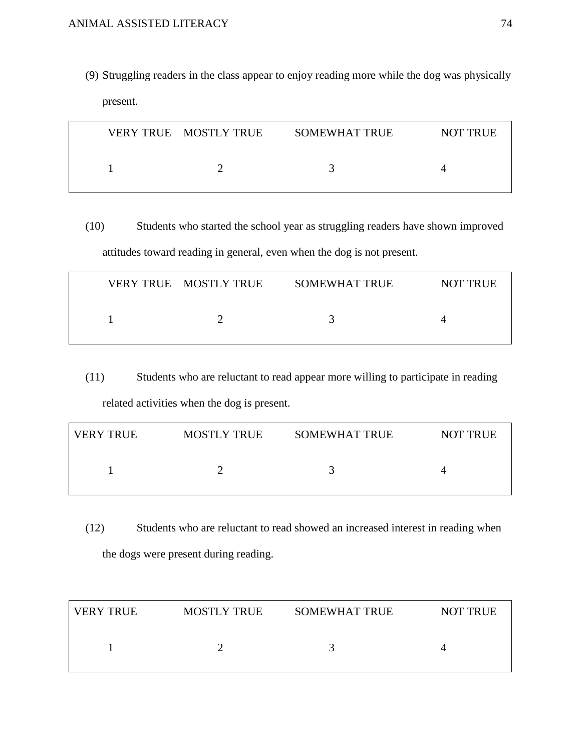(9) Struggling readers in the class appear to enjoy reading more while the dog was physically present.

| VERY TRUE | MOSTLY TRUE | SOMEWHAT TRUE | NOT TRUE |
|---|---|---|---|
| 1 | 2 | 3 | 4 |

(10) Students who started the school year as struggling readers have shown improved attitudes toward reading in general, even when the dog is not present.

| VERY TRUE | MOSTLY TRUE | SOMEWHAT TRUE | NOT TRUE |
|---|---|---|---|
| 1 | 2 | 3 | 4 |

(11) Students who are reluctant to read appear more willing to participate in reading related activities when the dog is present.

| VERY TRUE | MOSTLY TRUE | SOMEWHAT TRUE | NOT TRUE |
|---|---|---|---|
| 1 | 2 | 3 | 4 |

(12) Students who are reluctant to read showed an increased interest in reading when the dogs were present during reading.

| VERY TRUE | MOSTLY TRUE | SOMEWHAT TRUE | NOT TRUE |
|---|---|---|---|
| 1 | 2 | 3 | 4 |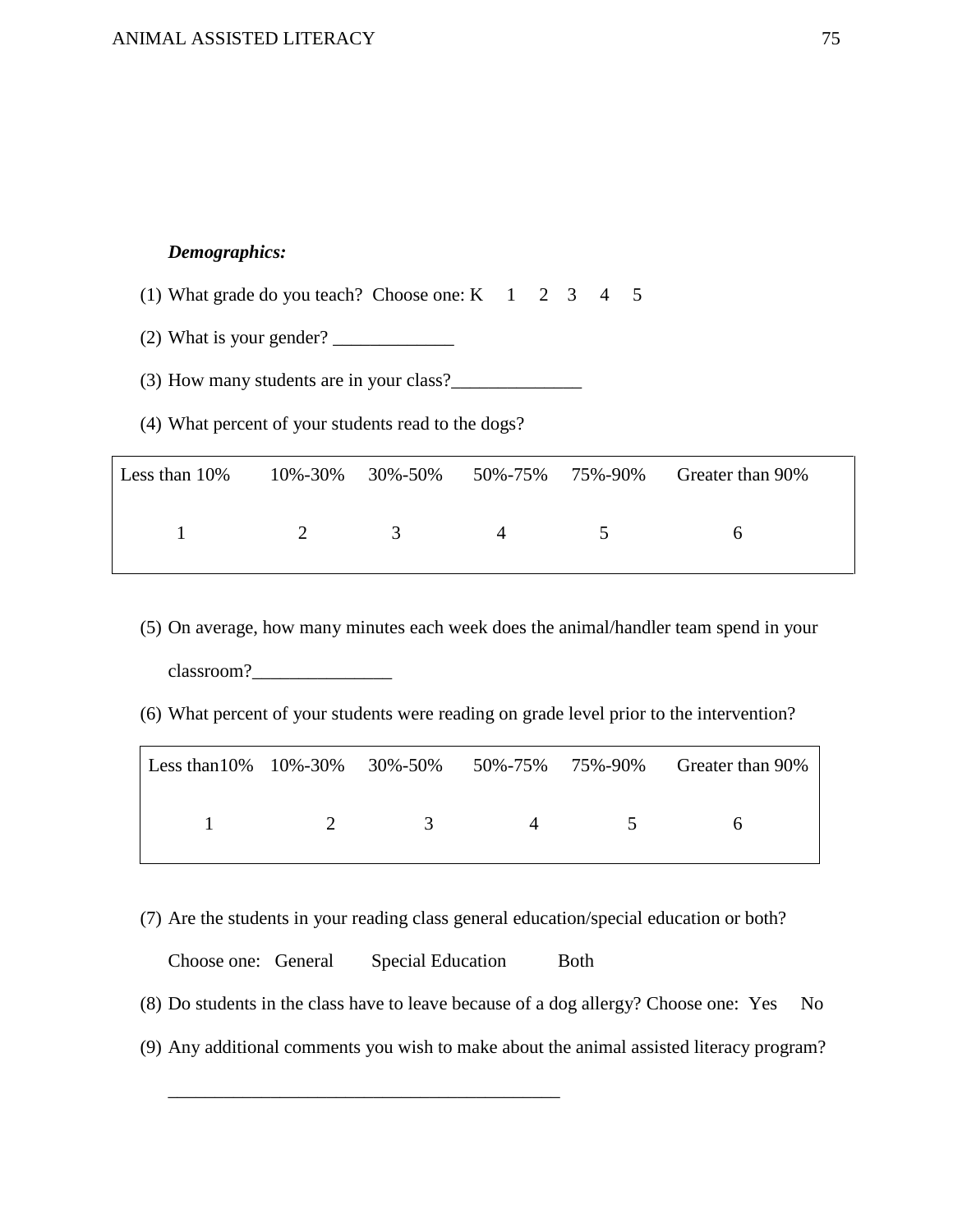***Demographics:***

(1) What grade do you teach? Choose one: K 1 2 3 4 5

(2) What is your gender? _____________

(3) How many students are in your class?______________

(4) What percent of your students read to the dogs?

| Less than 10% | 10%-30% | 30%-50% | 50%-75% | 75%-90% | Greater than 90% |
|---|---|---|---|---|---|
| 1 | 2 | 3 | 4 | 5 | 6 |

(5) On average, how many minutes each week does the animal/handler team spend in your classroom?_______________

(6) What percent of your students were reading on grade level prior to the intervention?

| Less than10% | 10%-30% | 30%-50% | 50%-75% | 75%-90% | Greater than 90% |
|---|---|---|---|---|---|
| 1 | 2 | 3 | 4 | 5 | 6 |

(7) Are the students in your reading class general education/special education or both?

Choose one: General Special Education Both

(8) Do students in the class have to leave because of a dog allergy? Choose one: Yes No

(9) Any additional comments you wish to make about the animal assisted literacy program?

__________________________________________